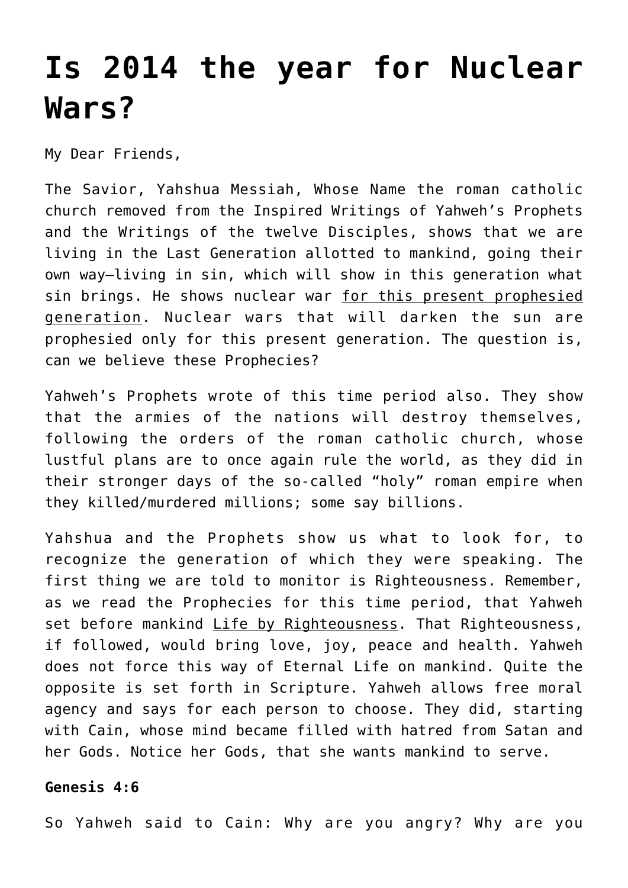# Is 2014 the year for Nuclear Wars?

My Dear Friends,

The Savior, Yahshua Messiah, Whose Name the roman catholic church removed from the Inspired Writings of Yahweh's Prophets and the Writings of the twelve Disciples, shows that we are living in the Last Generation allotted to mankind, going their own way—living in sin, which will show in this generation what sin brings. He shows nuclear war for this present prophesied generation. Nuclear wars that will darken the sun are prophesied only for this present generation. The question is, can we believe these Prophecies?

Yahweh's Prophets wrote of this time period also. They show that the armies of the nations will destroy themselves, following the orders of the roman catholic church, whose lustful plans are to once again rule the world, as they did in their stronger days of the so-called "holy" roman empire when they killed/murdered millions; some say billions.

Yahshua and the Prophets show us what to look for, to recognize the generation of which they were speaking. The first thing we are told to monitor is Righteousness. Remember, as we read the Prophecies for this time period, that Yahweh set before mankind Life by Righteousness. That Righteousness, if followed, would bring love, joy, peace and health. Yahweh does not force this way of Eternal Life on mankind. Quite the opposite is set forth in Scripture. Yahweh allows free moral agency and says for each person to choose. They did, starting with Cain, whose mind became filled with hatred from Satan and her Gods. Notice her Gods, that she wants mankind to serve.

**Genesis 4:6**

So Yahweh said to Cain: Why are you angry? Why are you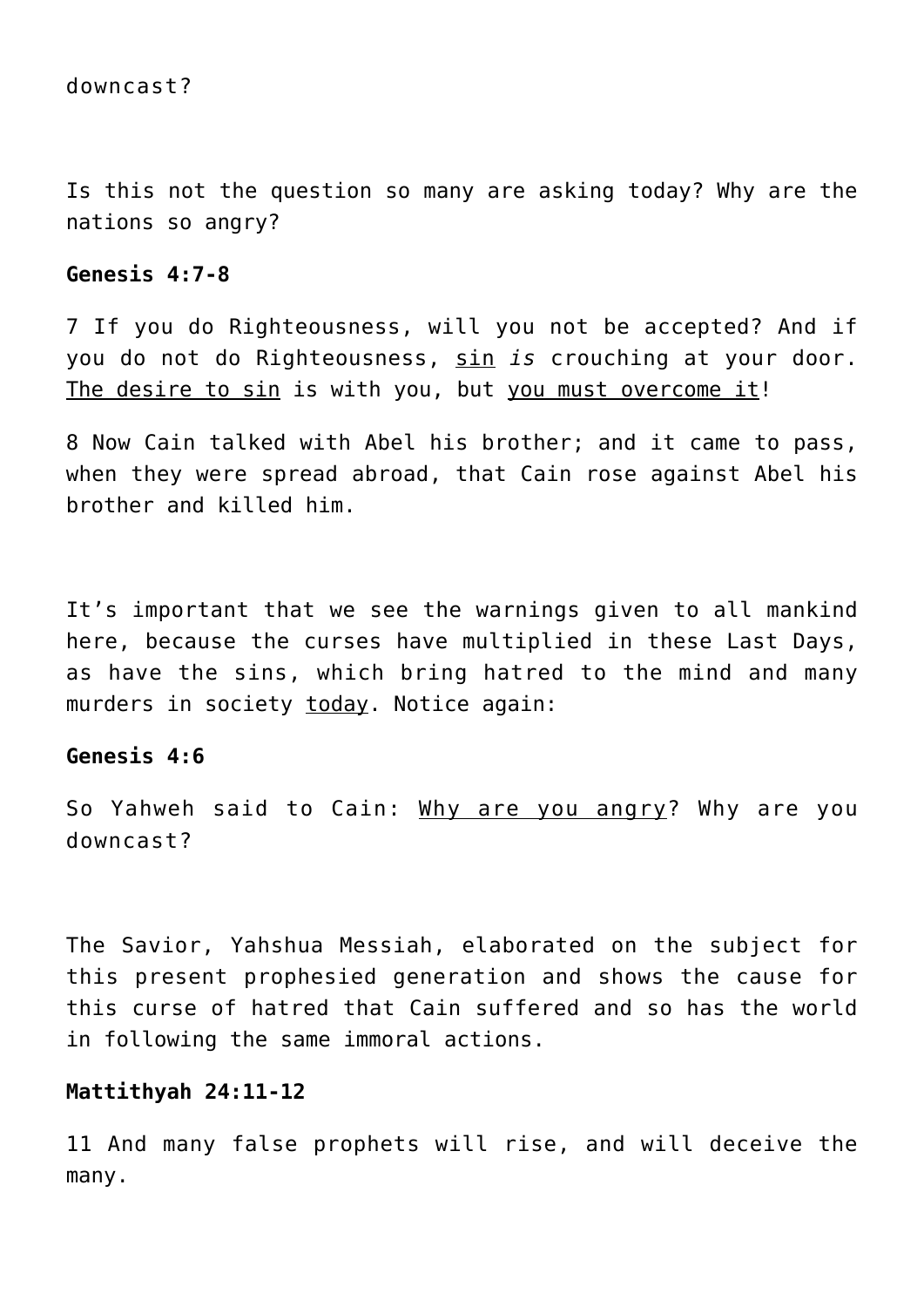downcast?

Is this not the question so many are asking today? Why are the nations so angry?

**Genesis 4:7-8**

7 If you do Righteousness, will you not be accepted? And if you do not do Righteousness, <u>sin</u> *is* crouching at your door. <u>The desire to sin</u> is with you, but <u>you must overcome it</u>!

8 Now Cain talked with Abel his brother; and it came to pass, when they were spread abroad, that Cain rose against Abel his brother and killed him.

It's important that we see the warnings given to all mankind here, because the curses have multiplied in these Last Days, as have the sins, which bring hatred to the mind and many murders in society <u>today</u>. Notice again:

**Genesis 4:6**

So Yahweh said to Cain: <u>Why are you angry</u>? Why are you downcast?

The Savior, Yahshua Messiah, elaborated on the subject for this present prophesied generation and shows the cause for this curse of hatred that Cain suffered and so has the world in following the same immoral actions.

**Mattithyah 24:11-12**

11 And many false prophets will rise, and will deceive the many.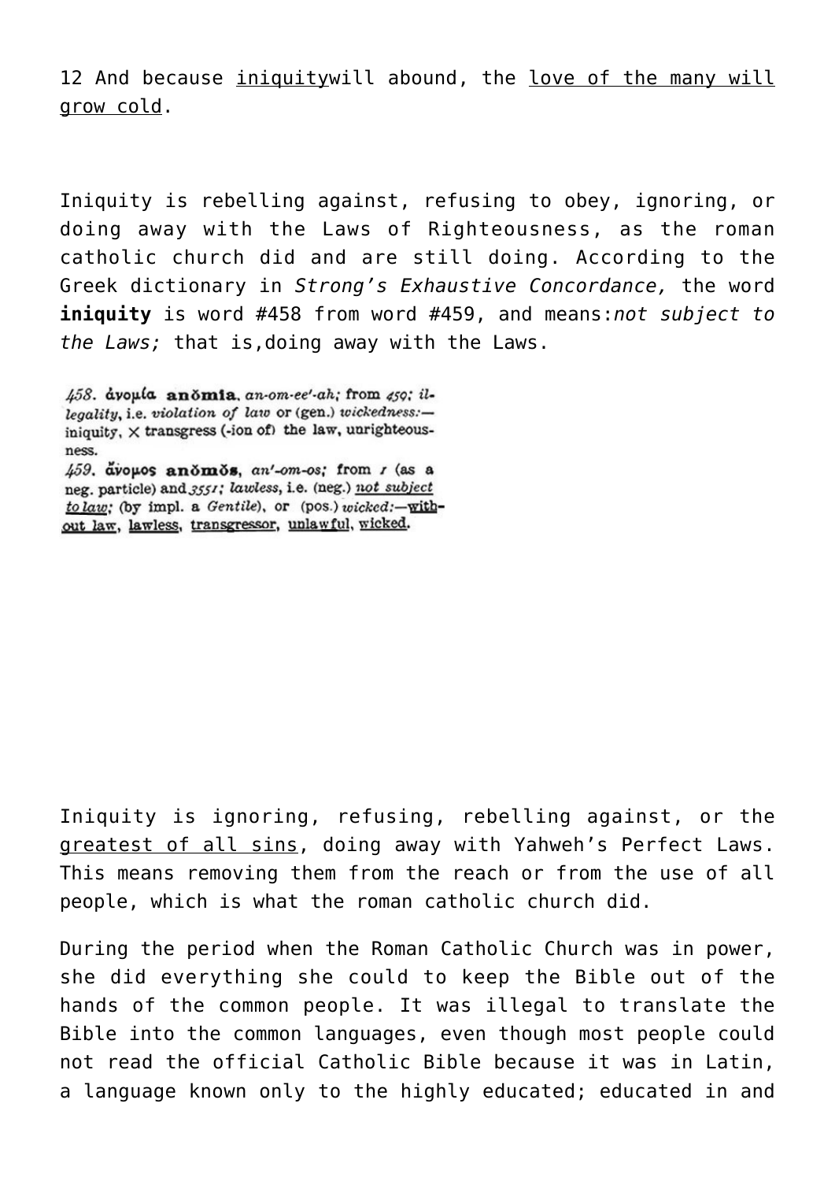12 And because iniquitywill abound, the love of the many will grow cold.

Iniquity is rebelling against, refusing to obey, ignoring, or doing away with the Laws of Righteousness, as the roman catholic church did and are still doing. According to the Greek dictionary in *Strong's Exhaustive Concordance,* the word **iniquity** is word #458 from word #459, and means:*not subject to the Laws;* that is,doing away with the Laws.

*458.* ἀνομία **anŏmia**, *an-om-ee'-ah;* from *459; illegality,* i.e. *violation of law* or (gen.) *wickedness:*—iniquity, × transgress (-ion of) the law, unrighteousness.
*459.* ἄνομος **anŏmŏs**, *an'-om-os;* from *1* (as a neg. particle) and *3551; lawless,* i.e. (neg.) *not subject to law;* (by impl. a *Gentile*), or (pos.) *wicked:*—without law, lawless, transgressor, unlawful, wicked.

Iniquity is ignoring, refusing, rebelling against, or the greatest of all sins, doing away with Yahweh's Perfect Laws. This means removing them from the reach or from the use of all people, which is what the roman catholic church did.

During the period when the Roman Catholic Church was in power, she did everything she could to keep the Bible out of the hands of the common people. It was illegal to translate the Bible into the common languages, even though most people could not read the official Catholic Bible because it was in Latin, a language known only to the highly educated; educated in and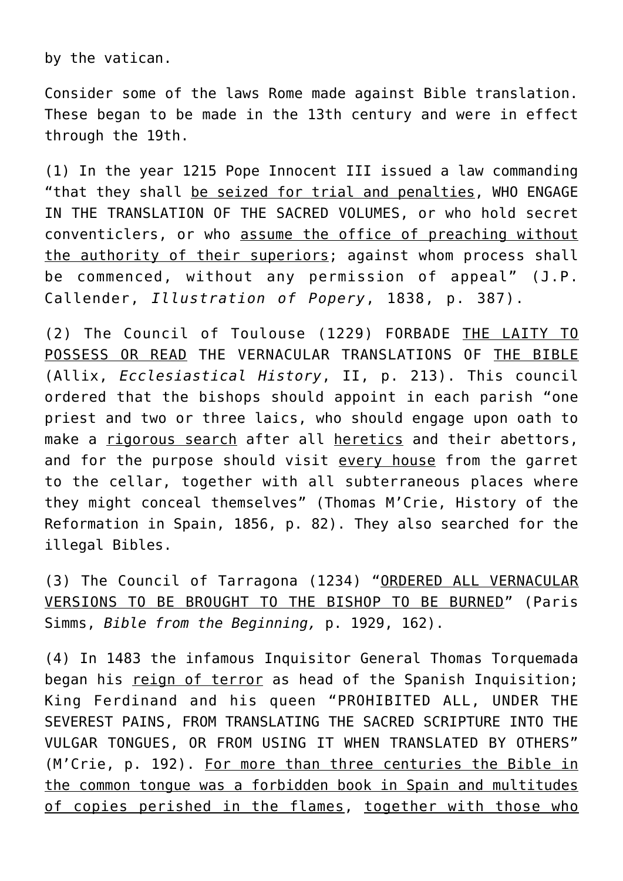by the vatican.

Consider some of the laws Rome made against Bible translation. These began to be made in the 13th century and were in effect through the 19th.

(1) In the year 1215 Pope Innocent III issued a law commanding "that they shall <u>be seized for trial and penalties</u>, WHO ENGAGE IN THE TRANSLATION OF THE SACRED VOLUMES, or who hold secret conventiclers, or who <u>assume the office of preaching without the authority of their superiors</u>; against whom process shall be commenced, without any permission of appeal" (J.P. Callender, *Illustration of Popery*, 1838, p. 387).

(2) The Council of Toulouse (1229) FORBADE <u>THE LAITY TO POSSESS OR READ</u> THE VERNACULAR TRANSLATIONS OF <u>THE BIBLE</u> (Allix, *Ecclesiastical History*, II, p. 213). This council ordered that the bishops should appoint in each parish "one priest and two or three laics, who should engage upon oath to make a <u>rigorous search</u> after all <u>heretics</u> and their abettors, and for the purpose should visit <u>every house</u> from the garret to the cellar, together with all subterraneous places where they might conceal themselves" (Thomas M'Crie, History of the Reformation in Spain, 1856, p. 82). They also searched for the illegal Bibles.

(3) The Council of Tarragona (1234) "<u>ORDERED ALL VERNACULAR VERSIONS TO BE BROUGHT TO THE BISHOP TO BE BURNED</u>" (Paris Simms, *Bible from the Beginning,* p. 1929, 162).

(4) In 1483 the infamous Inquisitor General Thomas Torquemada began his <u>reign of terror</u> as head of the Spanish Inquisition; King Ferdinand and his queen "PROHIBITED ALL, UNDER THE SEVEREST PAINS, FROM TRANSLATING THE SACRED SCRIPTURE INTO THE VULGAR TONGUES, OR FROM USING IT WHEN TRANSLATED BY OTHERS" (M'Crie, p. 192). <u>For more than three centuries the Bible in the common tongue was a forbidden book in Spain and multitudes of copies perished in the flames</u>, <u>together with those who</u>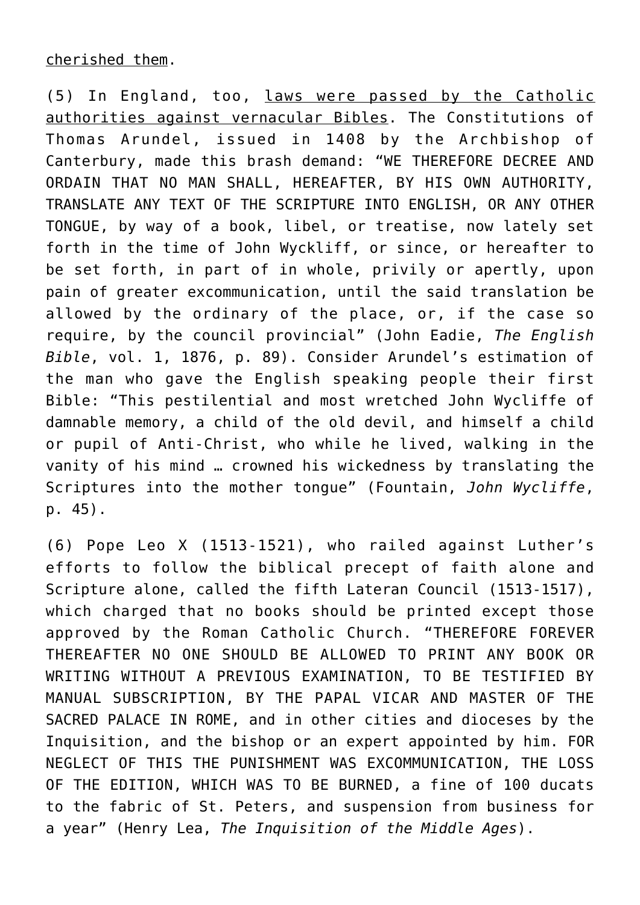cherished them.

(5) In England, too, laws were passed by the Catholic authorities against vernacular Bibles. The Constitutions of Thomas Arundel, issued in 1408 by the Archbishop of Canterbury, made this brash demand: "WE THEREFORE DECREE AND ORDAIN THAT NO MAN SHALL, HEREAFTER, BY HIS OWN AUTHORITY, TRANSLATE ANY TEXT OF THE SCRIPTURE INTO ENGLISH, OR ANY OTHER TONGUE, by way of a book, libel, or treatise, now lately set forth in the time of John Wyckliff, or since, or hereafter to be set forth, in part of in whole, privily or apertly, upon pain of greater excommunication, until the said translation be allowed by the ordinary of the place, or, if the case so require, by the council provincial" (John Eadie, *The English Bible*, vol. 1, 1876, p. 89). Consider Arundel's estimation of the man who gave the English speaking people their first Bible: "This pestilential and most wretched John Wycliffe of damnable memory, a child of the old devil, and himself a child or pupil of Anti-Christ, who while he lived, walking in the vanity of his mind … crowned his wickedness by translating the Scriptures into the mother tongue" (Fountain, *John Wycliffe*, p. 45).

(6) Pope Leo X (1513-1521), who railed against Luther's efforts to follow the biblical precept of faith alone and Scripture alone, called the fifth Lateran Council (1513-1517), which charged that no books should be printed except those approved by the Roman Catholic Church. "THEREFORE FOREVER THEREAFTER NO ONE SHOULD BE ALLOWED TO PRINT ANY BOOK OR WRITING WITHOUT A PREVIOUS EXAMINATION, TO BE TESTIFIED BY MANUAL SUBSCRIPTION, BY THE PAPAL VICAR AND MASTER OF THE SACRED PALACE IN ROME, and in other cities and dioceses by the Inquisition, and the bishop or an expert appointed by him. FOR NEGLECT OF THIS THE PUNISHMENT WAS EXCOMMUNICATION, THE LOSS OF THE EDITION, WHICH WAS TO BE BURNED, a fine of 100 ducats to the fabric of St. Peters, and suspension from business for a year" (Henry Lea, *The Inquisition of the Middle Ages*).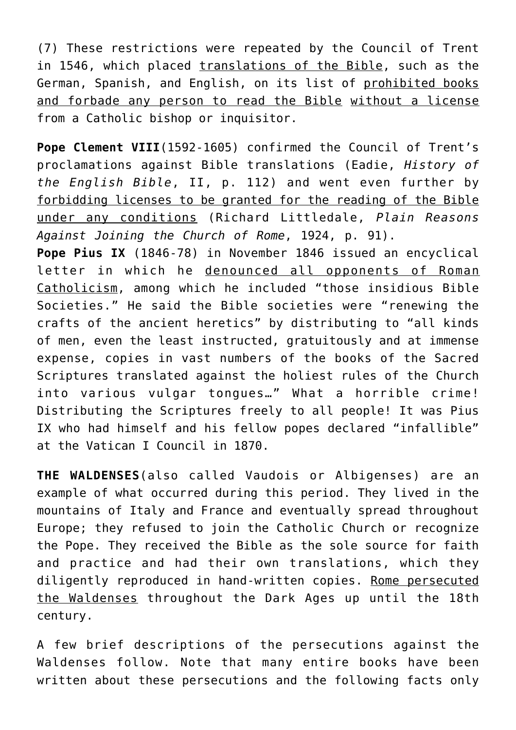(7) These restrictions were repeated by the Council of Trent in 1546, which placed translations of the Bible, such as the German, Spanish, and English, on its list of prohibited books and forbade any person to read the Bible without a license from a Catholic bishop or inquisitor.

**Pope Clement VIII**(1592-1605) confirmed the Council of Trent's proclamations against Bible translations (Eadie, *History of the English Bible*, II, p. 112) and went even further by forbidding licenses to be granted for the reading of the Bible under any conditions (Richard Littledale, *Plain Reasons Against Joining the Church of Rome*, 1924, p. 91).

**Pope Pius IX** (1846-78) in November 1846 issued an encyclical letter in which he denounced all opponents of Roman Catholicism, among which he included "those insidious Bible Societies." He said the Bible societies were "renewing the crafts of the ancient heretics" by distributing to "all kinds of men, even the least instructed, gratuitously and at immense expense, copies in vast numbers of the books of the Sacred Scriptures translated against the holiest rules of the Church into various vulgar tongues…" What a horrible crime! Distributing the Scriptures freely to all people! It was Pius IX who had himself and his fellow popes declared "infallible" at the Vatican I Council in 1870.

**THE WALDENSES**(also called Vaudois or Albigenses) are an example of what occurred during this period. They lived in the mountains of Italy and France and eventually spread throughout Europe; they refused to join the Catholic Church or recognize the Pope. They received the Bible as the sole source for faith and practice and had their own translations, which they diligently reproduced in hand-written copies. Rome persecuted the Waldenses throughout the Dark Ages up until the 18th century.

A few brief descriptions of the persecutions against the Waldenses follow. Note that many entire books have been written about these persecutions and the following facts only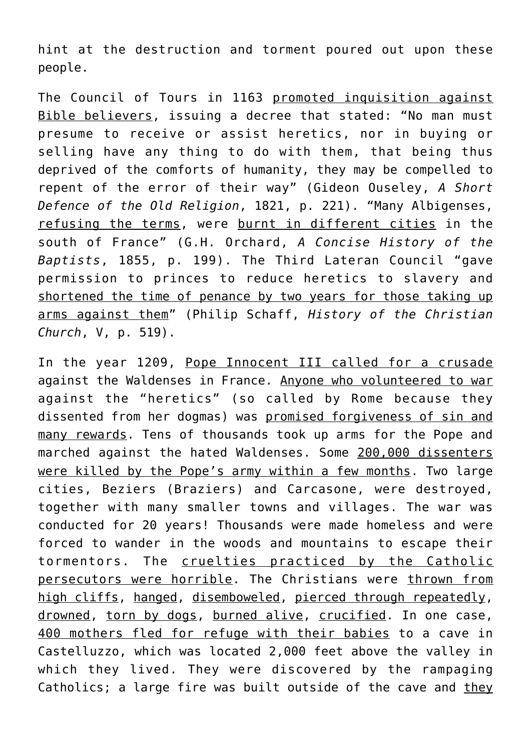hint at the destruction and torment poured out upon these people.

The Council of Tours in 1163 <u>promoted inquisition against Bible believers</u>, issuing a decree that stated: “No man must presume to receive or assist heretics, nor in buying or selling have any thing to do with them, that being thus deprived of the comforts of humanity, they may be compelled to repent of the error of their way” (Gideon Ouseley, *A Short Defence of the Old Religion*, 1821, p. 221). “Many Albigenses, <u>refusing the terms</u>, were <u>burnt in different cities</u> in the south of France” (G.H. Orchard, *A Concise History of the Baptists*, 1855, p. 199). The Third Lateran Council “gave permission to princes to reduce heretics to slavery and <u>shortened the time of penance by two years for those taking up arms against them</u>” (Philip Schaff, *History of the Christian Church*, V, p. 519).

In the year 1209, <u>Pope Innocent III called for a crusade</u> against the Waldenses in France. <u>Anyone who volunteered to war</u> against the “heretics” (so called by Rome because they dissented from her dogmas) was <u>promised forgiveness of sin and many rewards</u>. Tens of thousands took up arms for the Pope and marched against the hated Waldenses. Some <u>200,000 dissenters were killed by the Pope’s army within a few months</u>. Two large cities, Beziers (Braziers) and Carcasone, were destroyed, together with many smaller towns and villages. The war was conducted for 20 years! Thousands were made homeless and were forced to wander in the woods and mountains to escape their tormentors. The <u>cruelties practiced by the Catholic persecutors were horrible</u>. The Christians were <u>thrown from high cliffs</u>, <u>hanged</u>, <u>disemboweled</u>, <u>pierced through repeatedly</u>, <u>drowned</u>, <u>torn by dogs</u>, <u>burned alive</u>, <u>crucified</u>. In one case, <u>400 mothers fled for refuge with their babies</u> to a cave in Castelluzzo, which was located 2,000 feet above the valley in which they lived. They were discovered by the rampaging Catholics; a large fire was built outside of the cave and <u>they</u>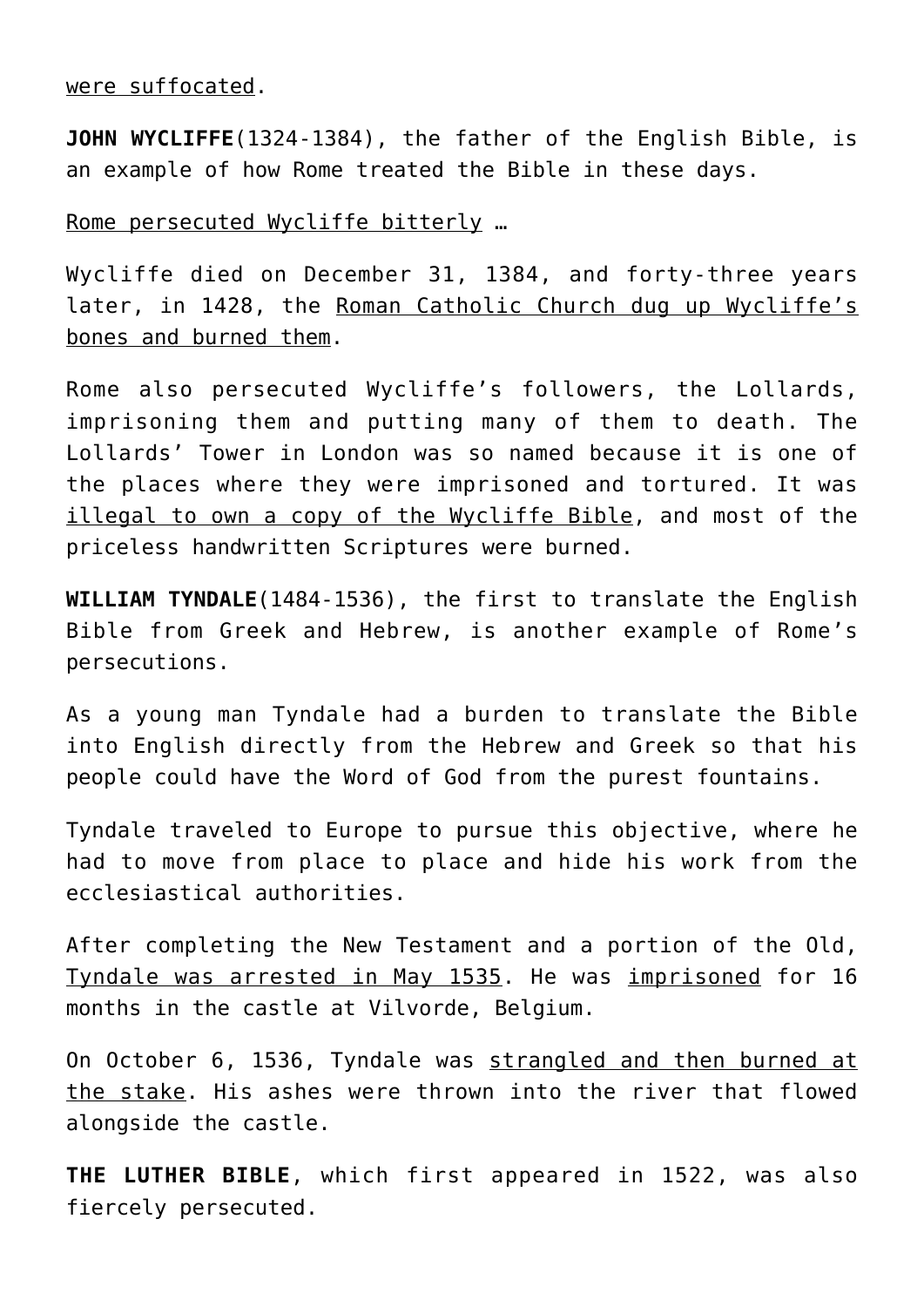were suffocated.

**JOHN WYCLIFFE**(1324-1384), the father of the English Bible, is an example of how Rome treated the Bible in these days.

Rome persecuted Wycliffe bitterly …

Wycliffe died on December 31, 1384, and forty-three years later, in 1428, the Roman Catholic Church dug up Wycliffe's bones and burned them.

Rome also persecuted Wycliffe's followers, the Lollards, imprisoning them and putting many of them to death. The Lollards' Tower in London was so named because it is one of the places where they were imprisoned and tortured. It was illegal to own a copy of the Wycliffe Bible, and most of the priceless handwritten Scriptures were burned.

**WILLIAM TYNDALE**(1484-1536), the first to translate the English Bible from Greek and Hebrew, is another example of Rome's persecutions.

As a young man Tyndale had a burden to translate the Bible into English directly from the Hebrew and Greek so that his people could have the Word of God from the purest fountains.

Tyndale traveled to Europe to pursue this objective, where he had to move from place to place and hide his work from the ecclesiastical authorities.

After completing the New Testament and a portion of the Old, Tyndale was arrested in May 1535. He was imprisoned for 16 months in the castle at Vilvorde, Belgium.

On October 6, 1536, Tyndale was strangled and then burned at the stake. His ashes were thrown into the river that flowed alongside the castle.

**THE LUTHER BIBLE**, which first appeared in 1522, was also fiercely persecuted.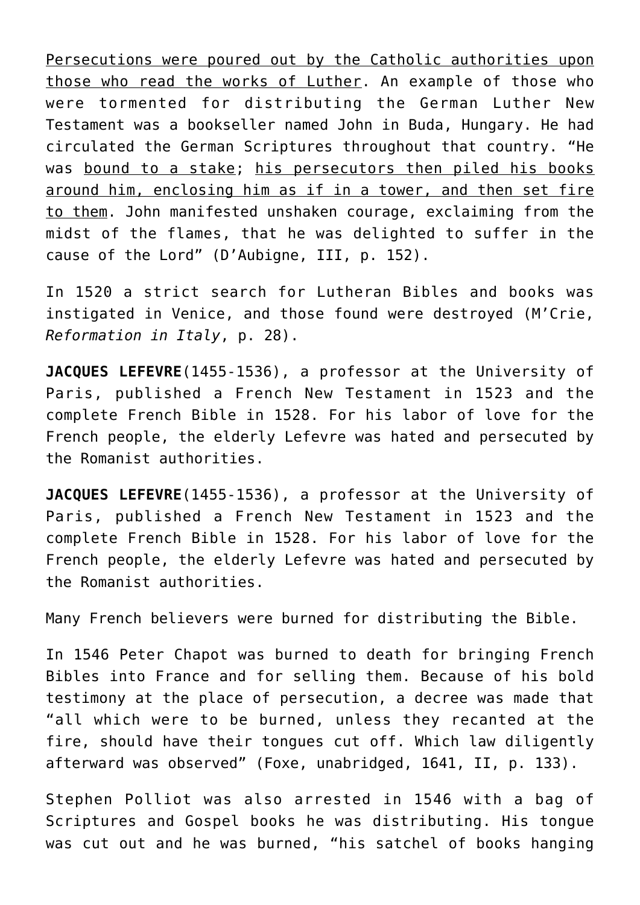Persecutions were poured out by the Catholic authorities upon those who read the works of Luther. An example of those who were tormented for distributing the German Luther New Testament was a bookseller named John in Buda, Hungary. He had circulated the German Scriptures throughout that country. "He was bound to a stake; his persecutors then piled his books around him, enclosing him as if in a tower, and then set fire to them. John manifested unshaken courage, exclaiming from the midst of the flames, that he was delighted to suffer in the cause of the Lord" (D'Aubigne, III, p. 152).

In 1520 a strict search for Lutheran Bibles and books was instigated in Venice, and those found were destroyed (M'Crie, *Reformation in Italy*, p. 28).

**JACQUES LEFEVRE**(1455-1536), a professor at the University of Paris, published a French New Testament in 1523 and the complete French Bible in 1528. For his labor of love for the French people, the elderly Lefevre was hated and persecuted by the Romanist authorities.

**JACQUES LEFEVRE**(1455-1536), a professor at the University of Paris, published a French New Testament in 1523 and the complete French Bible in 1528. For his labor of love for the French people, the elderly Lefevre was hated and persecuted by the Romanist authorities.

Many French believers were burned for distributing the Bible.

In 1546 Peter Chapot was burned to death for bringing French Bibles into France and for selling them. Because of his bold testimony at the place of persecution, a decree was made that "all which were to be burned, unless they recanted at the fire, should have their tongues cut off. Which law diligently afterward was observed" (Foxe, unabridged, 1641, II, p. 133).

Stephen Polliot was also arrested in 1546 with a bag of Scriptures and Gospel books he was distributing. His tongue was cut out and he was burned, "his satchel of books hanging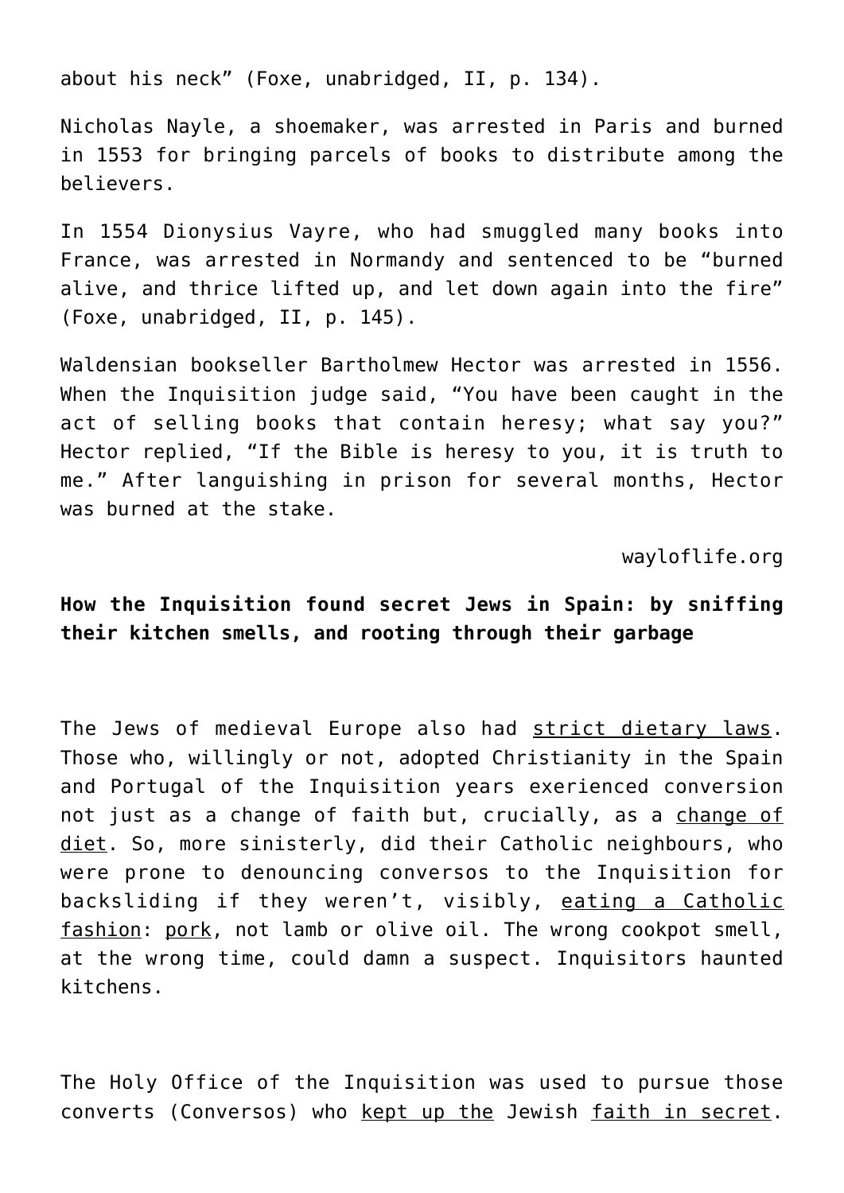about his neck" (Foxe, unabridged, II, p. 134).

Nicholas Nayle, a shoemaker, was arrested in Paris and burned in 1553 for bringing parcels of books to distribute among the believers.

In 1554 Dionysius Vayre, who had smuggled many books into France, was arrested in Normandy and sentenced to be "burned alive, and thrice lifted up, and let down again into the fire" (Foxe, unabridged, II, p. 145).

Waldensian bookseller Bartholmew Hector was arrested in 1556. When the Inquisition judge said, "You have been caught in the act of selling books that contain heresy; what say you?" Hector replied, "If the Bible is heresy to you, it is truth to me." After languishing in prison for several months, Hector was burned at the stake.

wayoflife.org

**How the Inquisition found secret Jews in Spain: by sniffing their kitchen smells, and rooting through their garbage**

The Jews of medieval Europe also had strict dietary laws. Those who, willingly or not, adopted Christianity in the Spain and Portugal of the Inquisition years exerienced conversion not just as a change of faith but, crucially, as a change of diet. So, more sinisterly, did their Catholic neighbours, who were prone to denouncing conversos to the Inquisition for backsliding if they weren't, visibly, eating a Catholic fashion: pork, not lamb or olive oil. The wrong cookpot smell, at the wrong time, could damn a suspect. Inquisitors haunted kitchens.

The Holy Office of the Inquisition was used to pursue those converts (Conversos) who kept up the Jewish faith in secret.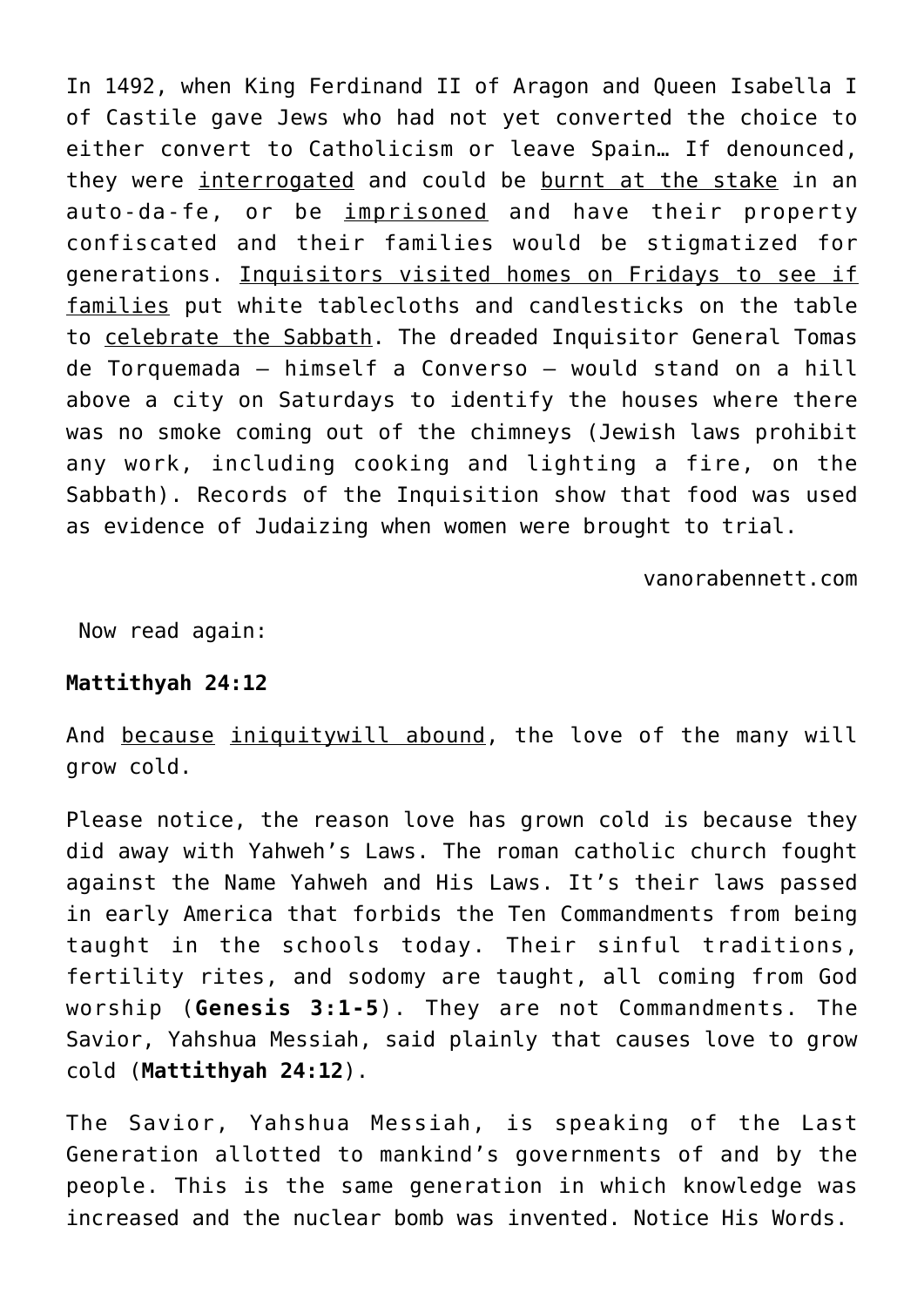In 1492, when King Ferdinand II of Aragon and Queen Isabella I of Castile gave Jews who had not yet converted the choice to either convert to Catholicism or leave Spain… If denounced, they were interrogated and could be burnt at the stake in an auto-da-fe, or be imprisoned and have their property confiscated and their families would be stigmatized for generations. Inquisitors visited homes on Fridays to see if families put white tablecloths and candlesticks on the table to celebrate the Sabbath. The dreaded Inquisitor General Tomas de Torquemada – himself a Converso – would stand on a hill above a city on Saturdays to identify the houses where there was no smoke coming out of the chimneys (Jewish laws prohibit any work, including cooking and lighting a fire, on the Sabbath). Records of the Inquisition show that food was used as evidence of Judaizing when women were brought to trial.

vanorabennett.com

Now read again:

**Mattithyah 24:12**

And because iniquitywill abound, the love of the many will grow cold.

Please notice, the reason love has grown cold is because they did away with Yahweh's Laws. The roman catholic church fought against the Name Yahweh and His Laws. It's their laws passed in early America that forbids the Ten Commandments from being taught in the schools today. Their sinful traditions, fertility rites, and sodomy are taught, all coming from God worship (**Genesis 3:1-5**). They are not Commandments. The Savior, Yahshua Messiah, said plainly that causes love to grow cold (**Mattithyah 24:12**).

The Savior, Yahshua Messiah, is speaking of the Last Generation allotted to mankind's governments of and by the people. This is the same generation in which knowledge was increased and the nuclear bomb was invented. Notice His Words.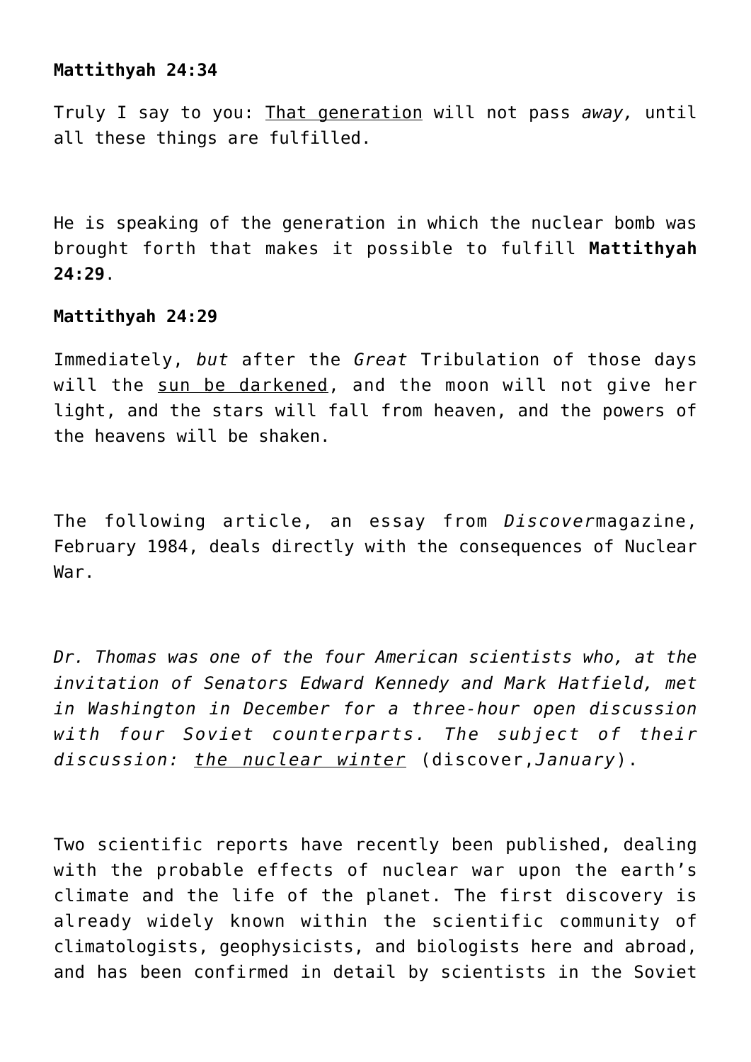**Mattithyah 24:34**

Truly I say to you: <u>That generation</u> will not pass *away,* until all these things are fulfilled.

He is speaking of the generation in which the nuclear bomb was brought forth that makes it possible to fulfill **Mattithyah 24:29**.

**Mattithyah 24:29**

Immediately, *but* after the *Great* Tribulation of those days will the <u>sun be darkened</u>, and the moon will not give her light, and the stars will fall from heaven, and the powers of the heavens will be shaken.

The following article, an essay from *Discover*magazine, February 1984, deals directly with the consequences of Nuclear War.

*Dr. Thomas was one of the four American scientists who, at the invitation of Senators Edward Kennedy and Mark Hatfield, met in Washington in December for a three-hour open discussion with four Soviet counterparts. The subject of their discussion: <u>the nuclear winter</u>* (discover,*January*).

Two scientific reports have recently been published, dealing with the probable effects of nuclear war upon the earth's climate and the life of the planet. The first discovery is already widely known within the scientific community of climatologists, geophysicists, and biologists here and abroad, and has been confirmed in detail by scientists in the Soviet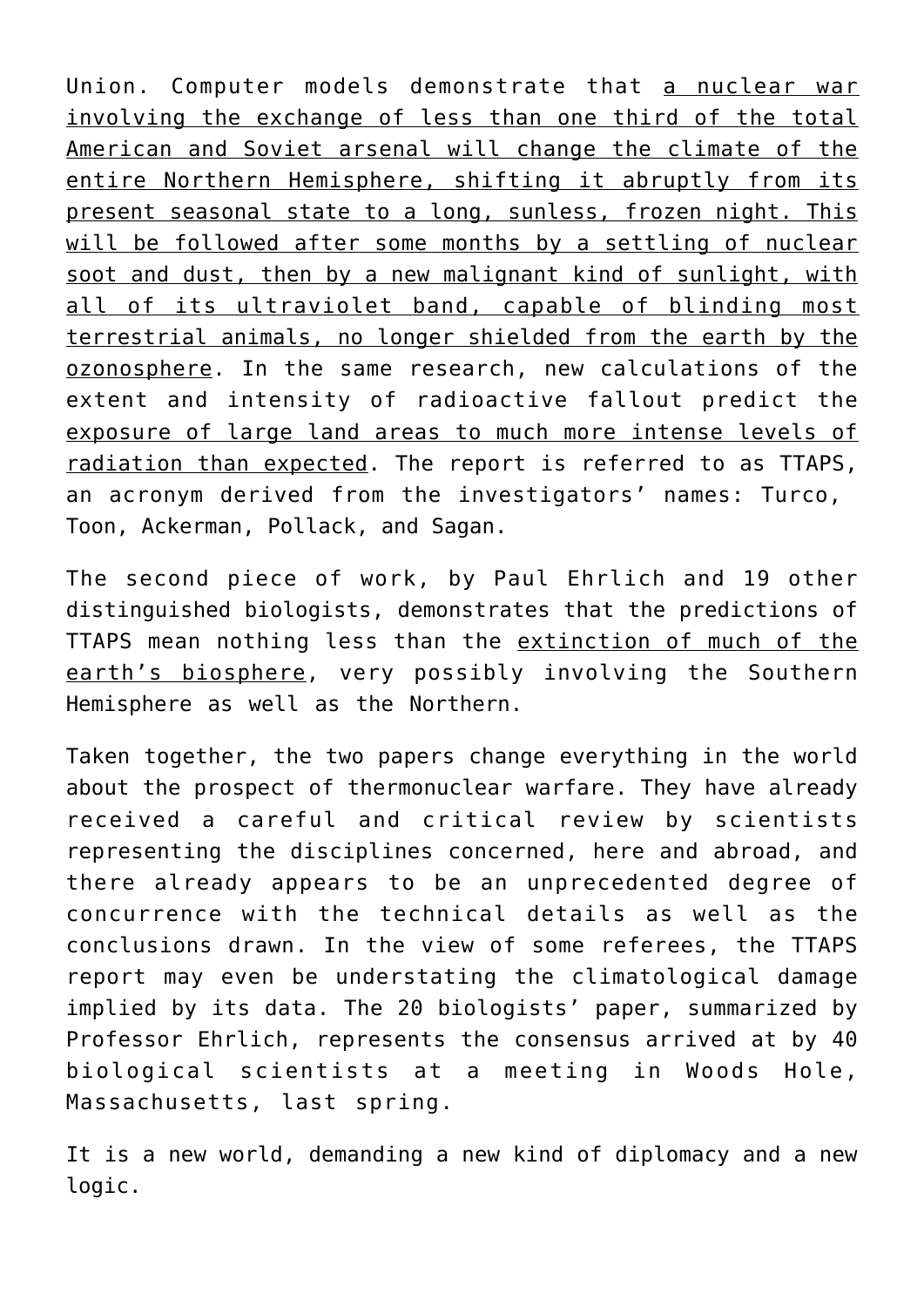Union. Computer models demonstrate that <u>a nuclear war involving the exchange of less than one third of the total American and Soviet arsenal will change the climate of the entire Northern Hemisphere, shifting it abruptly from its present seasonal state to a long, sunless, frozen night. This will be followed after some months by a settling of nuclear soot and dust, then by a new malignant kind of sunlight, with all of its ultraviolet band, capable of blinding most terrestrial animals, no longer shielded from the earth by the ozonosphere</u>. In the same research, new calculations of the extent and intensity of radioactive fallout predict the <u>exposure of large land areas to much more intense levels of radiation than expected</u>. The report is referred to as TTAPS, an acronym derived from the investigators' names: Turco, Toon, Ackerman, Pollack, and Sagan.

The second piece of work, by Paul Ehrlich and 19 other distinguished biologists, demonstrates that the predictions of TTAPS mean nothing less than the <u>extinction of much of the earth's biosphere</u>, very possibly involving the Southern Hemisphere as well as the Northern.

Taken together, the two papers change everything in the world about the prospect of thermonuclear warfare. They have already received a careful and critical review by scientists representing the disciplines concerned, here and abroad, and there already appears to be an unprecedented degree of concurrence with the technical details as well as the conclusions drawn. In the view of some referees, the TTAPS report may even be understating the climatological damage implied by its data. The 20 biologists' paper, summarized by Professor Ehrlich, represents the consensus arrived at by 40 biological scientists at a meeting in Woods Hole, Massachusetts, last spring.

It is a new world, demanding a new kind of diplomacy and a new logic.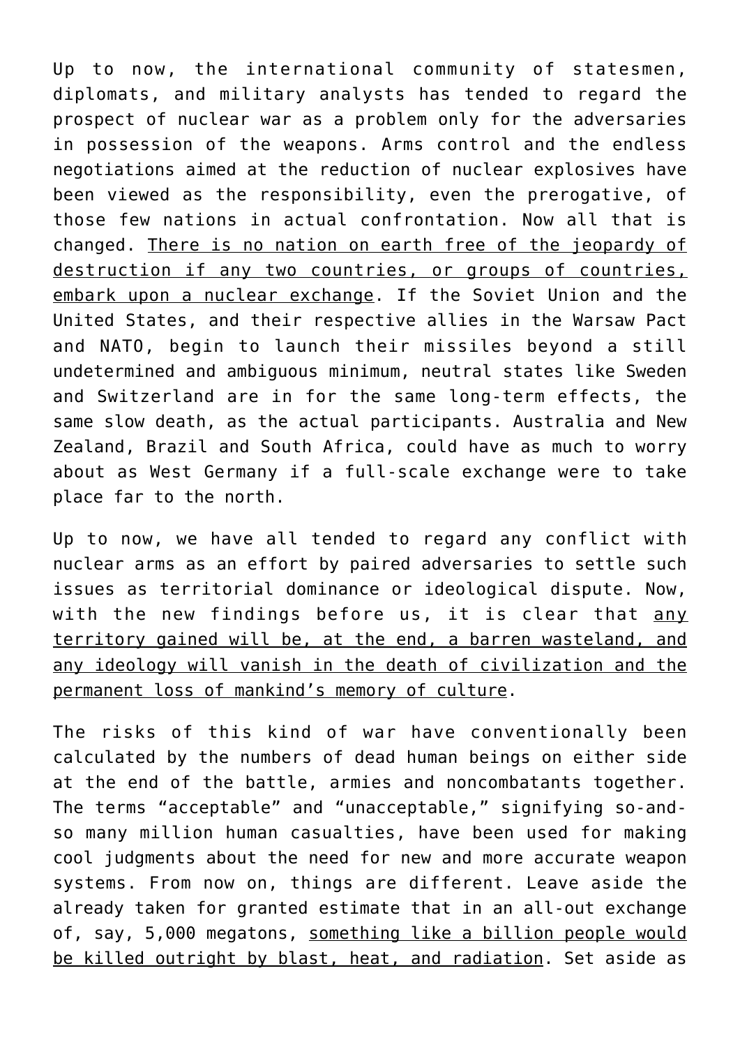Up to now, the international community of statesmen, diplomats, and military analysts has tended to regard the prospect of nuclear war as a problem only for the adversaries in possession of the weapons. Arms control and the endless negotiations aimed at the reduction of nuclear explosives have been viewed as the responsibility, even the prerogative, of those few nations in actual confrontation. Now all that is changed. <u>There is no nation on earth free of the jeopardy of destruction if any two countries, or groups of countries, embark upon a nuclear exchange</u>. If the Soviet Union and the United States, and their respective allies in the Warsaw Pact and NATO, begin to launch their missiles beyond a still undetermined and ambiguous minimum, neutral states like Sweden and Switzerland are in for the same long-term effects, the same slow death, as the actual participants. Australia and New Zealand, Brazil and South Africa, could have as much to worry about as West Germany if a full-scale exchange were to take place far to the north.

Up to now, we have all tended to regard any conflict with nuclear arms as an effort by paired adversaries to settle such issues as territorial dominance or ideological dispute. Now, with the new findings before us, it is clear that <u>any territory gained will be, at the end, a barren wasteland, and any ideology will vanish in the death of civilization and the permanent loss of mankind's memory of culture</u>.

The risks of this kind of war have conventionally been calculated by the numbers of dead human beings on either side at the end of the battle, armies and noncombatants together. The terms "acceptable" and "unacceptable," signifying so-and-so many million human casualties, have been used for making cool judgments about the need for new and more accurate weapon systems. From now on, things are different. Leave aside the already taken for granted estimate that in an all-out exchange of, say, 5,000 megatons, <u>something like a billion people would be killed outright by blast, heat, and radiation</u>. Set aside as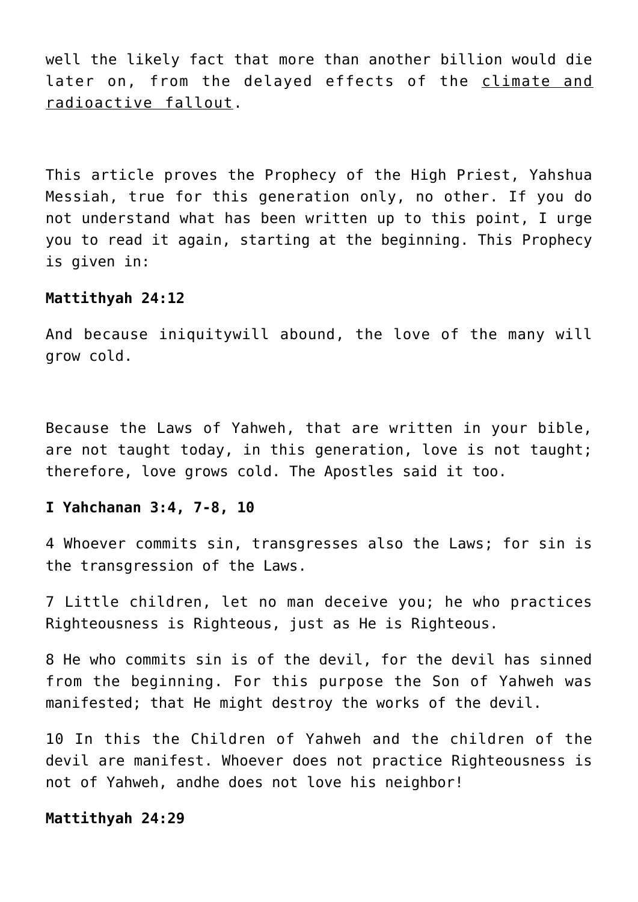well the likely fact that more than another billion would die later on, from the delayed effects of the climate and radioactive fallout.

This article proves the Prophecy of the High Priest, Yahshua Messiah, true for this generation only, no other. If you do not understand what has been written up to this point, I urge you to read it again, starting at the beginning. This Prophecy is given in:

**Mattithyah 24:12**

And because iniquitywill abound, the love of the many will grow cold.

Because the Laws of Yahweh, that are written in your bible, are not taught today, in this generation, love is not taught; therefore, love grows cold. The Apostles said it too.

**I Yahchanan 3:4, 7-8, 10**

4 Whoever commits sin, transgresses also the Laws; for sin is the transgression of the Laws.

7 Little children, let no man deceive you; he who practices Righteousness is Righteous, just as He is Righteous.

8 He who commits sin is of the devil, for the devil has sinned from the beginning. For this purpose the Son of Yahweh was manifested; that He might destroy the works of the devil.

10 In this the Children of Yahweh and the children of the devil are manifest. Whoever does not practice Righteousness is not of Yahweh, andhe does not love his neighbor!

**Mattithyah 24:29**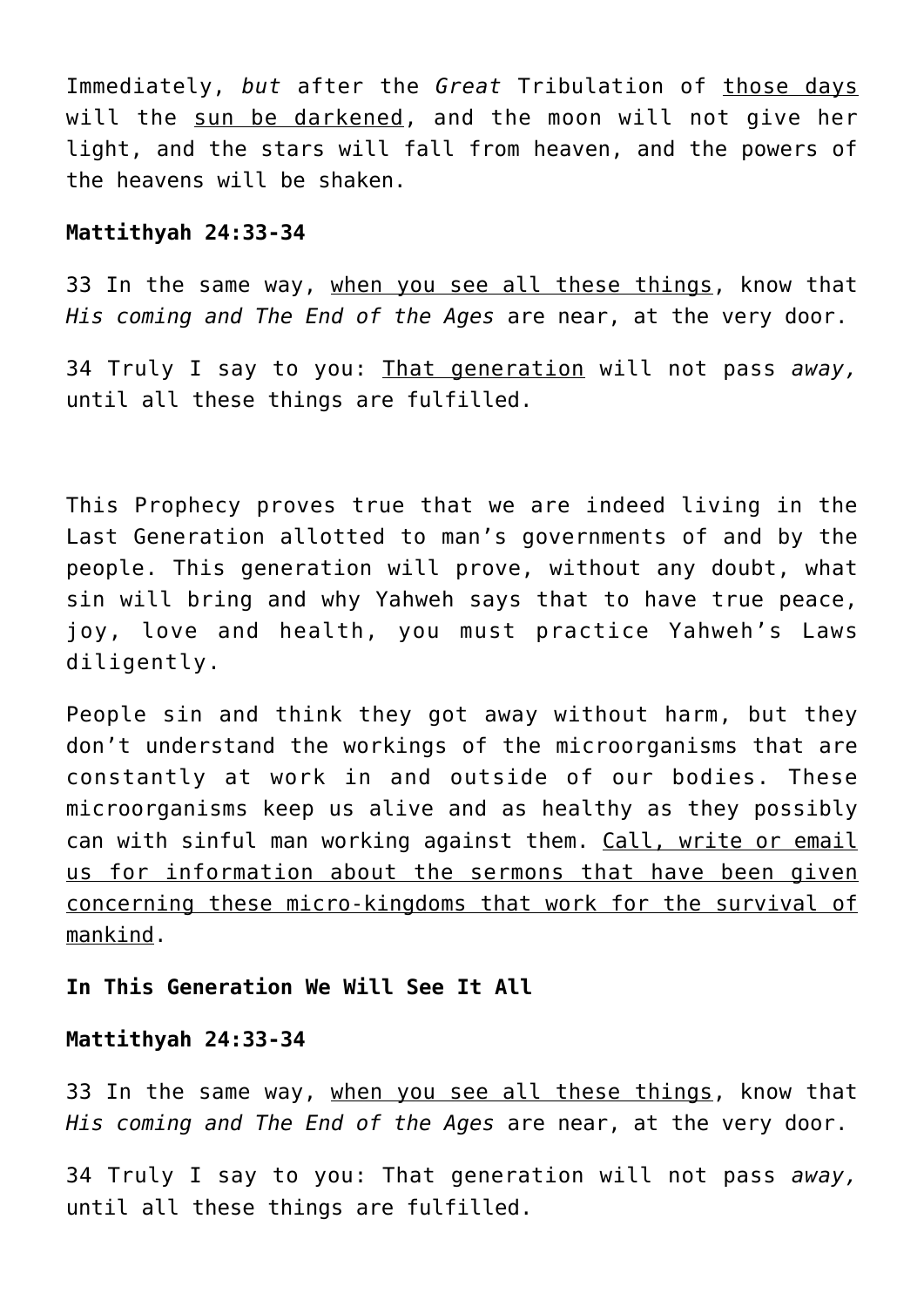Immediately, *but* after the *Great* Tribulation of <u>those days</u> will the <u>sun be darkened</u>, and the moon will not give her light, and the stars will fall from heaven, and the powers of the heavens will be shaken.

**Mattithyah 24:33-34**

33 In the same way, <u>when you see all these things</u>, know that *His coming and The End of the Ages* are near, at the very door.

34 Truly I say to you: <u>That generation</u> will not pass *away,* until all these things are fulfilled.

This Prophecy proves true that we are indeed living in the Last Generation allotted to man's governments of and by the people. This generation will prove, without any doubt, what sin will bring and why Yahweh says that to have true peace, joy, love and health, you must practice Yahweh's Laws diligently.

People sin and think they got away without harm, but they don't understand the workings of the microorganisms that are constantly at work in and outside of our bodies. These microorganisms keep us alive and as healthy as they possibly can with sinful man working against them. <u>Call, write or email us for information about the sermons that have been given concerning these micro-kingdoms that work for the survival of mankind</u>.

**In This Generation We Will See It All**

**Mattithyah 24:33-34**

33 In the same way, <u>when you see all these things</u>, know that *His coming and The End of the Ages* are near, at the very door.

34 Truly I say to you: That generation will not pass *away,* until all these things are fulfilled.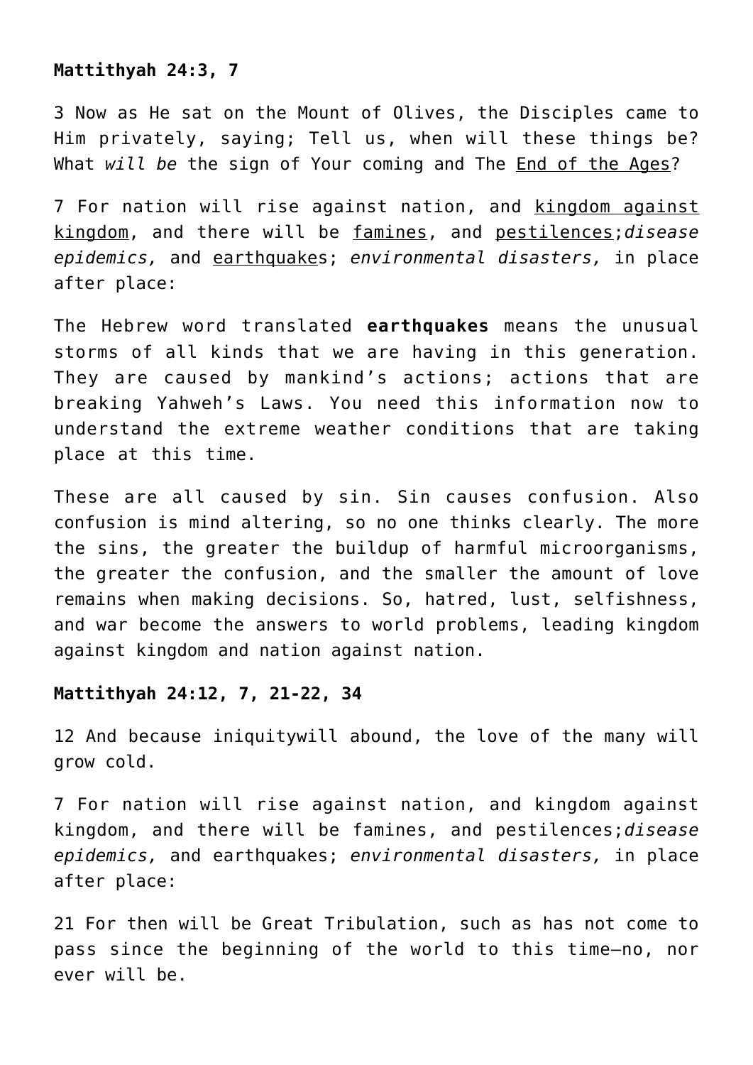**Mattithyah 24:3, 7**

3 Now as He sat on the Mount of Olives, the Disciples came to Him privately, saying; Tell us, when will these things be? What *will be* the sign of Your coming and The End of the Ages?

7 For nation will rise against nation, and kingdom against kingdom, and there will be famines, and pestilences;*disease epidemics,* and earthquakes; *environmental disasters,* in place after place:

The Hebrew word translated **earthquakes** means the unusual storms of all kinds that we are having in this generation. They are caused by mankind's actions; actions that are breaking Yahweh's Laws. You need this information now to understand the extreme weather conditions that are taking place at this time.

These are all caused by sin. Sin causes confusion. Also confusion is mind altering, so no one thinks clearly. The more the sins, the greater the buildup of harmful microorganisms, the greater the confusion, and the smaller the amount of love remains when making decisions. So, hatred, lust, selfishness, and war become the answers to world problems, leading kingdom against kingdom and nation against nation.

**Mattithyah 24:12, 7, 21-22, 34**

12 And because iniquitywill abound, the love of the many will grow cold.

7 For nation will rise against nation, and kingdom against kingdom, and there will be famines, and pestilences;*disease epidemics,* and earthquakes; *environmental disasters,* in place after place:

21 For then will be Great Tribulation, such as has not come to pass since the beginning of the world to this time—no, nor ever will be.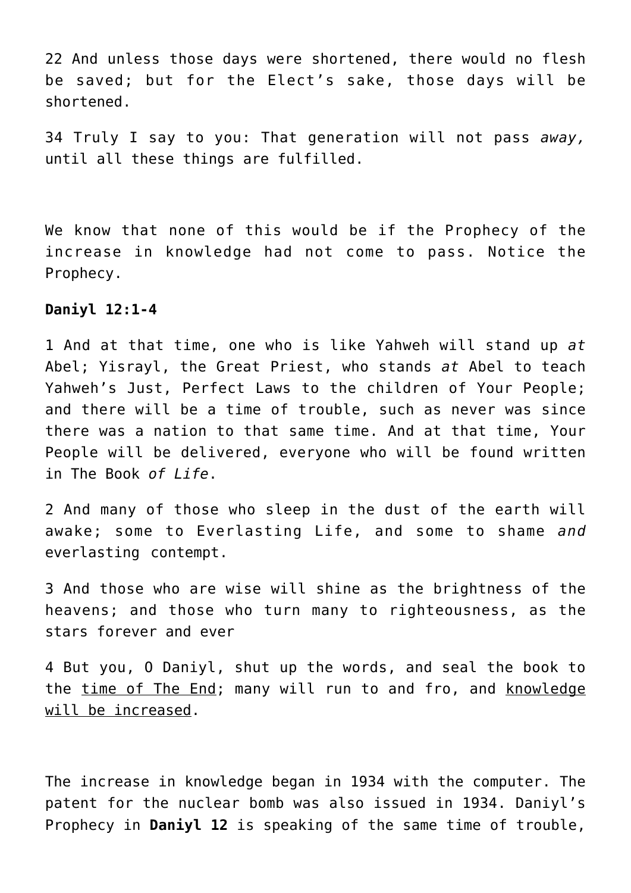22 And unless those days were shortened, there would no flesh be saved; but for the Elect's sake, those days will be shortened.

34 Truly I say to you: That generation will not pass *away,* until all these things are fulfilled.

We know that none of this would be if the Prophecy of the increase in knowledge had not come to pass. Notice the Prophecy.

**Daniyl 12:1-4**

1 And at that time, one who is like Yahweh will stand up *at* Abel; Yisrayl, the Great Priest, who stands *at* Abel to teach Yahweh's Just, Perfect Laws to the children of Your People; and there will be a time of trouble, such as never was since there was a nation to that same time. And at that time, Your People will be delivered, everyone who will be found written in The Book *of Life*.

2 And many of those who sleep in the dust of the earth will awake; some to Everlasting Life, and some to shame *and* everlasting contempt.

3 And those who are wise will shine as the brightness of the heavens; and those who turn many to righteousness, as the stars forever and ever

4 But you, O Daniyl, shut up the words, and seal the book to the <u>time of The End</u>; many will run to and fro, and <u>knowledge will be increased</u>.

The increase in knowledge began in 1934 with the computer. The patent for the nuclear bomb was also issued in 1934. Daniyl's Prophecy in **Daniyl 12** is speaking of the same time of trouble,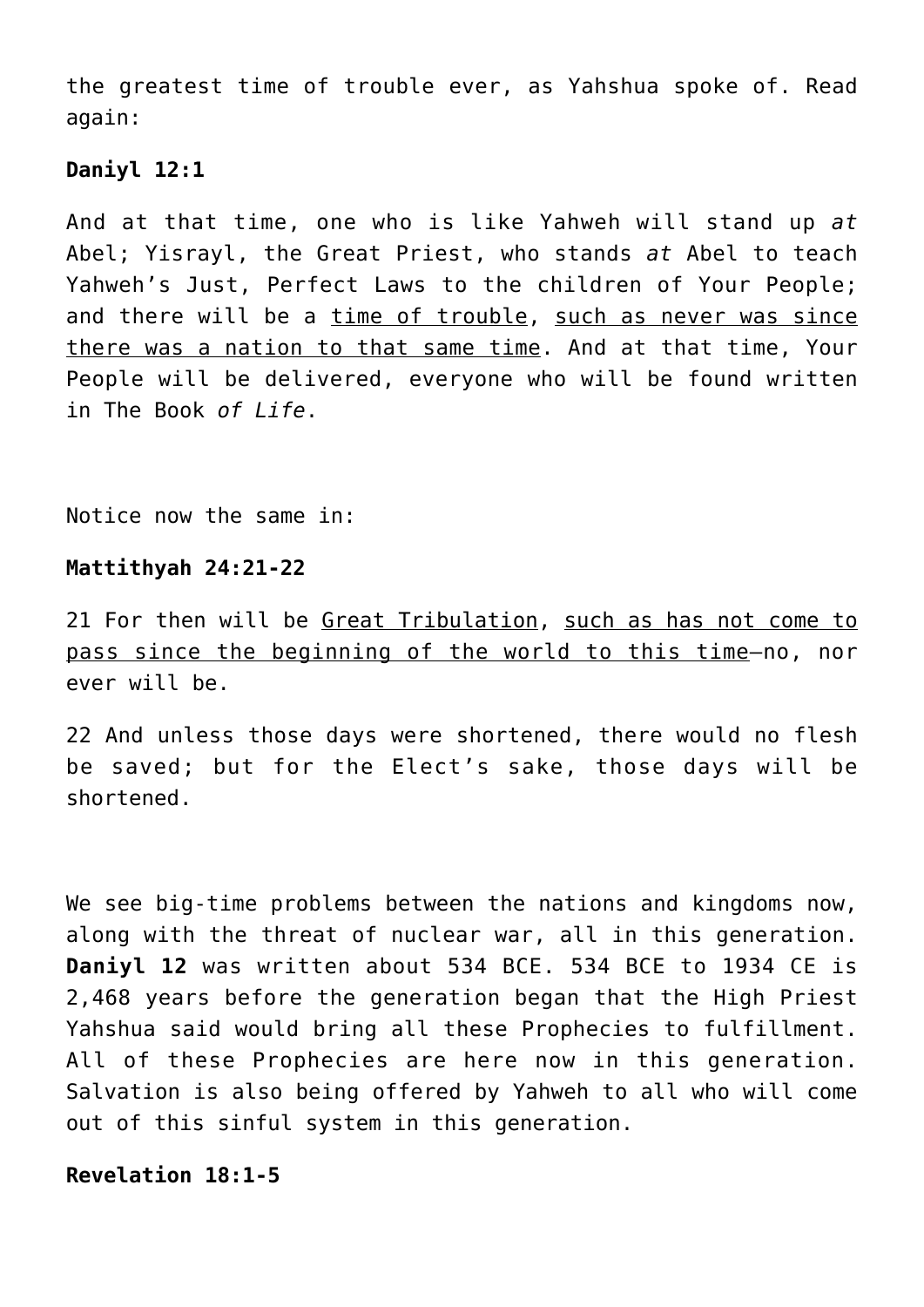the greatest time of trouble ever, as Yahshua spoke of. Read again:

**Daniyl 12:1**

And at that time, one who is like Yahweh will stand up *at* Abel; Yisrayl, the Great Priest, who stands *at* Abel to teach Yahweh's Just, Perfect Laws to the children of Your People; and there will be a <u>time of trouble</u>, <u>such as never was since there was a nation to that same time</u>. And at that time, Your People will be delivered, everyone who will be found written in The Book *of Life*.

Notice now the same in:

**Mattithyah 24:21-22**

21 For then will be <u>Great Tribulation</u>, <u>such as has not come to pass since the beginning of the world to this time</u>—no, nor ever will be.

22 And unless those days were shortened, there would no flesh be saved; but for the Elect's sake, those days will be shortened.

We see big-time problems between the nations and kingdoms now, along with the threat of nuclear war, all in this generation. **Daniyl 12** was written about 534 BCE. 534 BCE to 1934 CE is 2,468 years before the generation began that the High Priest Yahshua said would bring all these Prophecies to fulfillment. All of these Prophecies are here now in this generation. Salvation is also being offered by Yahweh to all who will come out of this sinful system in this generation.

**Revelation 18:1-5**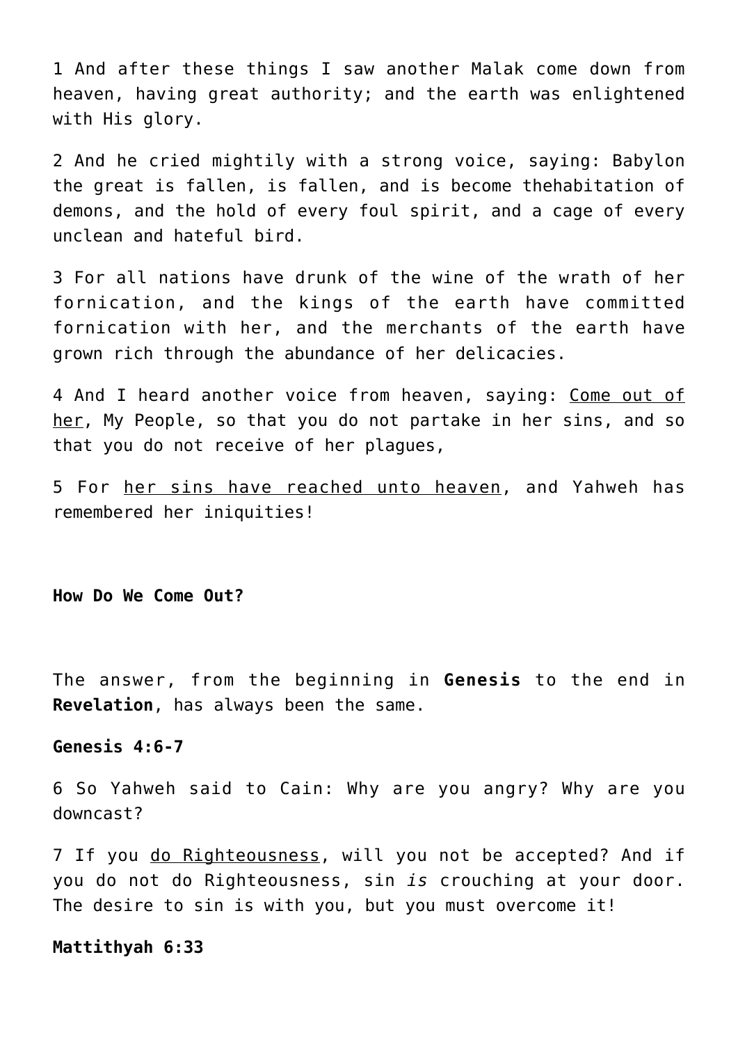1 And after these things I saw another Malak come down from heaven, having great authority; and the earth was enlightened with His glory.

2 And he cried mightily with a strong voice, saying: Babylon the great is fallen, is fallen, and is become thehabitation of demons, and the hold of every foul spirit, and a cage of every unclean and hateful bird.

3 For all nations have drunk of the wine of the wrath of her fornication, and the kings of the earth have committed fornication with her, and the merchants of the earth have grown rich through the abundance of her delicacies.

4 And I heard another voice from heaven, saying: <u>Come out of her</u>, My People, so that you do not partake in her sins, and so that you do not receive of her plagues,

5 For <u>her sins have reached unto heaven</u>, and Yahweh has remembered her iniquities!

**How Do We Come Out?**

The answer, from the beginning in **Genesis** to the end in **Revelation**, has always been the same.

**Genesis 4:6-7**

6 So Yahweh said to Cain: Why are you angry? Why are you downcast?

7 If you <u>do Righteousness</u>, will you not be accepted? And if you do not do Righteousness, sin *is* crouching at your door. The desire to sin is with you, but you must overcome it!

**Mattithyah 6:33**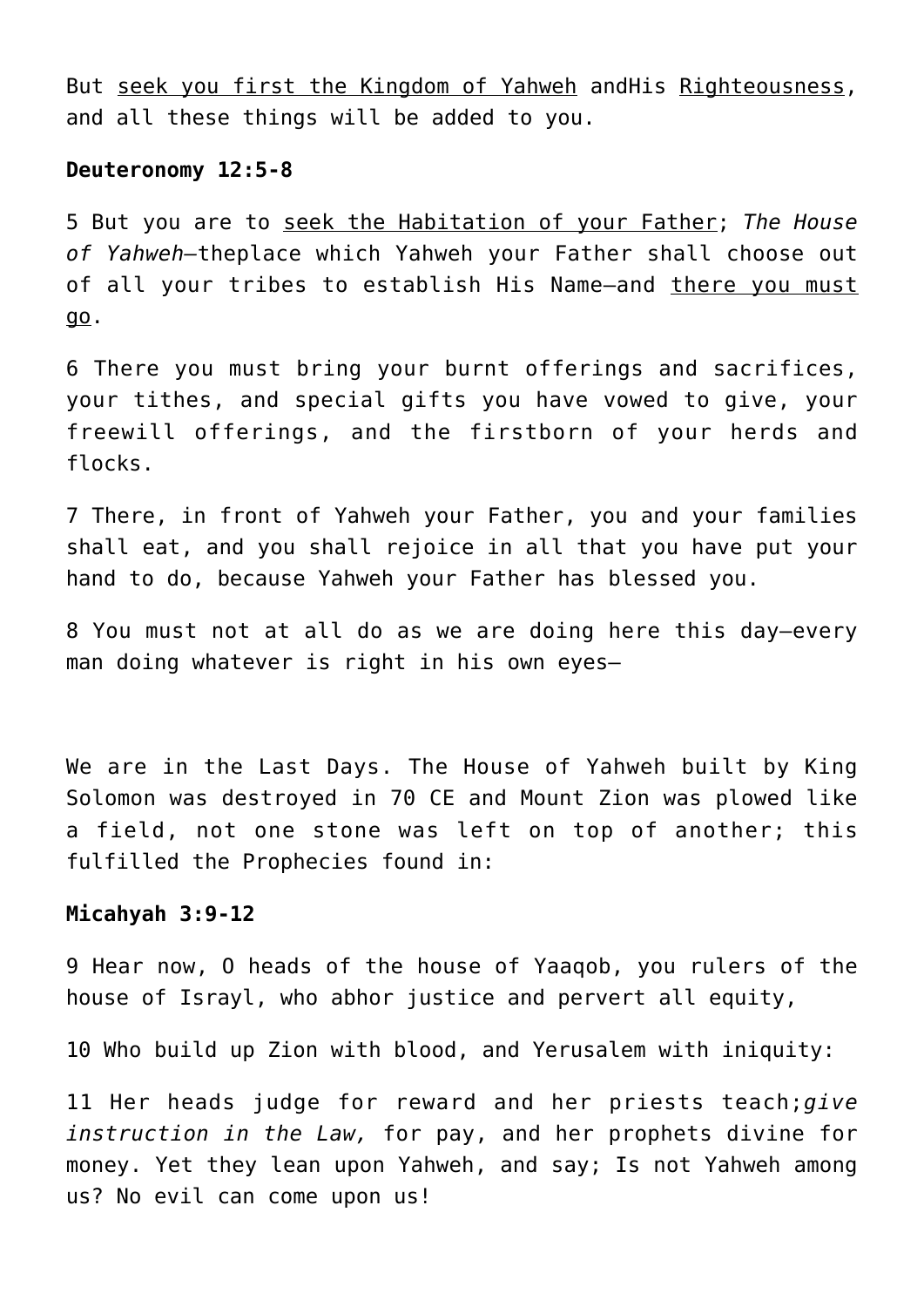But <u>seek you first the Kingdom of Yahweh</u> andHis <u>Righteousness</u>, and all these things will be added to you.

**Deuteronomy 12:5-8**

5 But you are to <u>seek the Habitation of your Father</u>; *The House of Yahweh*—theplace which Yahweh your Father shall choose out of all your tribes to establish His Name—and <u>there you must go</u>.

6 There you must bring your burnt offerings and sacrifices, your tithes, and special gifts you have vowed to give, your freewill offerings, and the firstborn of your herds and flocks.

7 There, in front of Yahweh your Father, you and your families shall eat, and you shall rejoice in all that you have put your hand to do, because Yahweh your Father has blessed you.

8 You must not at all do as we are doing here this day—every man doing whatever is right in his own eyes—

We are in the Last Days. The House of Yahweh built by King Solomon was destroyed in 70 CE and Mount Zion was plowed like a field, not one stone was left on top of another; this fulfilled the Prophecies found in:

**Micahyah 3:9-12**

9 Hear now, O heads of the house of Yaaqob, you rulers of the house of Israyl, who abhor justice and pervert all equity,

10 Who build up Zion with blood, and Yerusalem with iniquity:

11 Her heads judge for reward and her priests teach;*give instruction in the Law,* for pay, and her prophets divine for money. Yet they lean upon Yahweh, and say; Is not Yahweh among us? No evil can come upon us!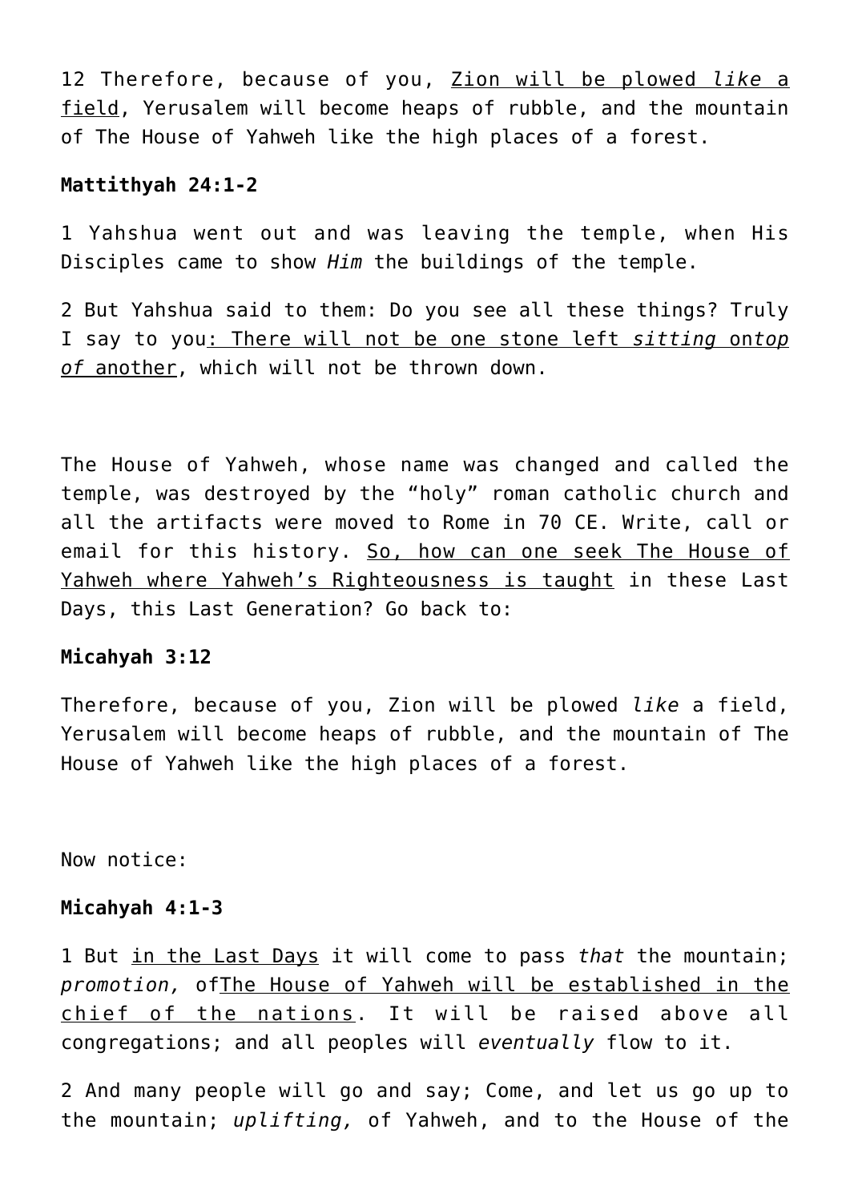12 Therefore, because of you, <u>Zion will be plowed *like* a field</u>, Yerusalem will become heaps of rubble, and the mountain of The House of Yahweh like the high places of a forest.

**Mattithyah 24:1-2**

1 Yahshua went out and was leaving the temple, when His Disciples came to show *Him* the buildings of the temple.

2 But Yahshua said to them: Do you see all these things? Truly I say to you<u>: There will not be one stone left *sitting* on*top of* another</u>, which will not be thrown down.

The House of Yahweh, whose name was changed and called the temple, was destroyed by the “holy” roman catholic church and all the artifacts were moved to Rome in 70 CE. Write, call or email for this history. <u>So, how can one seek The House of Yahweh where Yahweh’s Righteousness is taught</u> in these Last Days, this Last Generation? Go back to:

**Micahyah 3:12**

Therefore, because of you, Zion will be plowed *like* a field, Yerusalem will become heaps of rubble, and the mountain of The House of Yahweh like the high places of a forest.

Now notice:

**Micahyah 4:1-3**

1 But <u>in the Last Days</u> it will come to pass *that* the mountain; *promotion,* of<u>The House of Yahweh will be established in the chief of the nations</u>. It will be raised above all congregations; and all peoples will *eventually* flow to it.

2 And many people will go and say; Come, and let us go up to the mountain; *uplifting,* of Yahweh, and to the House of the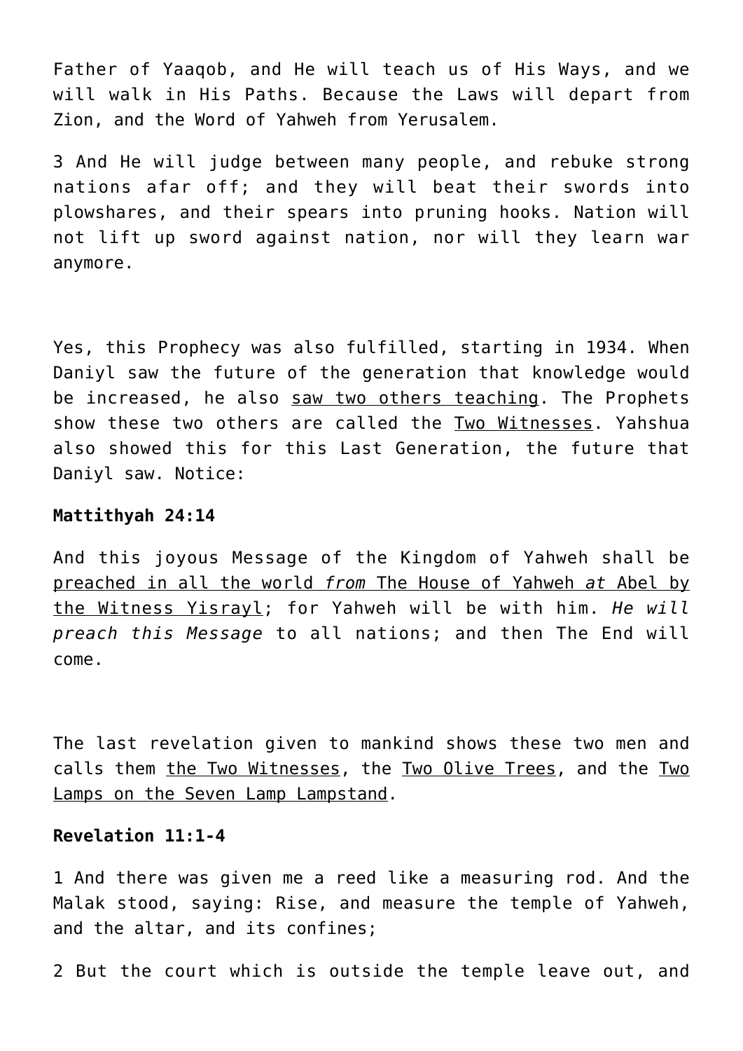Father of Yaaqob, and He will teach us of His Ways, and we will walk in His Paths. Because the Laws will depart from Zion, and the Word of Yahweh from Yerusalem.

3 And He will judge between many people, and rebuke strong nations afar off; and they will beat their swords into plowshares, and their spears into pruning hooks. Nation will not lift up sword against nation, nor will they learn war anymore.

Yes, this Prophecy was also fulfilled, starting in 1934. When Daniyl saw the future of the generation that knowledge would be increased, he also saw two others teaching. The Prophets show these two others are called the Two Witnesses. Yahshua also showed this for this Last Generation, the future that Daniyl saw. Notice:

**Mattithyah 24:14**

And this joyous Message of the Kingdom of Yahweh shall be preached in all the world *from* The House of Yahweh *at* Abel by the Witness Yisrayl; for Yahweh will be with him. *He will preach this Message* to all nations; and then The End will come.

The last revelation given to mankind shows these two men and calls them the Two Witnesses, the Two Olive Trees, and the Two Lamps on the Seven Lamp Lampstand.

**Revelation 11:1-4**

1 And there was given me a reed like a measuring rod. And the Malak stood, saying: Rise, and measure the temple of Yahweh, and the altar, and its confines;

2 But the court which is outside the temple leave out, and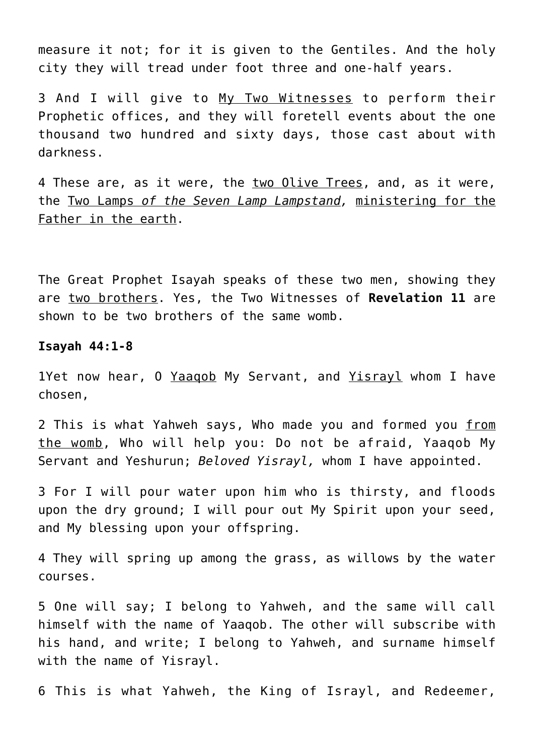measure it not; for it is given to the Gentiles. And the holy city they will tread under foot three and one-half years.

3 And I will give to <u>My Two Witnesses</u> to perform their Prophetic offices, and they will foretell events about the one thousand two hundred and sixty days, those cast about with darkness.

4 These are, as it were, the <u>two Olive Trees</u>, and, as it were, the <u>Two Lamps *of the Seven Lamp Lampstand,*</u> <u>ministering for the Father in the earth</u>.

The Great Prophet Isayah speaks of these two men, showing they are <u>two brothers</u>. Yes, the Two Witnesses of **Revelation 11** are shown to be two brothers of the same womb.

**Isayah 44:1-8**

1Yet now hear, O <u>Yaaqob</u> My Servant, and <u>Yisrayl</u> whom I have chosen,

2 This is what Yahweh says, Who made you and formed you <u>from the womb</u>, Who will help you: Do not be afraid, Yaaqob My Servant and Yeshurun; *Beloved Yisrayl,* whom I have appointed.

3 For I will pour water upon him who is thirsty, and floods upon the dry ground; I will pour out My Spirit upon your seed, and My blessing upon your offspring.

4 They will spring up among the grass, as willows by the water courses.

5 One will say; I belong to Yahweh, and the same will call himself with the name of Yaaqob. The other will subscribe with his hand, and write; I belong to Yahweh, and surname himself with the name of Yisrayl.

6 This is what Yahweh, the King of Israyl, and Redeemer,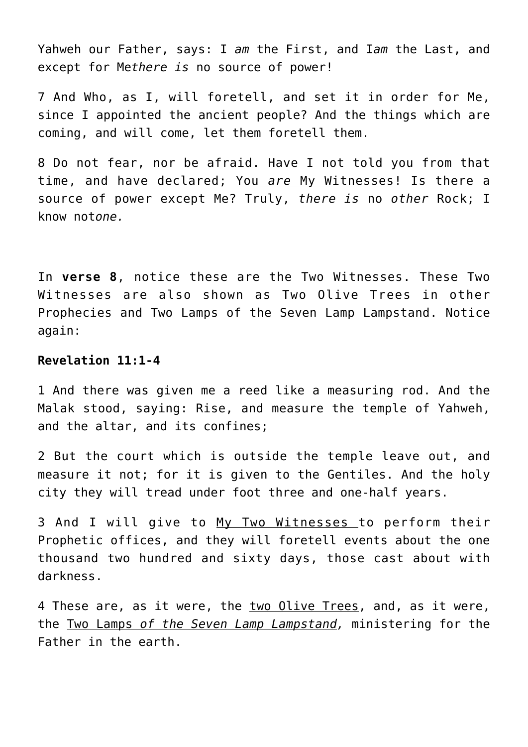Yahweh our Father, says: I *am* the First, and I*am* the Last, and except for Me*there is* no source of power!

7 And Who, as I, will foretell, and set it in order for Me, since I appointed the ancient people? And the things which are coming, and will come, let them foretell them.

8 Do not fear, nor be afraid. Have I not told you from that time, and have declared; <u>You *are* My Witnesses</u>! Is there a source of power except Me? Truly, *there is* no *other* Rock; I know not*one.*

In **verse 8**, notice these are the Two Witnesses. These Two Witnesses are also shown as Two Olive Trees in other Prophecies and Two Lamps of the Seven Lamp Lampstand. Notice again:

**Revelation 11:1-4**

1 And there was given me a reed like a measuring rod. And the Malak stood, saying: Rise, and measure the temple of Yahweh, and the altar, and its confines;

2 But the court which is outside the temple leave out, and measure it not; for it is given to the Gentiles. And the holy city they will tread under foot three and one-half years.

3 And I will give to <u>My Two Witnesses</u> to perform their Prophetic offices, and they will foretell events about the one thousand two hundred and sixty days, those cast about with darkness.

4 These are, as it were, the <u>two Olive Trees</u>, and, as it were, the <u>Two Lamps *of the Seven Lamp Lampstand*</u>, ministering for the Father in the earth.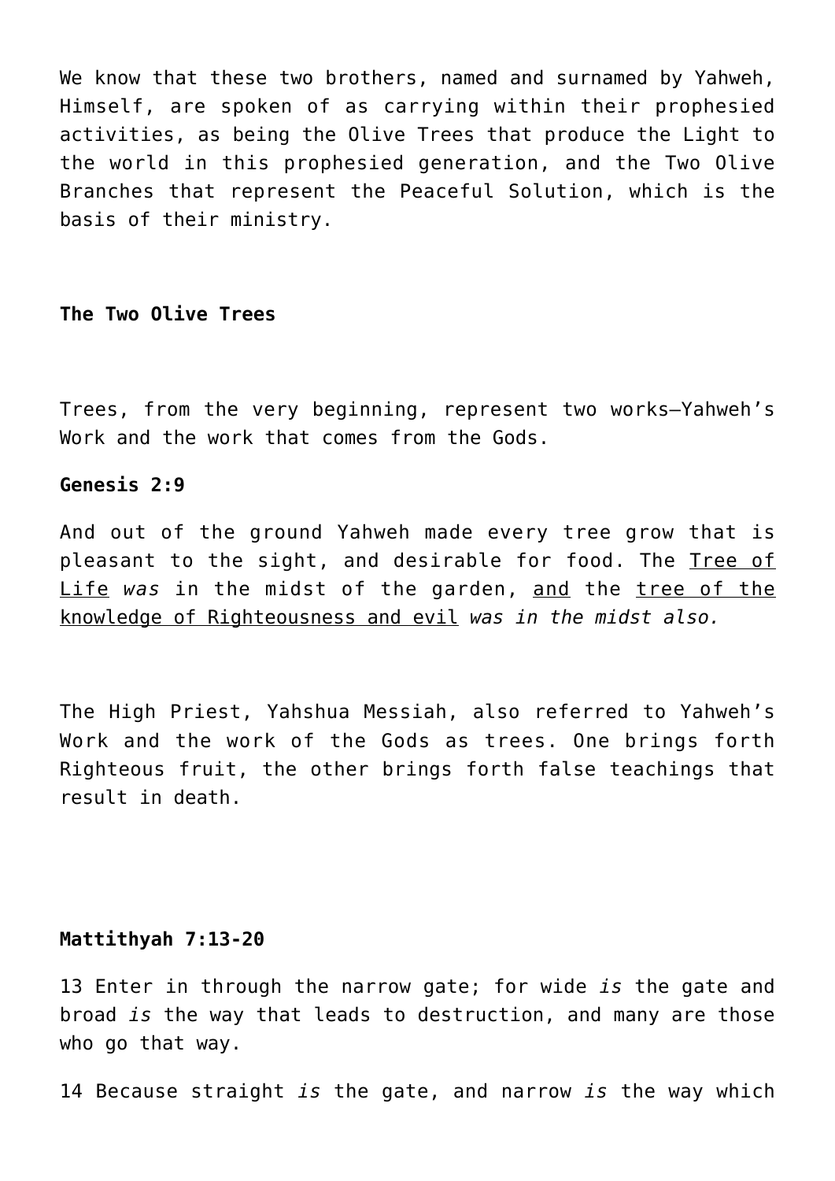We know that these two brothers, named and surnamed by Yahweh, Himself, are spoken of as carrying within their prophesied activities, as being the Olive Trees that produce the Light to the world in this prophesied generation, and the Two Olive Branches that represent the Peaceful Solution, which is the basis of their ministry.

**The Two Olive Trees**

Trees, from the very beginning, represent two works—Yahweh's Work and the work that comes from the Gods.

**Genesis 2:9**

And out of the ground Yahweh made every tree grow that is pleasant to the sight, and desirable for food. The <u>Tree of Life</u> *was* in the midst of the garden, <u>and</u> the <u>tree of the knowledge of Righteousness and evil</u> *was in the midst also.*

The High Priest, Yahshua Messiah, also referred to Yahweh's Work and the work of the Gods as trees. One brings forth Righteous fruit, the other brings forth false teachings that result in death.

**Mattithyah 7:13-20**

13 Enter in through the narrow gate; for wide *is* the gate and broad *is* the way that leads to destruction, and many are those who go that way.

14 Because straight *is* the gate, and narrow *is* the way which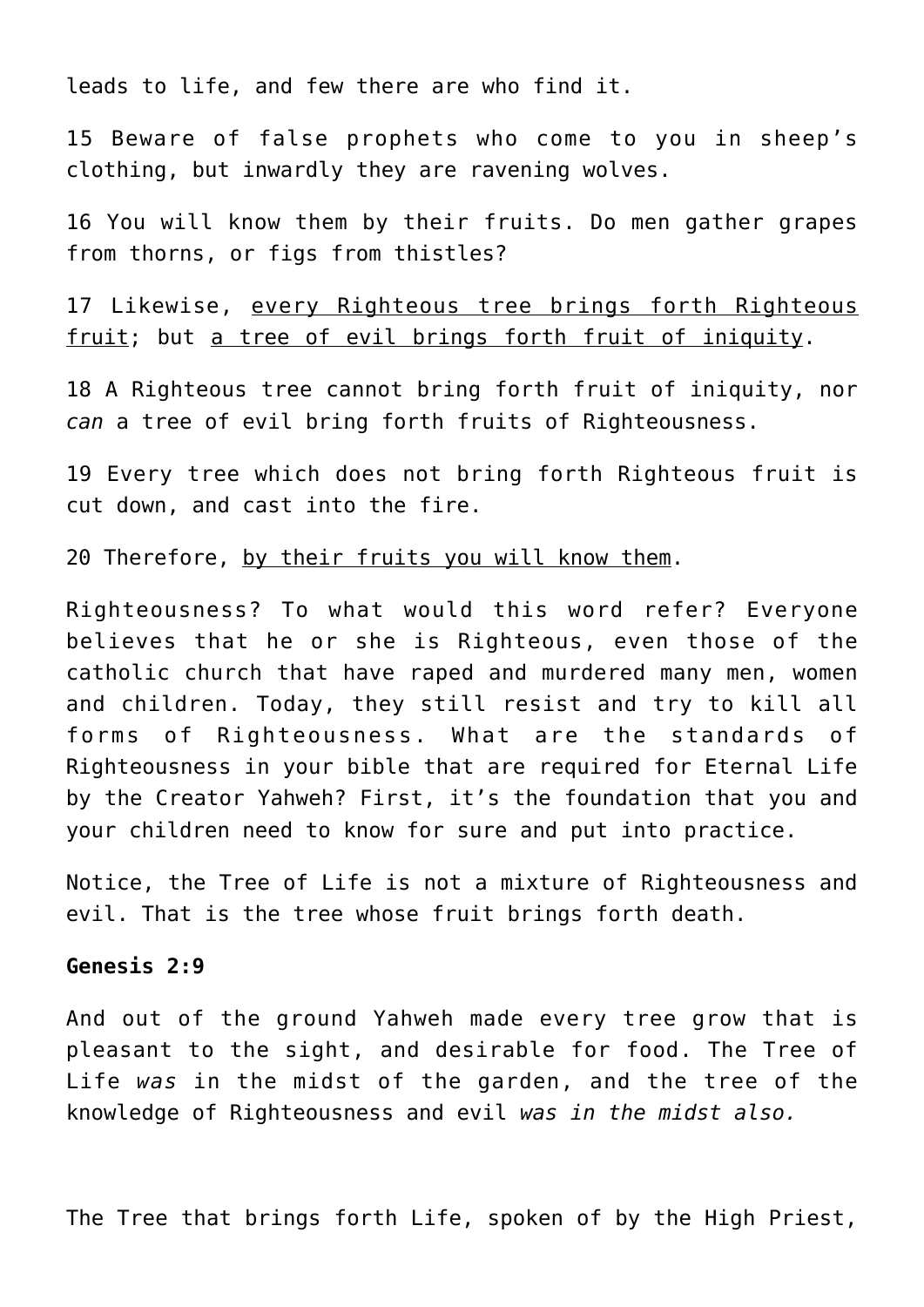leads to life, and few there are who find it.

15 Beware of false prophets who come to you in sheep's clothing, but inwardly they are ravening wolves.

16 You will know them by their fruits. Do men gather grapes from thorns, or figs from thistles?

17 Likewise, <u>every Righteous tree brings forth Righteous fruit</u>; but <u>a tree of evil brings forth fruit of iniquity</u>.

18 A Righteous tree cannot bring forth fruit of iniquity, nor *can* a tree of evil bring forth fruits of Righteousness.

19 Every tree which does not bring forth Righteous fruit is cut down, and cast into the fire.

20 Therefore, <u>by their fruits you will know them</u>.

Righteousness? To what would this word refer? Everyone believes that he or she is Righteous, even those of the catholic church that have raped and murdered many men, women and children. Today, they still resist and try to kill all forms of Righteousness. What are the standards of Righteousness in your bible that are required for Eternal Life by the Creator Yahweh? First, it's the foundation that you and your children need to know for sure and put into practice.

Notice, the Tree of Life is not a mixture of Righteousness and evil. That is the tree whose fruit brings forth death.

**Genesis 2:9**

And out of the ground Yahweh made every tree grow that is pleasant to the sight, and desirable for food. The Tree of Life *was* in the midst of the garden, and the tree of the knowledge of Righteousness and evil *was in the midst also.*

The Tree that brings forth Life, spoken of by the High Priest,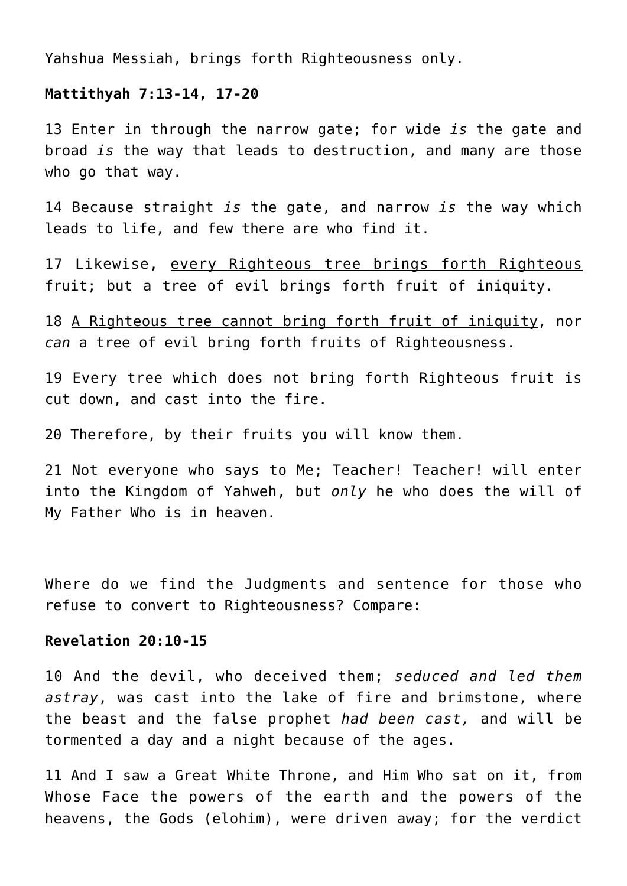Yahshua Messiah, brings forth Righteousness only.

**Mattithyah 7:13-14, 17-20**

13 Enter in through the narrow gate; for wide *is* the gate and broad *is* the way that leads to destruction, and many are those who go that way.

14 Because straight *is* the gate, and narrow *is* the way which leads to life, and few there are who find it.

17 Likewise, <u>every Righteous tree brings forth Righteous fruit</u>; but a tree of evil brings forth fruit of iniquity.

18 <u>A Righteous tree cannot bring forth fruit of iniquity</u>, nor *can* a tree of evil bring forth fruits of Righteousness.

19 Every tree which does not bring forth Righteous fruit is cut down, and cast into the fire.

20 Therefore, by their fruits you will know them.

21 Not everyone who says to Me; Teacher! Teacher! will enter into the Kingdom of Yahweh, but *only* he who does the will of My Father Who is in heaven.

Where do we find the Judgments and sentence for those who refuse to convert to Righteousness? Compare:

**Revelation 20:10-15**

10 And the devil, who deceived them; *seduced and led them astray*, was cast into the lake of fire and brimstone, where the beast and the false prophet *had been cast,* and will be tormented a day and a night because of the ages.

11 And I saw a Great White Throne, and Him Who sat on it, from Whose Face the powers of the earth and the powers of the heavens, the Gods (elohim), were driven away; for the verdict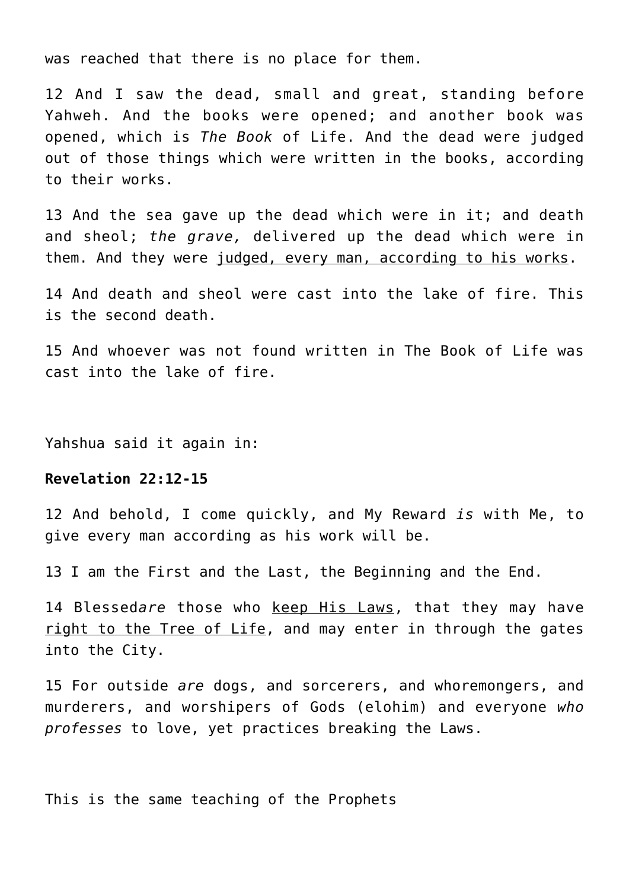was reached that there is no place for them.

12 And I saw the dead, small and great, standing before Yahweh. And the books were opened; and another book was opened, which is *The Book* of Life. And the dead were judged out of those things which were written in the books, according to their works.

13 And the sea gave up the dead which were in it; and death and sheol; *the grave,* delivered up the dead which were in them. And they were <u>judged, every man, according to his works</u>.

14 And death and sheol were cast into the lake of fire. This is the second death.

15 And whoever was not found written in The Book of Life was cast into the lake of fire.

Yahshua said it again in:

**Revelation 22:12-15**

12 And behold, I come quickly, and My Reward *is* with Me, to give every man according as his work will be.

13 I am the First and the Last, the Beginning and the End.

14 Blessed*are* those who <u>keep His Laws</u>, that they may have <u>right to the Tree of Life</u>, and may enter in through the gates into the City.

15 For outside *are* dogs, and sorcerers, and whoremongers, and murderers, and worshipers of Gods (elohim) and everyone *who professes* to love, yet practices breaking the Laws.

This is the same teaching of the Prophets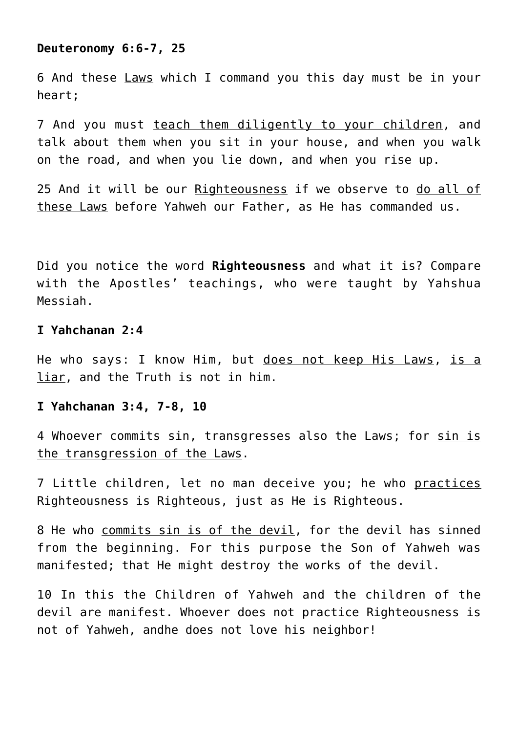**Deuteronomy 6:6-7, 25**

6 And these <u>Laws</u> which I command you this day must be in your heart;

7 And you must <u>teach them diligently to your children</u>, and talk about them when you sit in your house, and when you walk on the road, and when you lie down, and when you rise up.

25 And it will be our <u>Righteousness</u> if we observe to <u>do all of these Laws</u> before Yahweh our Father, as He has commanded us.

Did you notice the word **Righteousness** and what it is? Compare with the Apostles' teachings, who were taught by Yahshua Messiah.

**I Yahchanan 2:4**

He who says: I know Him, but <u>does not keep His Laws</u>, <u>is a liar</u>, and the Truth is not in him.

**I Yahchanan 3:4, 7-8, 10**

4 Whoever commits sin, transgresses also the Laws; for <u>sin is the transgression of the Laws</u>.

7 Little children, let no man deceive you; he who <u>practices Righteousness is Righteous</u>, just as He is Righteous.

8 He who <u>commits sin is of the devil</u>, for the devil has sinned from the beginning. For this purpose the Son of Yahweh was manifested; that He might destroy the works of the devil.

10 In this the Children of Yahweh and the children of the devil are manifest. Whoever does not practice Righteousness is not of Yahweh, andhe does not love his neighbor!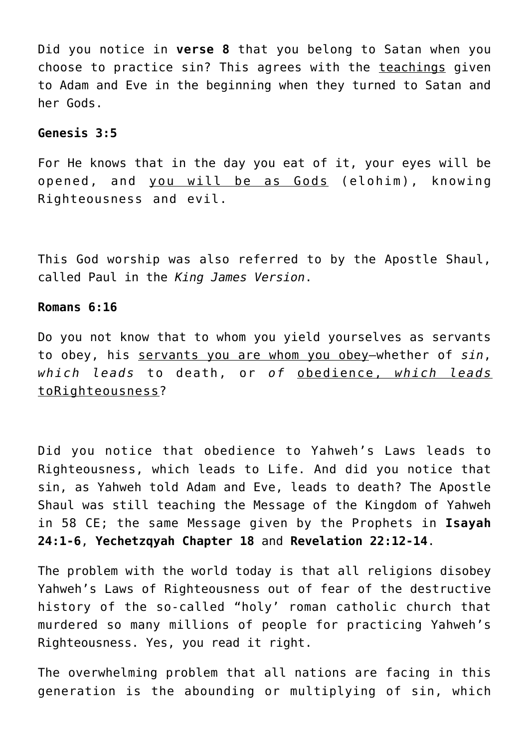Did you notice in **verse 8** that you belong to Satan when you choose to practice sin? This agrees with the teachings given to Adam and Eve in the beginning when they turned to Satan and her Gods.

**Genesis 3:5**

For He knows that in the day you eat of it, your eyes will be opened, and you will be as Gods (elohim), knowing Righteousness and evil.

This God worship was also referred to by the Apostle Shaul, called Paul in the *King James Version*.

**Romans 6:16**

Do you not know that to whom you yield yourselves as servants to obey, his servants you are whom you obey—whether of *sin*, *which leads* to death, or *of* obedience, *which leads* toRighteousness?

Did you notice that obedience to Yahweh's Laws leads to Righteousness, which leads to Life. And did you notice that sin, as Yahweh told Adam and Eve, leads to death? The Apostle Shaul was still teaching the Message of the Kingdom of Yahweh in 58 CE; the same Message given by the Prophets in **Isayah 24:1-6**, **Yechetzqyah Chapter 18** and **Revelation 22:12-14**.

The problem with the world today is that all religions disobey Yahweh's Laws of Righteousness out of fear of the destructive history of the so-called "holy' roman catholic church that murdered so many millions of people for practicing Yahweh's Righteousness. Yes, you read it right.

The overwhelming problem that all nations are facing in this generation is the abounding or multiplying of sin, which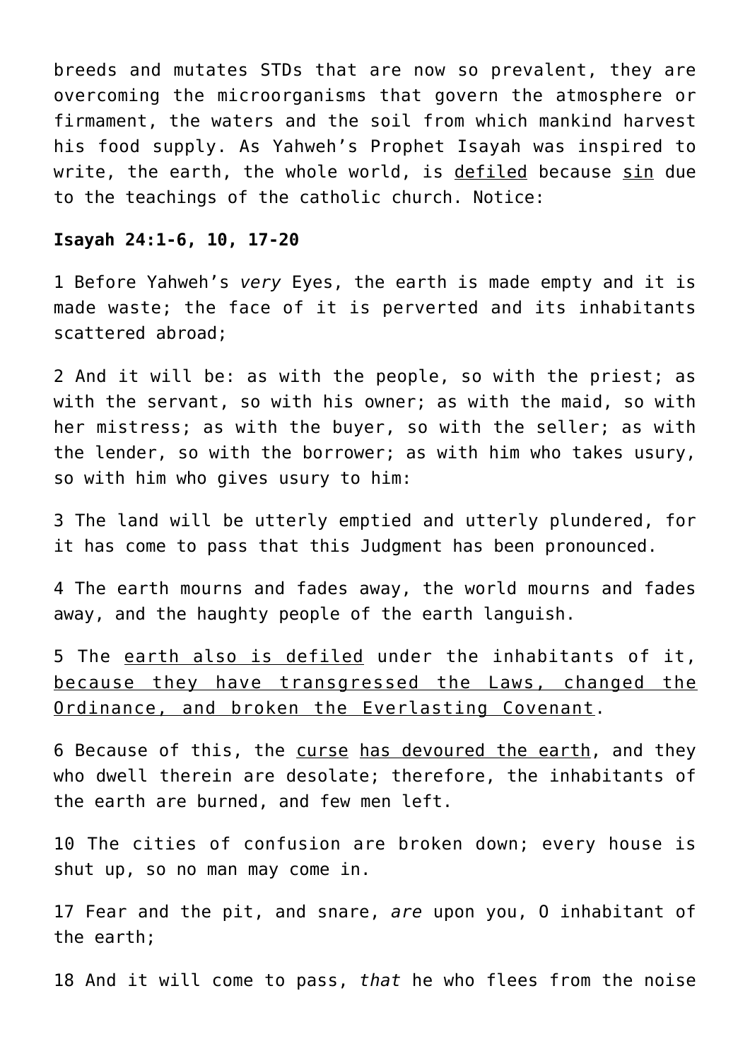breeds and mutates STDs that are now so prevalent, they are overcoming the microorganisms that govern the atmosphere or firmament, the waters and the soil from which mankind harvest his food supply. As Yahweh's Prophet Isayah was inspired to write, the earth, the whole world, is <u>defiled</u> because <u>sin</u> due to the teachings of the catholic church. Notice:

**Isayah 24:1-6, 10, 17-20**

1 Before Yahweh's *very* Eyes, the earth is made empty and it is made waste; the face of it is perverted and its inhabitants scattered abroad;

2 And it will be: as with the people, so with the priest; as with the servant, so with his owner; as with the maid, so with her mistress; as with the buyer, so with the seller; as with the lender, so with the borrower; as with him who takes usury, so with him who gives usury to him:

3 The land will be utterly emptied and utterly plundered, for it has come to pass that this Judgment has been pronounced.

4 The earth mourns and fades away, the world mourns and fades away, and the haughty people of the earth languish.

5 The <u>earth also is defiled</u> under the inhabitants of it, <u>because they have transgressed the Laws, changed the Ordinance, and broken the Everlasting Covenant</u>.

6 Because of this, the <u>curse</u> <u>has devoured the earth</u>, and they who dwell therein are desolate; therefore, the inhabitants of the earth are burned, and few men left.

10 The cities of confusion are broken down; every house is shut up, so no man may come in.

17 Fear and the pit, and snare, *are* upon you, O inhabitant of the earth;

18 And it will come to pass, *that* he who flees from the noise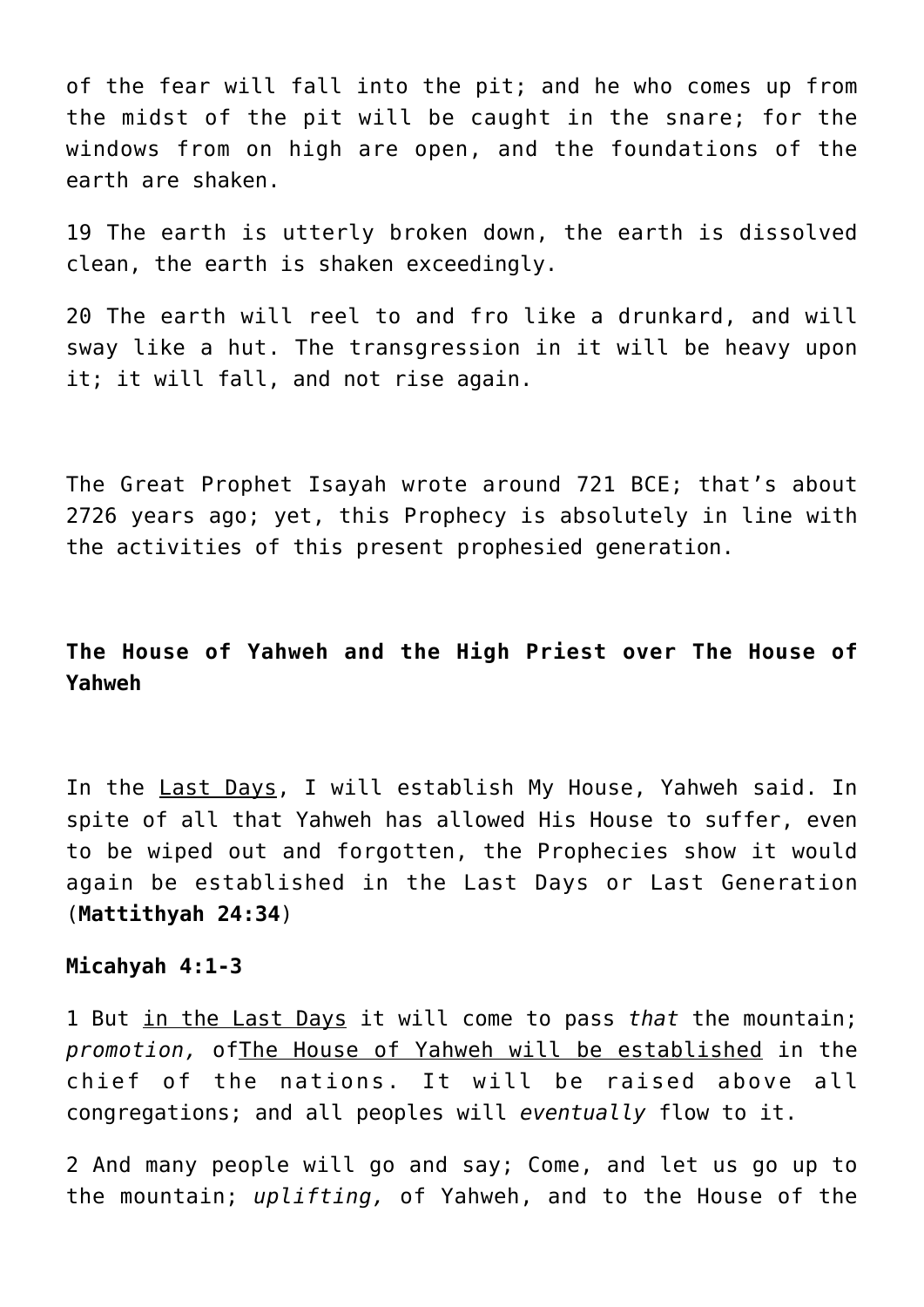of the fear will fall into the pit; and he who comes up from the midst of the pit will be caught in the snare; for the windows from on high are open, and the foundations of the earth are shaken.

19 The earth is utterly broken down, the earth is dissolved clean, the earth is shaken exceedingly.

20 The earth will reel to and fro like a drunkard, and will sway like a hut. The transgression in it will be heavy upon it; it will fall, and not rise again.

The Great Prophet Isayah wrote around 721 BCE; that's about 2726 years ago; yet, this Prophecy is absolutely in line with the activities of this present prophesied generation.

**The House of Yahweh and the High Priest over The House of Yahweh**

In the <u>Last Days</u>, I will establish My House, Yahweh said. In spite of all that Yahweh has allowed His House to suffer, even to be wiped out and forgotten, the Prophecies show it would again be established in the Last Days or Last Generation (**Mattithyah 24:34**)

**Micahyah 4:1-3**

1 But <u>in the Last Days</u> it will come to pass *that* the mountain; *promotion,* of<u>The House of Yahweh will be established</u> in the chief of the nations. It will be raised above all congregations; and all peoples will *eventually* flow to it.

2 And many people will go and say; Come, and let us go up to the mountain; *uplifting,* of Yahweh, and to the House of the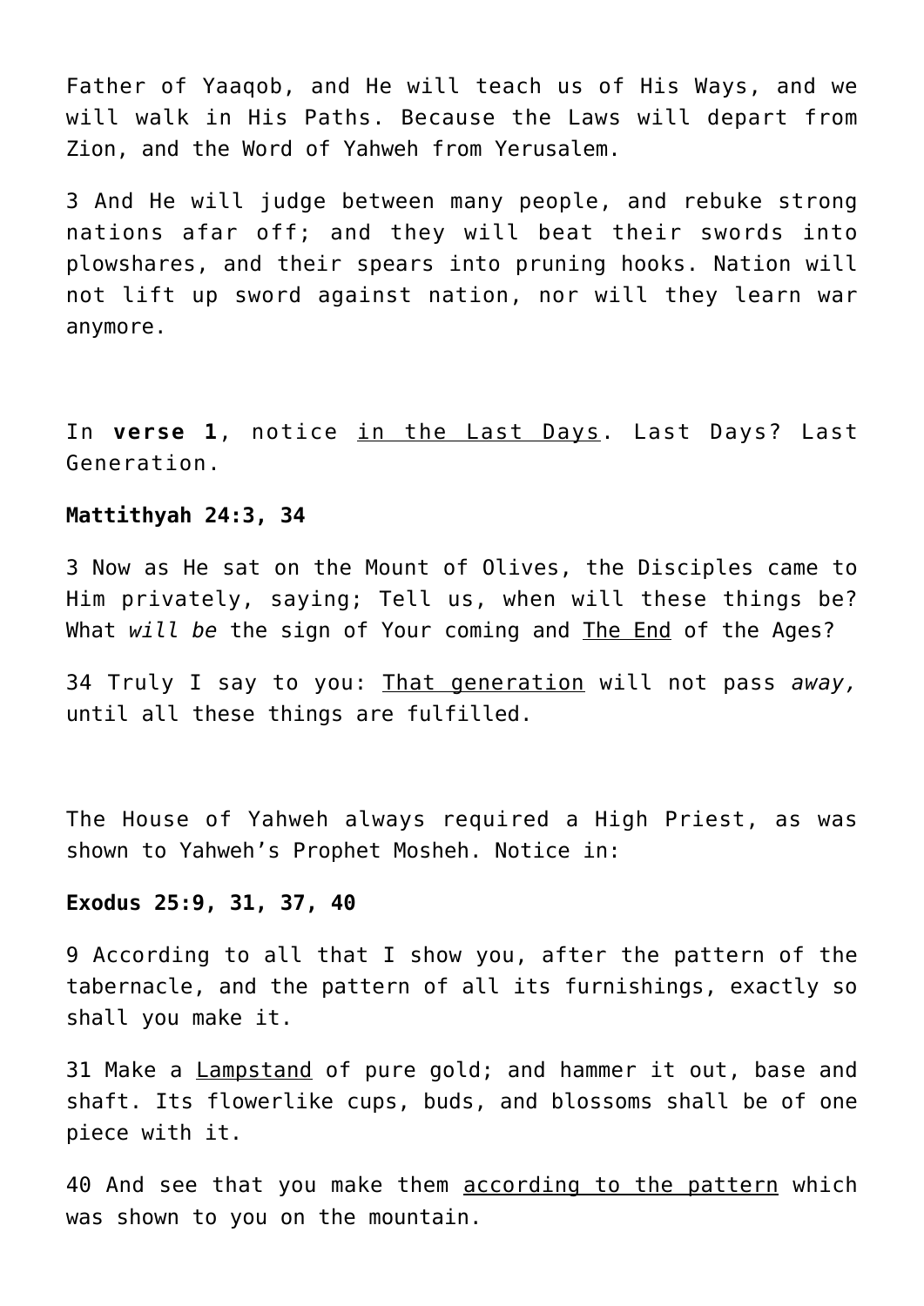Father of Yaaqob, and He will teach us of His Ways, and we will walk in His Paths. Because the Laws will depart from Zion, and the Word of Yahweh from Yerusalem.

3 And He will judge between many people, and rebuke strong nations afar off; and they will beat their swords into plowshares, and their spears into pruning hooks. Nation will not lift up sword against nation, nor will they learn war anymore.

In **verse 1**, notice <u>in the Last Days</u>. Last Days? Last Generation.

**Mattithyah 24:3, 34**

3 Now as He sat on the Mount of Olives, the Disciples came to Him privately, saying; Tell us, when will these things be? What *will be* the sign of Your coming and <u>The End</u> of the Ages?

34 Truly I say to you: <u>That generation</u> will not pass *away,* until all these things are fulfilled.

The House of Yahweh always required a High Priest, as was shown to Yahweh's Prophet Mosheh. Notice in:

**Exodus 25:9, 31, 37, 40**

9 According to all that I show you, after the pattern of the tabernacle, and the pattern of all its furnishings, exactly so shall you make it.

31 Make a <u>Lampstand</u> of pure gold; and hammer it out, base and shaft. Its flowerlike cups, buds, and blossoms shall be of one piece with it.

40 And see that you make them <u>according to the pattern</u> which was shown to you on the mountain.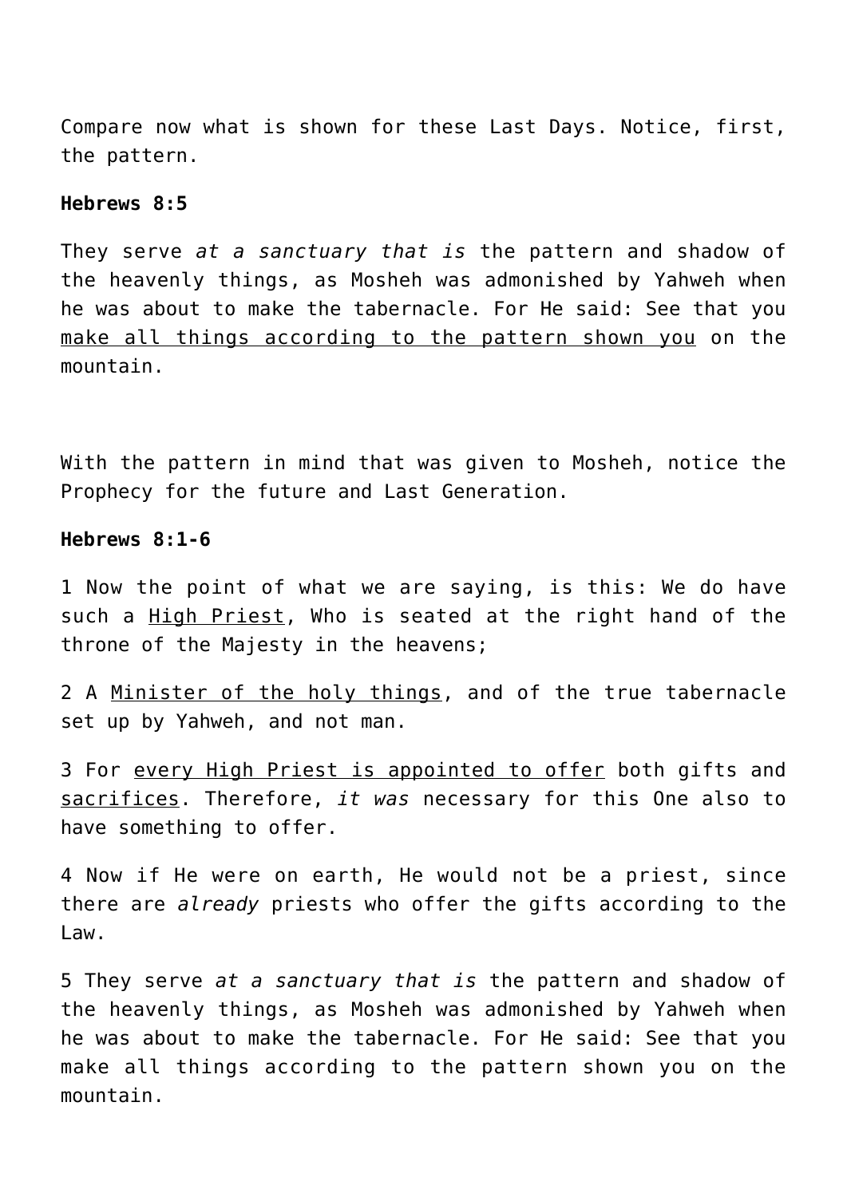Compare now what is shown for these Last Days. Notice, first, the pattern.

**Hebrews 8:5**

They serve *at a sanctuary that is* the pattern and shadow of the heavenly things, as Mosheh was admonished by Yahweh when he was about to make the tabernacle. For He said: See that you <u>make all things according to the pattern shown you</u> on the mountain.

With the pattern in mind that was given to Mosheh, notice the Prophecy for the future and Last Generation.

**Hebrews 8:1-6**

1 Now the point of what we are saying, is this: We do have such a <u>High Priest</u>, Who is seated at the right hand of the throne of the Majesty in the heavens;

2 A <u>Minister of the holy things</u>, and of the true tabernacle set up by Yahweh, and not man.

3 For <u>every High Priest is appointed to offer</u> both gifts and <u>sacrifices</u>. Therefore, *it was* necessary for this One also to have something to offer.

4 Now if He were on earth, He would not be a priest, since there are *already* priests who offer the gifts according to the Law.

5 They serve *at a sanctuary that is* the pattern and shadow of the heavenly things, as Mosheh was admonished by Yahweh when he was about to make the tabernacle. For He said: See that you make all things according to the pattern shown you on the mountain.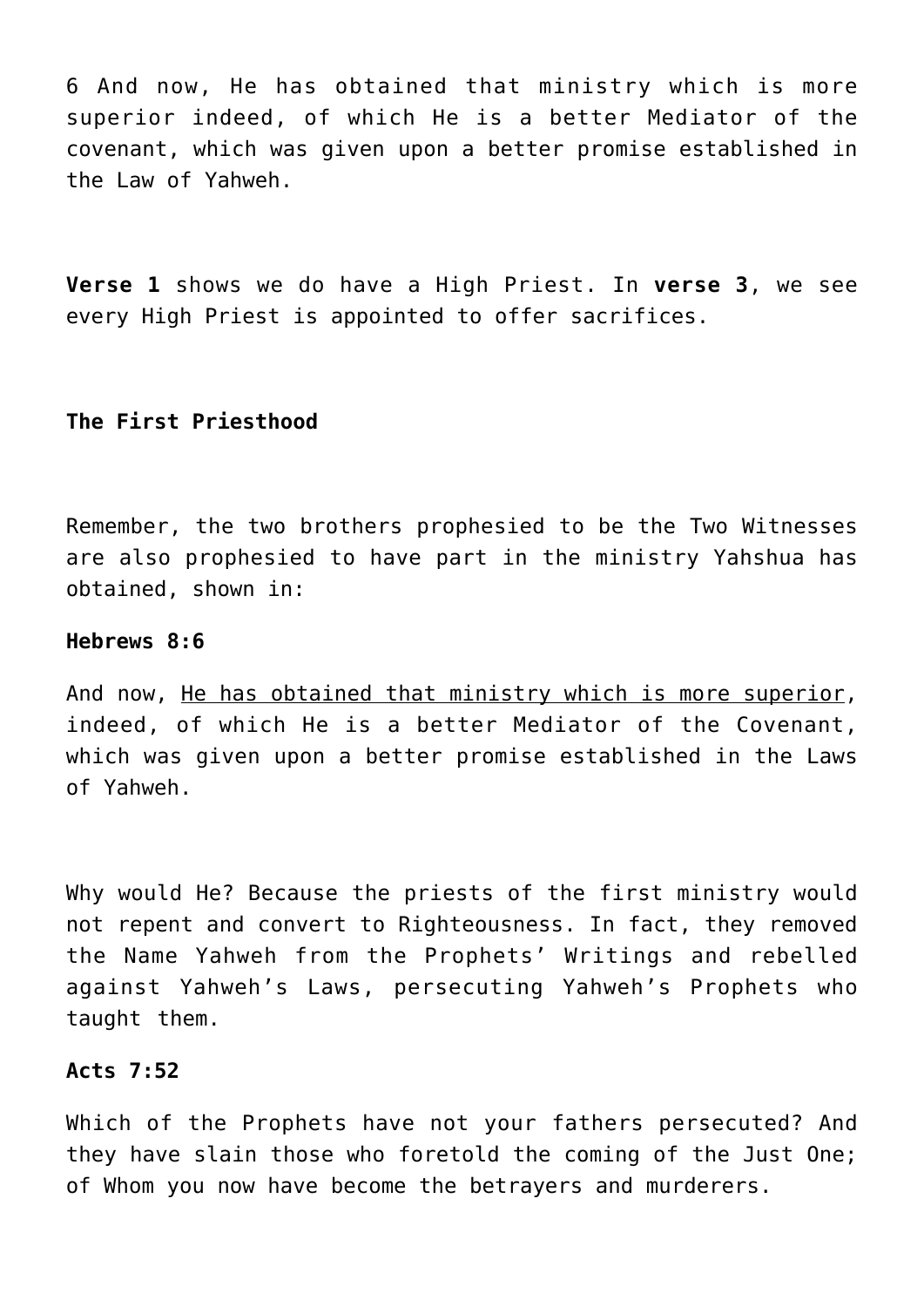6 And now, He has obtained that ministry which is more superior indeed, of which He is a better Mediator of the covenant, which was given upon a better promise established in the Law of Yahweh.

**Verse 1** shows we do have a High Priest. In **verse 3**, we see every High Priest is appointed to offer sacrifices.

**The First Priesthood**

Remember, the two brothers prophesied to be the Two Witnesses are also prophesied to have part in the ministry Yahshua has obtained, shown in:

**Hebrews 8:6**

And now, <u>He has obtained that ministry which is more superior</u>, indeed, of which He is a better Mediator of the Covenant, which was given upon a better promise established in the Laws of Yahweh.

Why would He? Because the priests of the first ministry would not repent and convert to Righteousness. In fact, they removed the Name Yahweh from the Prophets' Writings and rebelled against Yahweh's Laws, persecuting Yahweh's Prophets who taught them.

**Acts 7:52**

Which of the Prophets have not your fathers persecuted? And they have slain those who foretold the coming of the Just One; of Whom you now have become the betrayers and murderers.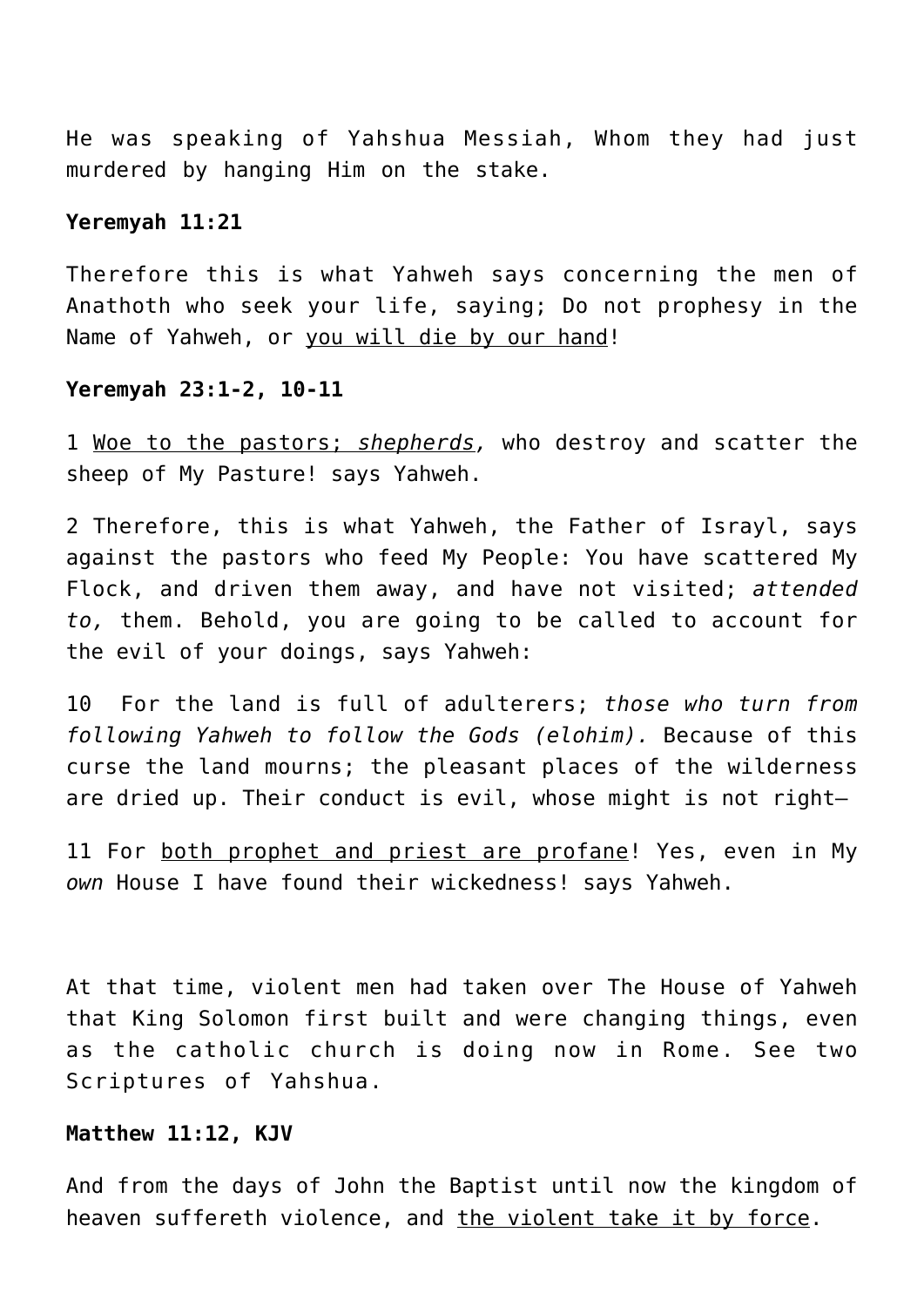He was speaking of Yahshua Messiah, Whom they had just murdered by hanging Him on the stake.

**Yeremyah 11:21**

Therefore this is what Yahweh says concerning the men of Anathoth who seek your life, saying; Do not prophesy in the Name of Yahweh, or <u>you will die by our hand</u>!

**Yeremyah 23:1-2, 10-11**

1 <u>Woe to the pastors; *shepherds*,</u> who destroy and scatter the sheep of My Pasture! says Yahweh.

2 Therefore, this is what Yahweh, the Father of Israyl, says against the pastors who feed My People: You have scattered My Flock, and driven them away, and have not visited; *attended to,* them. Behold, you are going to be called to account for the evil of your doings, says Yahweh:

10 For the land is full of adulterers; *those who turn from following Yahweh to follow the Gods (elohim).* Because of this curse the land mourns; the pleasant places of the wilderness are dried up. Their conduct is evil, whose might is not right—

11 For <u>both prophet and priest are profane</u>! Yes, even in My *own* House I have found their wickedness! says Yahweh.

At that time, violent men had taken over The House of Yahweh that King Solomon first built and were changing things, even as the catholic church is doing now in Rome. See two Scriptures of Yahshua.

**Matthew 11:12, KJV**

And from the days of John the Baptist until now the kingdom of heaven suffereth violence, and <u>the violent take it by force</u>.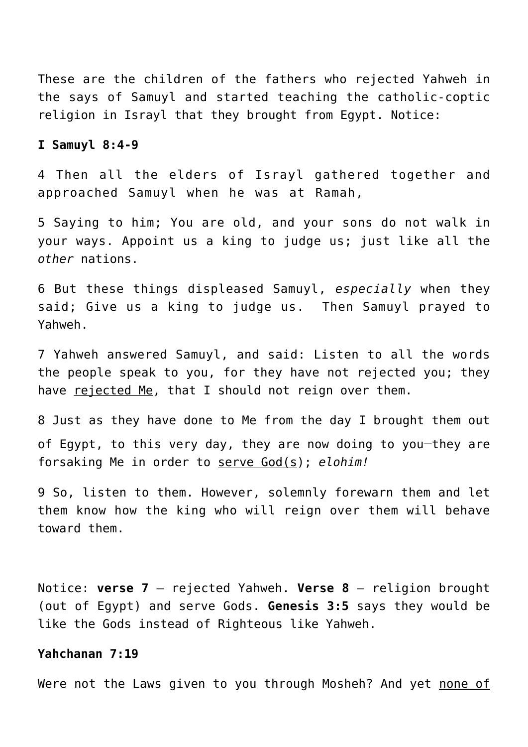These are the children of the fathers who rejected Yahweh in the says of Samuyl and started teaching the catholic-coptic religion in Israyl that they brought from Egypt. Notice:

**I Samuyl 8:4-9**

4 Then all the elders of Israyl gathered together and approached Samuyl when he was at Ramah,

5 Saying to him; You are old, and your sons do not walk in your ways. Appoint us a king to judge us; just like all the *other* nations.

6 But these things displeased Samuyl, *especially* when they said; Give us a king to judge us. Then Samuyl prayed to Yahweh.

7 Yahweh answered Samuyl, and said: Listen to all the words the people speak to you, for they have not rejected you; they have <u>rejected Me</u>, that I should not reign over them.

8 Just as they have done to Me from the day I brought them out of Egypt, to this very day, they are now doing to you—they are forsaking Me in order to <u>serve God(s)</u>; *elohim!*

9 So, listen to them. However, solemnly forewarn them and let them know how the king who will reign over them will behave toward them.

Notice: **verse 7** – rejected Yahweh. **Verse 8** – religion brought (out of Egypt) and serve Gods. **Genesis 3:5** says they would be like the Gods instead of Righteous like Yahweh.

**Yahchanan 7:19**

Were not the Laws given to you through Mosheh? And yet <u>none of</u>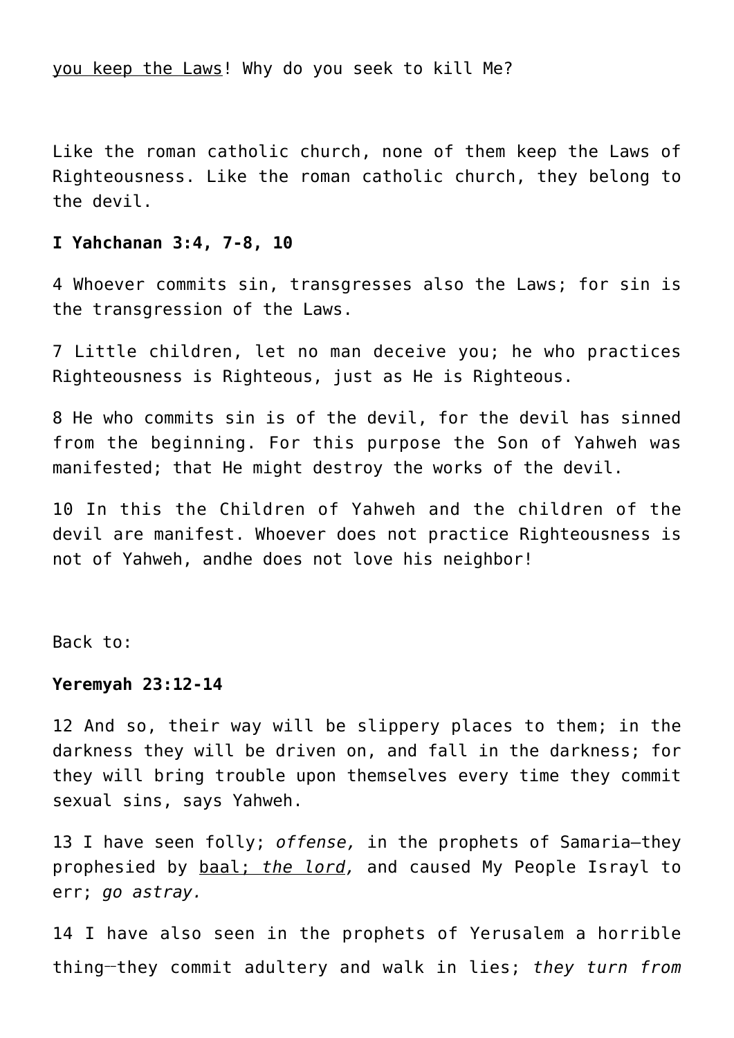<u>you keep the Laws</u>! Why do you seek to kill Me?

Like the roman catholic church, none of them keep the Laws of Righteousness. Like the roman catholic church, they belong to the devil.

**I Yahchanan 3:4, 7-8, 10**

4 Whoever commits sin, transgresses also the Laws; for sin is the transgression of the Laws.

7 Little children, let no man deceive you; he who practices Righteousness is Righteous, just as He is Righteous.

8 He who commits sin is of the devil, for the devil has sinned from the beginning. For this purpose the Son of Yahweh was manifested; that He might destroy the works of the devil.

10 In this the Children of Yahweh and the children of the devil are manifest. Whoever does not practice Righteousness is not of Yahweh, andhe does not love his neighbor!

Back to:

**Yeremyah 23:12-14**

12 And so, their way will be slippery places to them; in the darkness they will be driven on, and fall in the darkness; for they will bring trouble upon themselves every time they commit sexual sins, says Yahweh.

13 I have seen folly; *offense,* in the prophets of Samaria—they prophesied by <u>baal; *the lord*</u>*,* and caused My People Israyl to err; *go astray.*

14 I have also seen in the prophets of Yerusalem a horrible thing—they commit adultery and walk in lies; *they turn from*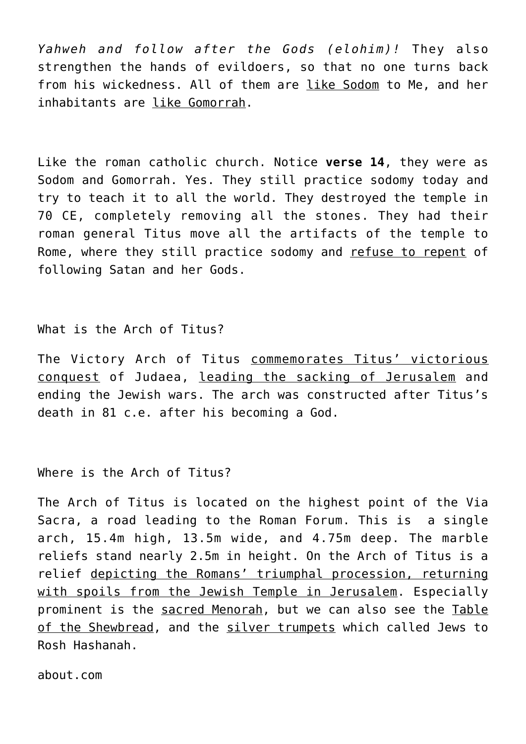*Yahweh and follow after the Gods (elohim)!* They also strengthen the hands of evildoers, so that no one turns back from his wickedness. All of them are like Sodom to Me, and her inhabitants are like Gomorrah.

Like the roman catholic church. Notice **verse 14**, they were as Sodom and Gomorrah. Yes. They still practice sodomy today and try to teach it to all the world. They destroyed the temple in 70 CE, completely removing all the stones. They had their roman general Titus move all the artifacts of the temple to Rome, where they still practice sodomy and refuse to repent of following Satan and her Gods.

What is the Arch of Titus?

The Victory Arch of Titus commemorates Titus' victorious conquest of Judaea, leading the sacking of Jerusalem and ending the Jewish wars. The arch was constructed after Titus's death in 81 c.e. after his becoming a God.

Where is the Arch of Titus?

The Arch of Titus is located on the highest point of the Via Sacra, a road leading to the Roman Forum. This is a single arch, 15.4m high, 13.5m wide, and 4.75m deep. The marble reliefs stand nearly 2.5m in height. On the Arch of Titus is a relief depicting the Romans' triumphal procession, returning with spoils from the Jewish Temple in Jerusalem. Especially prominent is the sacred Menorah, but we can also see the Table of the Shewbread, and the silver trumpets which called Jews to Rosh Hashanah.

about.com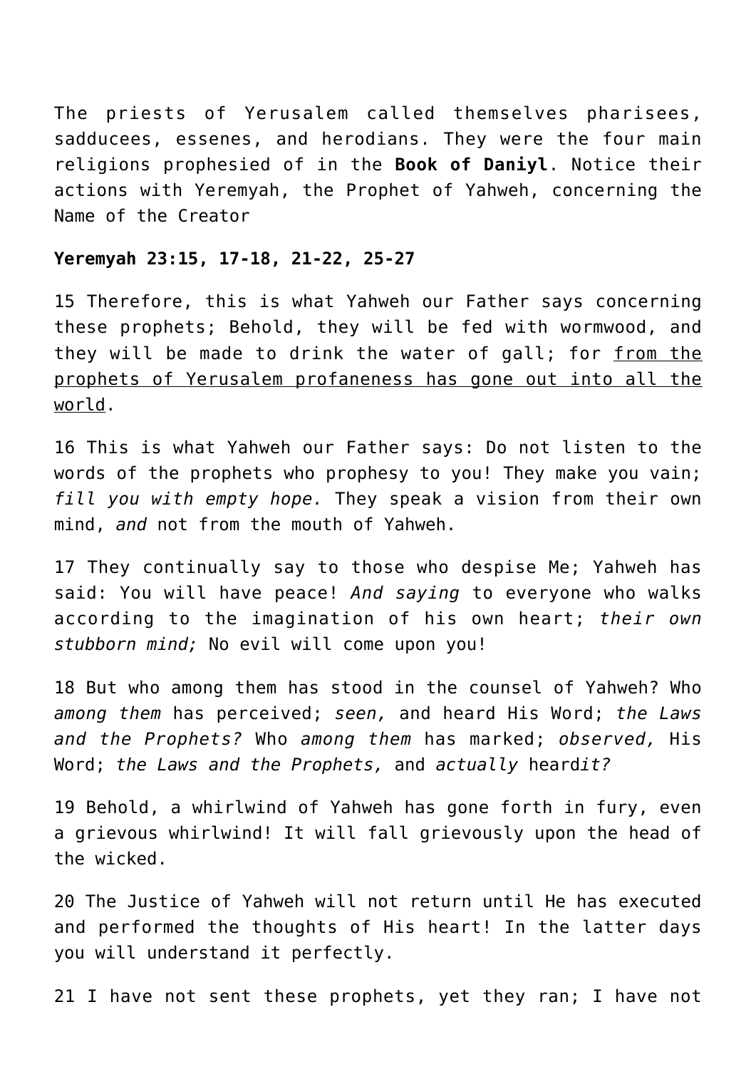The priests of Yerusalem called themselves pharisees, sadducees, essenes, and herodians. They were the four main religions prophesied of in the **Book of Daniyl**. Notice their actions with Yeremyah, the Prophet of Yahweh, concerning the Name of the Creator

**Yeremyah 23:15, 17-18, 21-22, 25-27**

15 Therefore, this is what Yahweh our Father says concerning these prophets; Behold, they will be fed with wormwood, and they will be made to drink the water of gall; for <u>from the prophets of Yerusalem profaneness has gone out into all the world</u>.

16 This is what Yahweh our Father says: Do not listen to the words of the prophets who prophesy to you! They make you vain; *fill you with empty hope.* They speak a vision from their own mind, *and* not from the mouth of Yahweh.

17 They continually say to those who despise Me; Yahweh has said: You will have peace! *And saying* to everyone who walks according to the imagination of his own heart; *their own stubborn mind;* No evil will come upon you!

18 But who among them has stood in the counsel of Yahweh? Who *among them* has perceived; *seen,* and heard His Word; *the Laws and the Prophets?* Who *among them* has marked; *observed,* His Word; *the Laws and the Prophets,* and *actually* heard*it?*

19 Behold, a whirlwind of Yahweh has gone forth in fury, even a grievous whirlwind! It will fall grievously upon the head of the wicked.

20 The Justice of Yahweh will not return until He has executed and performed the thoughts of His heart! In the latter days you will understand it perfectly.

21 I have not sent these prophets, yet they ran; I have not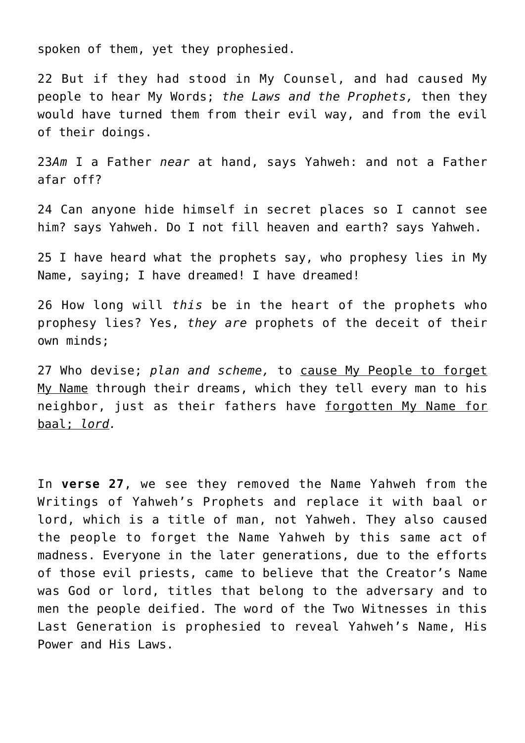spoken of them, yet they prophesied.

22 But if they had stood in My Counsel, and had caused My people to hear My Words; *the Laws and the Prophets,* then they would have turned them from their evil way, and from the evil of their doings.

23*Am* I a Father *near* at hand, says Yahweh: and not a Father afar off?

24 Can anyone hide himself in secret places so I cannot see him? says Yahweh. Do I not fill heaven and earth? says Yahweh.

25 I have heard what the prophets say, who prophesy lies in My Name, saying; I have dreamed! I have dreamed!

26 How long will *this* be in the heart of the prophets who prophesy lies? Yes, *they are* prophets of the deceit of their own minds;

27 Who devise; *plan and scheme,* to <u>cause My People to forget My Name</u> through their dreams, which they tell every man to his neighbor, just as their fathers have <u>forgotten My Name for baal; *lord*</u>.

In **verse 27**, we see they removed the Name Yahweh from the Writings of Yahweh's Prophets and replace it with baal or lord, which is a title of man, not Yahweh. They also caused the people to forget the Name Yahweh by this same act of madness. Everyone in the later generations, due to the efforts of those evil priests, came to believe that the Creator's Name was God or lord, titles that belong to the adversary and to men the people deified. The word of the Two Witnesses in this Last Generation is prophesied to reveal Yahweh's Name, His Power and His Laws.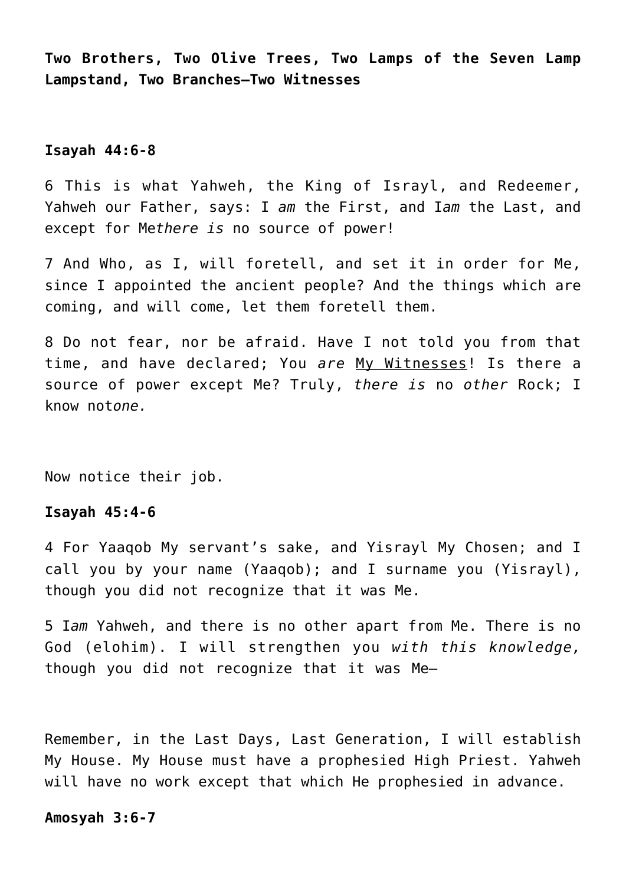**Two Brothers, Two Olive Trees, Two Lamps of the Seven Lamp Lampstand, Two Branches—Two Witnesses**

**Isayah 44:6-8**

6 This is what Yahweh, the King of Israyl, and Redeemer, Yahweh our Father, says: I *am* the First, and I*am* the Last, and except for Me*there is* no source of power!

7 And Who, as I, will foretell, and set it in order for Me, since I appointed the ancient people? And the things which are coming, and will come, let them foretell them.

8 Do not fear, nor be afraid. Have I not told you from that time, and have declared; You *are* My Witnesses! Is there a source of power except Me? Truly, *there is* no *other* Rock; I know not*one.*

Now notice their job.

**Isayah 45:4-6**

4 For Yaaqob My servant's sake, and Yisrayl My Chosen; and I call you by your name (Yaaqob); and I surname you (Yisrayl), though you did not recognize that it was Me.

5 I*am* Yahweh, and there is no other apart from Me. There is no God (elohim). I will strengthen you *with this knowledge,* though you did not recognize that it was Me—

Remember, in the Last Days, Last Generation, I will establish My House. My House must have a prophesied High Priest. Yahweh will have no work except that which He prophesied in advance.

**Amosyah 3:6-7**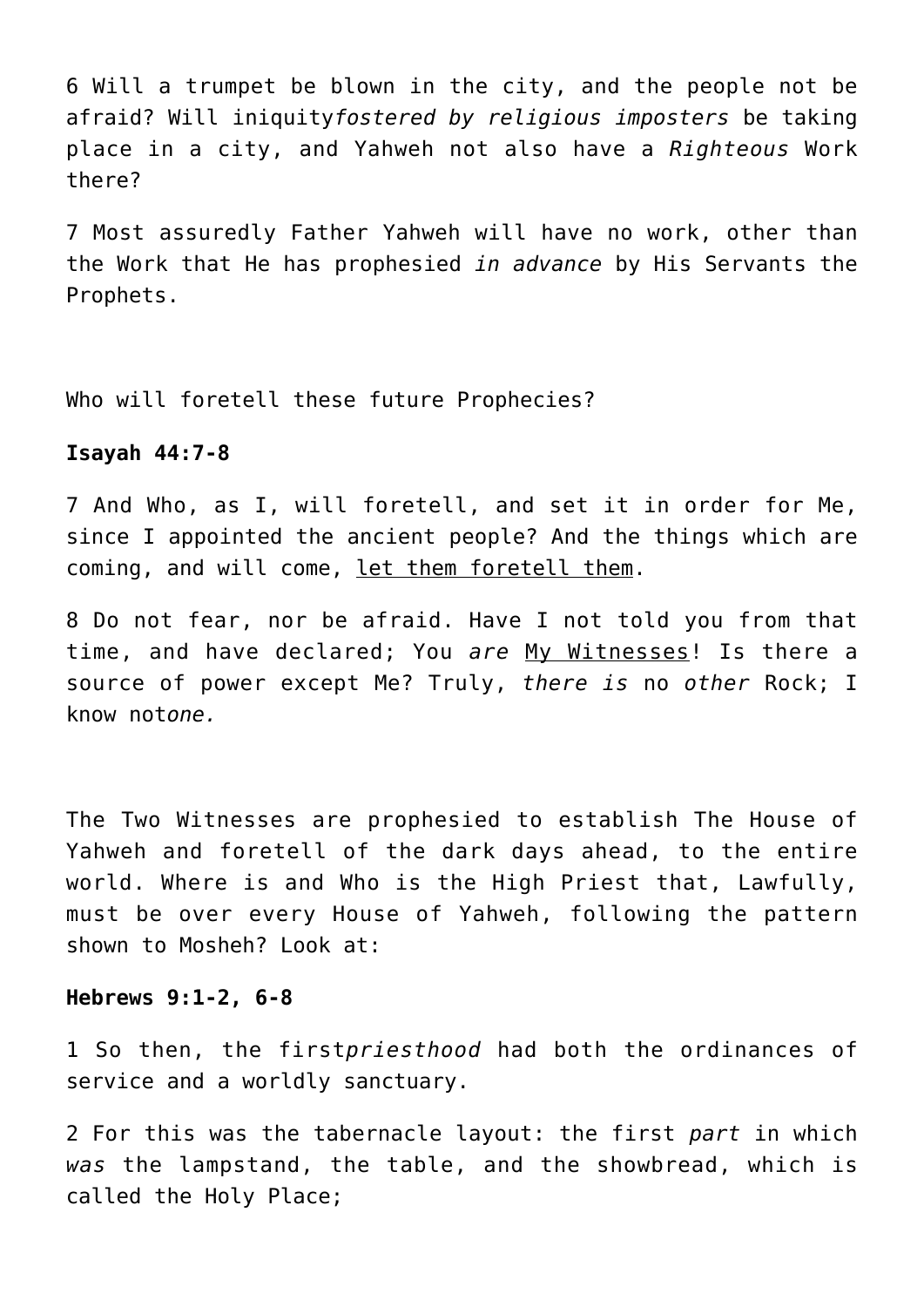6 Will a trumpet be blown in the city, and the people not be afraid? Will iniquity*fostered by religious imposters* be taking place in a city, and Yahweh not also have a *Righteous* Work there?

7 Most assuredly Father Yahweh will have no work, other than the Work that He has prophesied *in advance* by His Servants the Prophets.

Who will foretell these future Prophecies?

**Isayah 44:7-8**

7 And Who, as I, will foretell, and set it in order for Me, since I appointed the ancient people? And the things which are coming, and will come, <u>let them foretell them</u>.

8 Do not fear, nor be afraid. Have I not told you from that time, and have declared; You *are* <u>My Witnesses</u>! Is there a source of power except Me? Truly, *there is* no *other* Rock; I know not*one.*

The Two Witnesses are prophesied to establish The House of Yahweh and foretell of the dark days ahead, to the entire world. Where is and Who is the High Priest that, Lawfully, must be over every House of Yahweh, following the pattern shown to Mosheh? Look at:

**Hebrews 9:1-2, 6-8**

1 So then, the first*priesthood* had both the ordinances of service and a worldly sanctuary.

2 For this was the tabernacle layout: the first *part* in which *was* the lampstand, the table, and the showbread, which is called the Holy Place;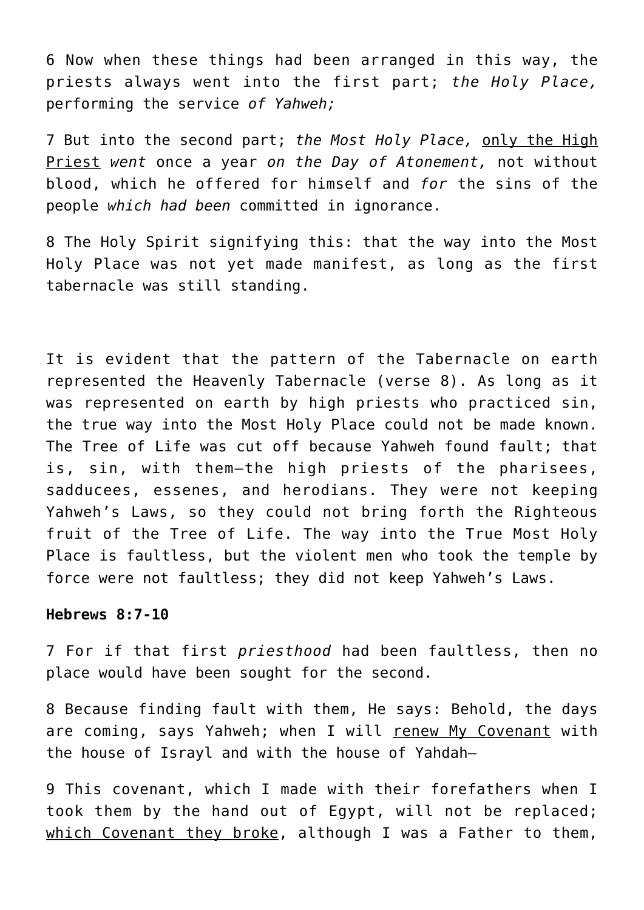6 Now when these things had been arranged in this way, the priests always went into the first part; *the Holy Place,* performing the service *of Yahweh;*

7 But into the second part; *the Most Holy Place,* <u>only the High Priest</u> *went* once a year *on the Day of Atonement,* not without blood, which he offered for himself and *for* the sins of the people *which had been* committed in ignorance.

8 The Holy Spirit signifying this: that the way into the Most Holy Place was not yet made manifest, as long as the first tabernacle was still standing.

It is evident that the pattern of the Tabernacle on earth represented the Heavenly Tabernacle (verse 8). As long as it was represented on earth by high priests who practiced sin, the true way into the Most Holy Place could not be made known. The Tree of Life was cut off because Yahweh found fault; that is, sin, with them—the high priests of the pharisees, sadducees, essenes, and herodians. They were not keeping Yahweh's Laws, so they could not bring forth the Righteous fruit of the Tree of Life. The way into the True Most Holy Place is faultless, but the violent men who took the temple by force were not faultless; they did not keep Yahweh's Laws.

**Hebrews 8:7-10**

7 For if that first *priesthood* had been faultless, then no place would have been sought for the second.

8 Because finding fault with them, He says: Behold, the days are coming, says Yahweh; when I will <u>renew My Covenant</u> with the house of Israyl and with the house of Yahdah—

9 This covenant, which I made with their forefathers when I took them by the hand out of Egypt, will not be replaced; <u>which Covenant they broke</u>, although I was a Father to them,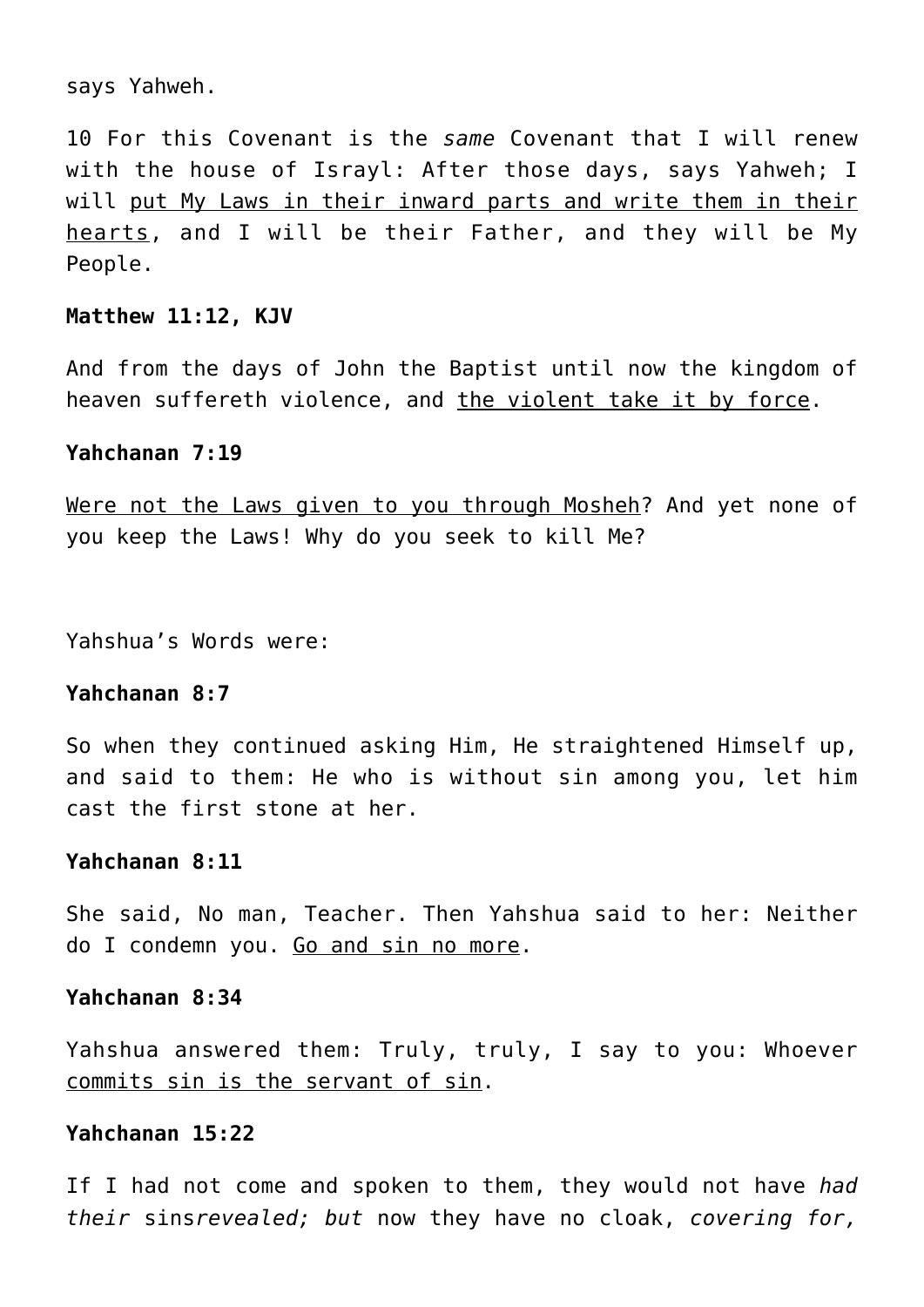says Yahweh.

10 For this Covenant is the *same* Covenant that I will renew with the house of Israyl: After those days, says Yahweh; I will <u>put My Laws in their inward parts and write them in their hearts</u>, and I will be their Father, and they will be My People.

**Matthew 11:12, KJV**

And from the days of John the Baptist until now the kingdom of heaven suffereth violence, and <u>the violent take it by force</u>.

**Yahchanan 7:19**

<u>Were not the Laws given to you through Mosheh</u>? And yet none of you keep the Laws! Why do you seek to kill Me?

Yahshua's Words were:

**Yahchanan 8:7**

So when they continued asking Him, He straightened Himself up, and said to them: He who is without sin among you, let him cast the first stone at her.

**Yahchanan 8:11**

She said, No man, Teacher. Then Yahshua said to her: Neither do I condemn you. <u>Go and sin no more</u>.

**Yahchanan 8:34**

Yahshua answered them: Truly, truly, I say to you: Whoever <u>commits sin is the servant of sin</u>.

**Yahchanan 15:22**

If I had not come and spoken to them, they would not have *had their* sins*revealed; but* now they have no cloak, *covering for,*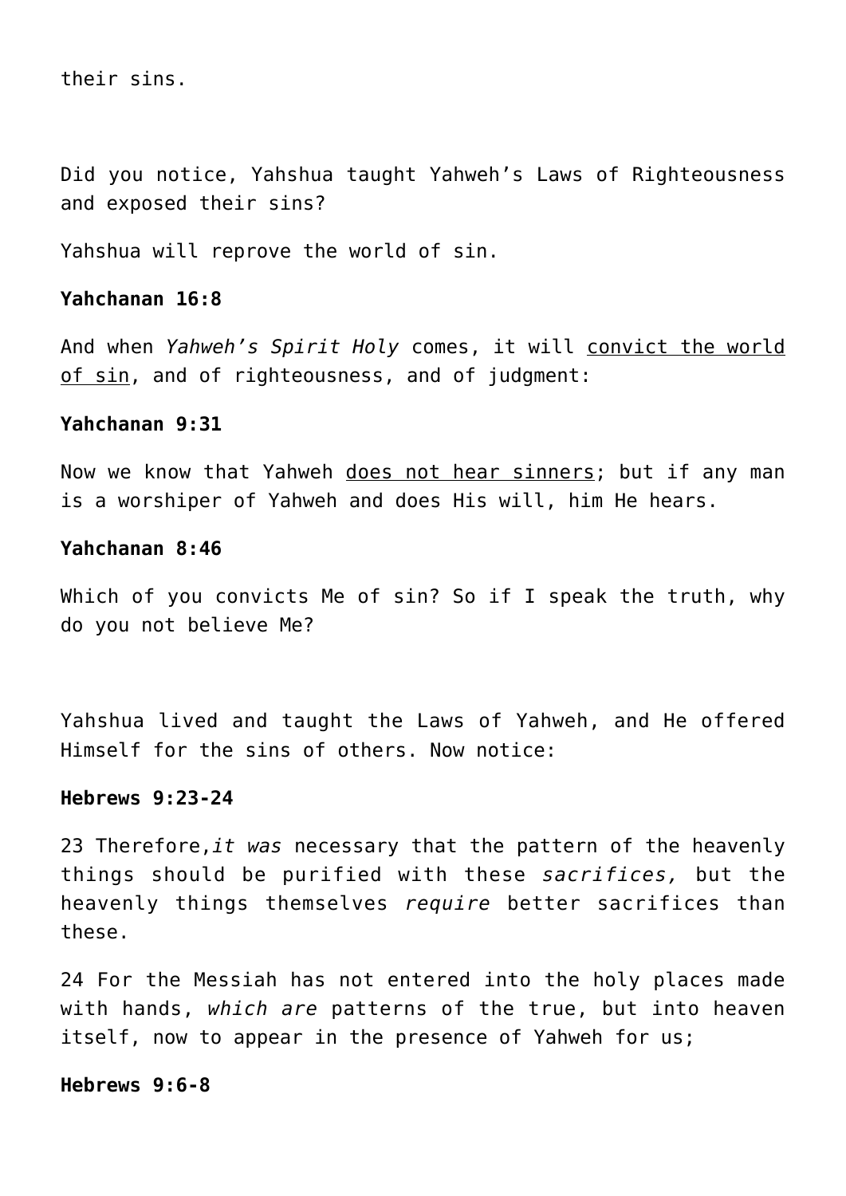their sins.

Did you notice, Yahshua taught Yahweh's Laws of Righteousness and exposed their sins?

Yahshua will reprove the world of sin.

**Yahchanan 16:8**

And when *Yahweh's Spirit Holy* comes, it will <u>convict the world of sin</u>, and of righteousness, and of judgment:

**Yahchanan 9:31**

Now we know that Yahweh <u>does not hear sinners</u>; but if any man is a worshiper of Yahweh and does His will, him He hears.

**Yahchanan 8:46**

Which of you convicts Me of sin? So if I speak the truth, why do you not believe Me?

Yahshua lived and taught the Laws of Yahweh, and He offered Himself for the sins of others. Now notice:

**Hebrews 9:23-24**

23 Therefore,*it was* necessary that the pattern of the heavenly things should be purified with these *sacrifices,* but the heavenly things themselves *require* better sacrifices than these.

24 For the Messiah has not entered into the holy places made with hands, *which are* patterns of the true, but into heaven itself, now to appear in the presence of Yahweh for us;

**Hebrews 9:6-8**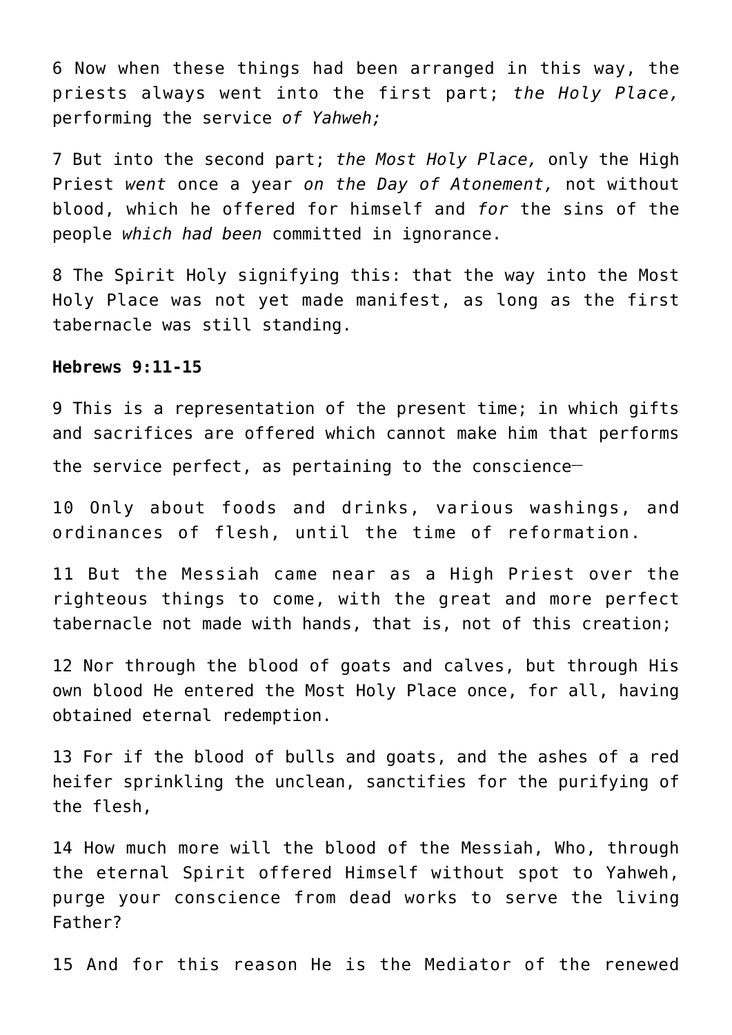6 Now when these things had been arranged in this way, the priests always went into the first part; *the Holy Place,* performing the service *of Yahweh;*

7 But into the second part; *the Most Holy Place,* only the High Priest *went* once a year *on the Day of Atonement,* not without blood, which he offered for himself and *for* the sins of the people *which had been* committed in ignorance.

8 The Spirit Holy signifying this: that the way into the Most Holy Place was not yet made manifest, as long as the first tabernacle was still standing.

**Hebrews 9:11-15**

9 This is a representation of the present time; in which gifts and sacrifices are offered which cannot make him that performs the service perfect, as pertaining to the conscience—

10 Only about foods and drinks, various washings, and ordinances of flesh, until the time of reformation.

11 But the Messiah came near as a High Priest over the righteous things to come, with the great and more perfect tabernacle not made with hands, that is, not of this creation;

12 Nor through the blood of goats and calves, but through His own blood He entered the Most Holy Place once, for all, having obtained eternal redemption.

13 For if the blood of bulls and goats, and the ashes of a red heifer sprinkling the unclean, sanctifies for the purifying of the flesh,

14 How much more will the blood of the Messiah, Who, through the eternal Spirit offered Himself without spot to Yahweh, purge your conscience from dead works to serve the living Father?

15 And for this reason He is the Mediator of the renewed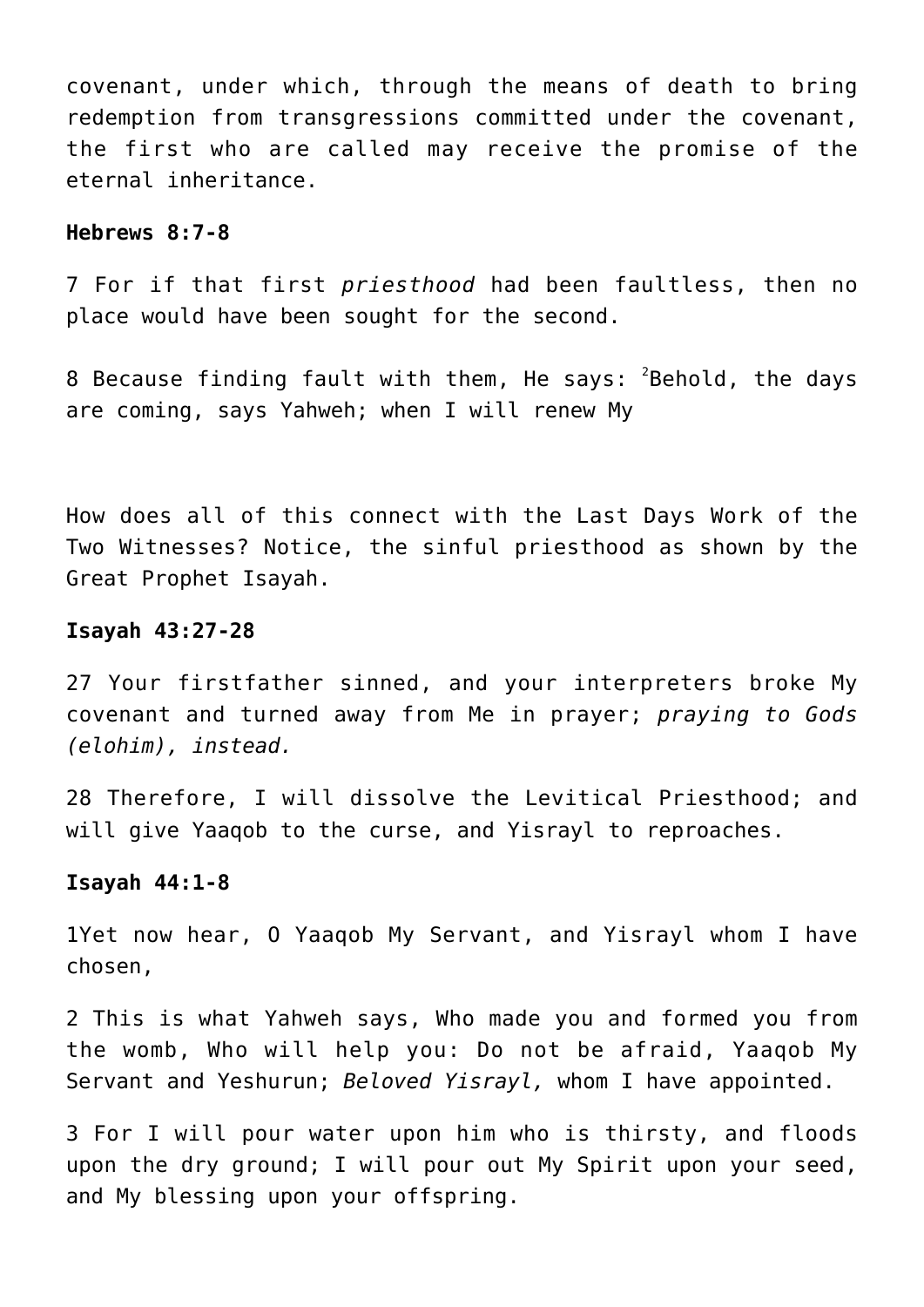covenant, under which, through the means of death to bring redemption from transgressions committed under the covenant, the first who are called may receive the promise of the eternal inheritance.

**Hebrews 8:7-8**

7 For if that first *priesthood* had been faultless, then no place would have been sought for the second.

8 Because finding fault with them, He says: [2]Behold, the days are coming, says Yahweh; when I will renew My

How does all of this connect with the Last Days Work of the Two Witnesses? Notice, the sinful priesthood as shown by the Great Prophet Isayah.

**Isayah 43:27-28**

27 Your firstfather sinned, and your interpreters broke My covenant and turned away from Me in prayer; *praying to Gods (elohim), instead.*

28 Therefore, I will dissolve the Levitical Priesthood; and will give Yaaqob to the curse, and Yisrayl to reproaches.

**Isayah 44:1-8**

1Yet now hear, O Yaaqob My Servant, and Yisrayl whom I have chosen,

2 This is what Yahweh says, Who made you and formed you from the womb, Who will help you: Do not be afraid, Yaaqob My Servant and Yeshurun; *Beloved Yisrayl,* whom I have appointed.

3 For I will pour water upon him who is thirsty, and floods upon the dry ground; I will pour out My Spirit upon your seed, and My blessing upon your offspring.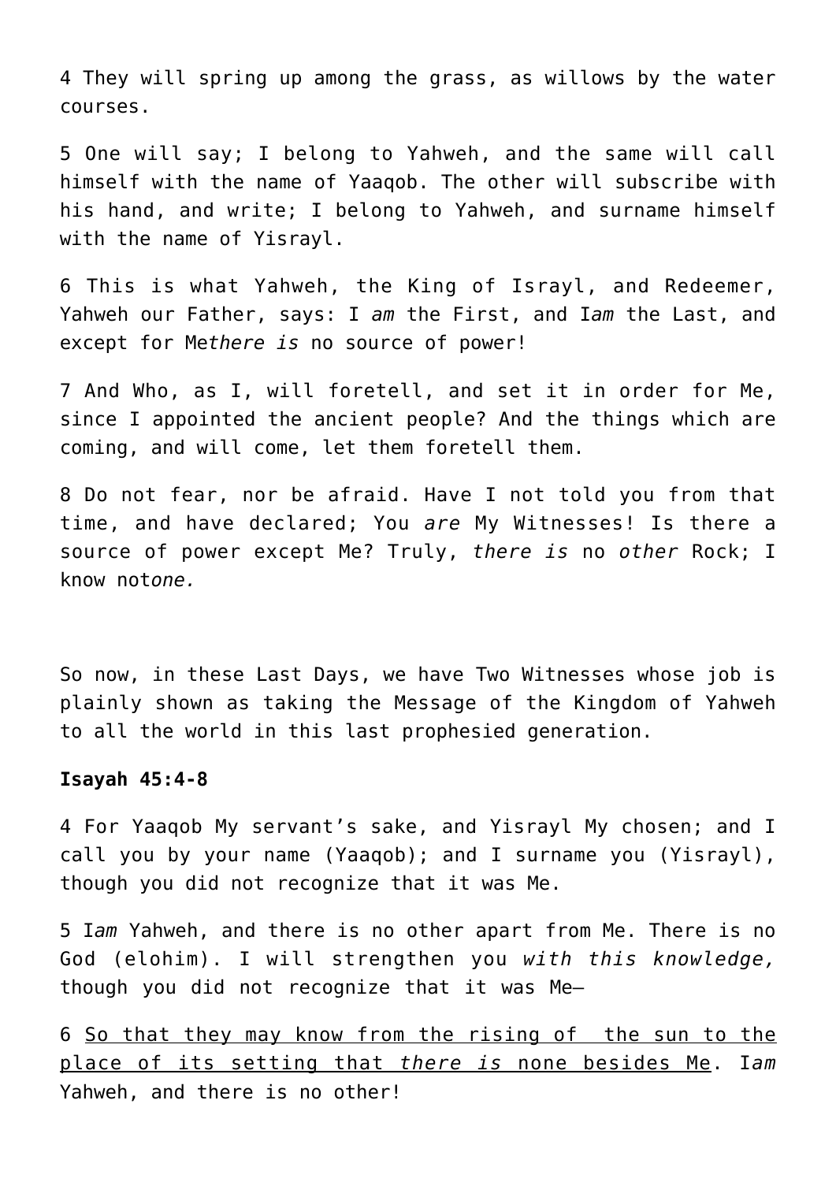4 They will spring up among the grass, as willows by the water courses.

5 One will say; I belong to Yahweh, and the same will call himself with the name of Yaaqob. The other will subscribe with his hand, and write; I belong to Yahweh, and surname himself with the name of Yisrayl.

6 This is what Yahweh, the King of Israyl, and Redeemer, Yahweh our Father, says: I *am* the First, and I*am* the Last, and except for Me*there is* no source of power!

7 And Who, as I, will foretell, and set it in order for Me, since I appointed the ancient people? And the things which are coming, and will come, let them foretell them.

8 Do not fear, nor be afraid. Have I not told you from that time, and have declared; You *are* My Witnesses! Is there a source of power except Me? Truly, *there is* no *other* Rock; I know not*one.*

So now, in these Last Days, we have Two Witnesses whose job is plainly shown as taking the Message of the Kingdom of Yahweh to all the world in this last prophesied generation.

**Isayah 45:4-8**

4 For Yaaqob My servant's sake, and Yisrayl My chosen; and I call you by your name (Yaaqob); and I surname you (Yisrayl), though you did not recognize that it was Me.

5 I*am* Yahweh, and there is no other apart from Me. There is no God (elohim). I will strengthen you *with this knowledge,* though you did not recognize that it was Me—

6 <u>So that they may know from the rising of the sun to the place of its setting that *there is* none besides Me</u>. I*am* Yahweh, and there is no other!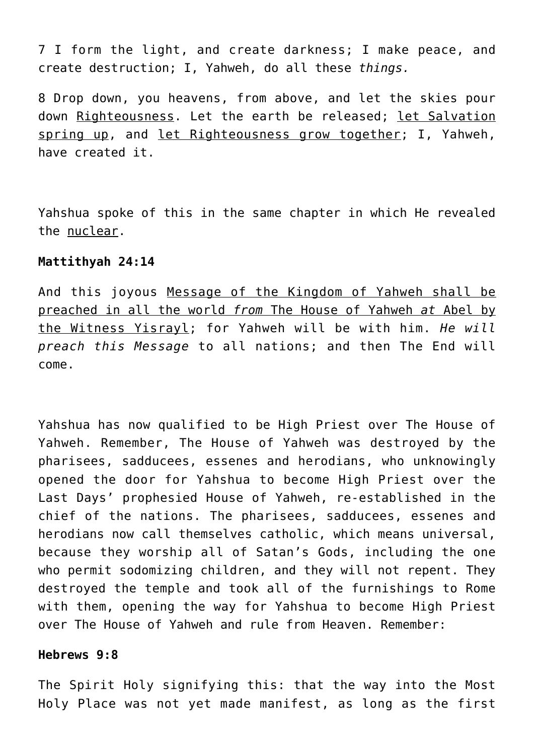7 I form the light, and create darkness; I make peace, and create destruction; I, Yahweh, do all these *things.*

8 Drop down, you heavens, from above, and let the skies pour down <u>Righteousness</u>. Let the earth be released; <u>let Salvation spring up</u>, and <u>let Righteousness grow together</u>; I, Yahweh, have created it.

Yahshua spoke of this in the same chapter in which He revealed the <u>nuclear</u>.

**Mattithyah 24:14**

And this joyous <u>Message of the Kingdom of Yahweh shall be preached in all the world *from* The House of Yahweh *at* Abel by the Witness Yisrayl</u>; for Yahweh will be with him. *He will preach this Message* to all nations; and then The End will come.

Yahshua has now qualified to be High Priest over The House of Yahweh. Remember, The House of Yahweh was destroyed by the pharisees, sadducees, essenes and herodians, who unknowingly opened the door for Yahshua to become High Priest over the Last Days' prophesied House of Yahweh, re-established in the chief of the nations. The pharisees, sadducees, essenes and herodians now call themselves catholic, which means universal, because they worship all of Satan's Gods, including the one who permit sodomizing children, and they will not repent. They destroyed the temple and took all of the furnishings to Rome with them, opening the way for Yahshua to become High Priest over The House of Yahweh and rule from Heaven. Remember:

**Hebrews 9:8**

The Spirit Holy signifying this: that the way into the Most Holy Place was not yet made manifest, as long as the first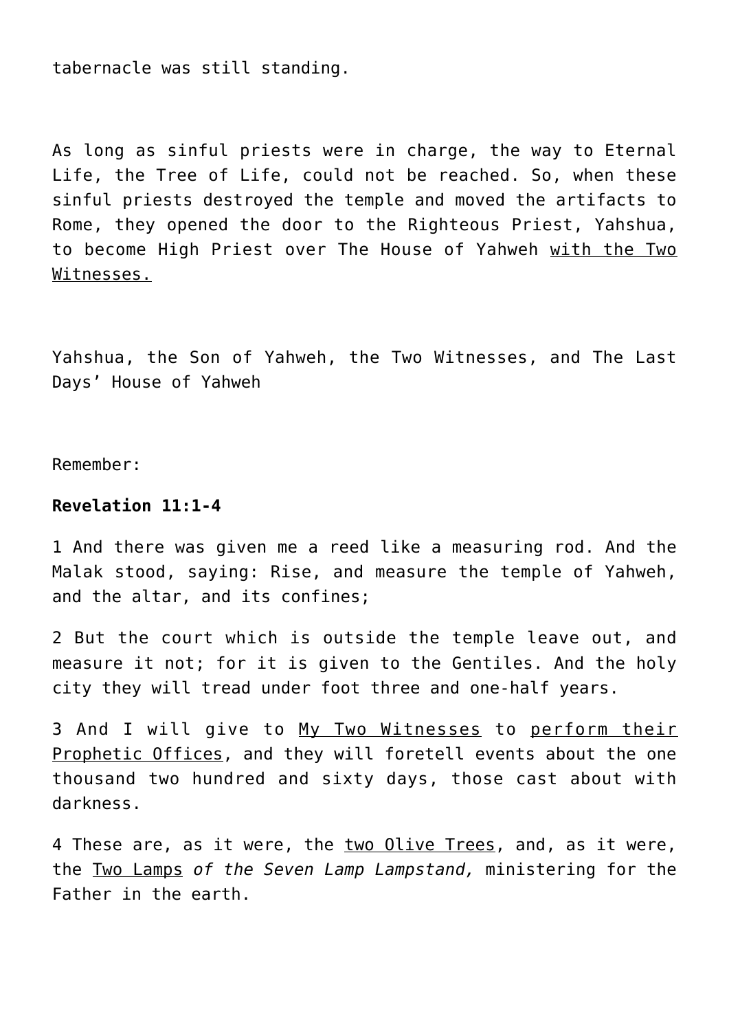tabernacle was still standing.

As long as sinful priests were in charge, the way to Eternal Life, the Tree of Life, could not be reached. So, when these sinful priests destroyed the temple and moved the artifacts to Rome, they opened the door to the Righteous Priest, Yahshua, to become High Priest over The House of Yahweh <u>with the Two Witnesses.</u>

Yahshua, the Son of Yahweh, the Two Witnesses, and The Last Days' House of Yahweh

Remember:

**Revelation 11:1-4**

1 And there was given me a reed like a measuring rod. And the Malak stood, saying: Rise, and measure the temple of Yahweh, and the altar, and its confines;

2 But the court which is outside the temple leave out, and measure it not; for it is given to the Gentiles. And the holy city they will tread under foot three and one-half years.

3 And I will give to <u>My Two Witnesses</u> to <u>perform their Prophetic Offices</u>, and they will foretell events about the one thousand two hundred and sixty days, those cast about with darkness.

4 These are, as it were, the <u>two Olive Trees</u>, and, as it were, the <u>Two Lamps</u> *of the Seven Lamp Lampstand,* ministering for the Father in the earth.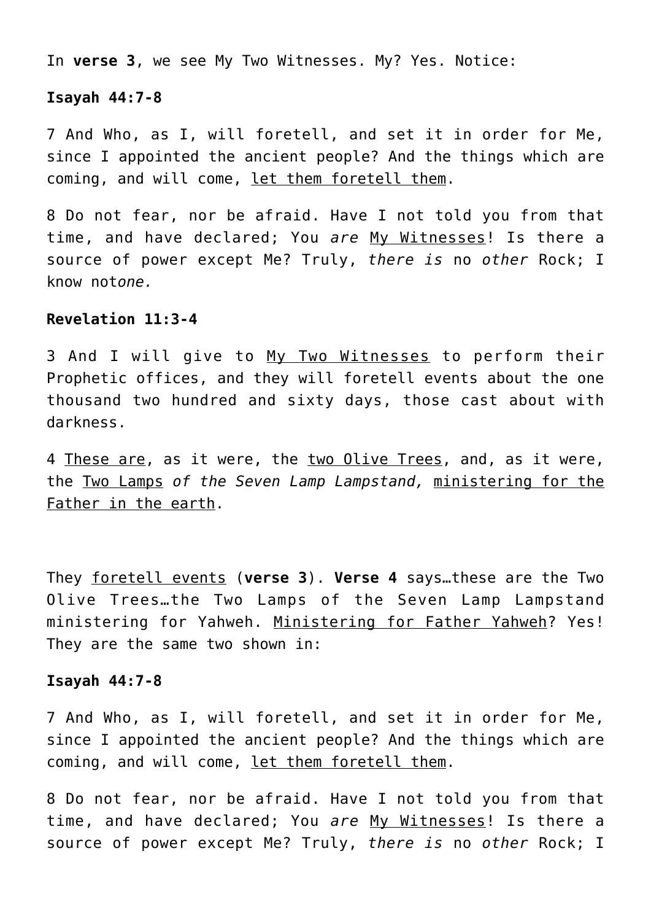In **verse 3**, we see My Two Witnesses. My? Yes. Notice:

**Isayah 44:7-8**

7 And Who, as I, will foretell, and set it in order for Me, since I appointed the ancient people? And the things which are coming, and will come, <u>let them foretell them</u>.

8 Do not fear, nor be afraid. Have I not told you from that time, and have declared; You *are* <u>My Witnesses</u>! Is there a source of power except Me? Truly, *there is* no *other* Rock; I know not*one.*

**Revelation 11:3-4**

3 And I will give to <u>My Two Witnesses</u> to perform their Prophetic offices, and they will foretell events about the one thousand two hundred and sixty days, those cast about with darkness.

4 <u>These are</u>, as it were, the <u>two Olive Trees</u>, and, as it were, the <u>Two Lamps</u> *of the Seven Lamp Lampstand,* <u>ministering for the Father in the earth</u>.

They <u>foretell events</u> (**verse 3**). **Verse 4** says…these are the Two Olive Trees…the Two Lamps of the Seven Lamp Lampstand ministering for Yahweh. <u>Ministering for Father Yahweh</u>? Yes! They are the same two shown in:

**Isayah 44:7-8**

7 And Who, as I, will foretell, and set it in order for Me, since I appointed the ancient people? And the things which are coming, and will come, <u>let them foretell them</u>.

8 Do not fear, nor be afraid. Have I not told you from that time, and have declared; You *are* <u>My Witnesses</u>! Is there a source of power except Me? Truly, *there is* no *other* Rock; I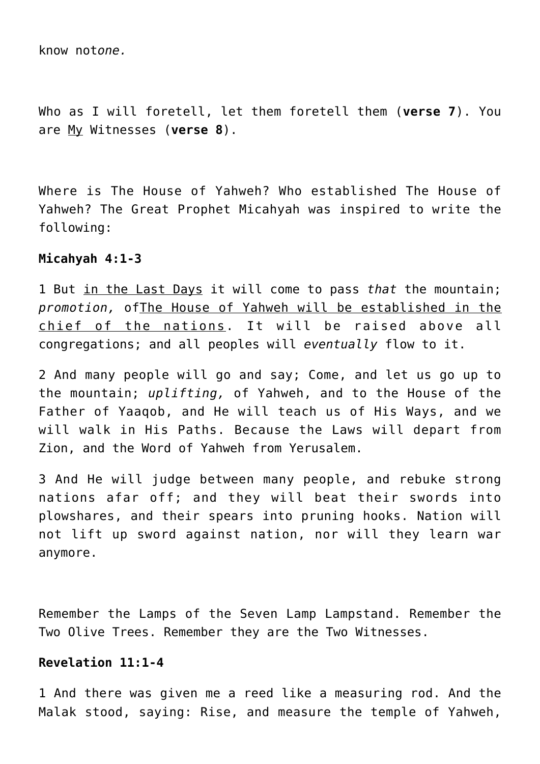know not*one.*

Who as I will foretell, let them foretell them (**verse 7**). You are <u>My</u> Witnesses (**verse 8**).

Where is The House of Yahweh? Who established The House of Yahweh? The Great Prophet Micahyah was inspired to write the following:

**Micahyah 4:1-3**

1 But <u>in the Last Days</u> it will come to pass *that* the mountain; *promotion,* of<u>The House of Yahweh will be established in the chief of the nations</u>. It will be raised above all congregations; and all peoples will *eventually* flow to it.

2 And many people will go and say; Come, and let us go up to the mountain; *uplifting,* of Yahweh, and to the House of the Father of Yaaqob, and He will teach us of His Ways, and we will walk in His Paths. Because the Laws will depart from Zion, and the Word of Yahweh from Yerusalem.

3 And He will judge between many people, and rebuke strong nations afar off; and they will beat their swords into plowshares, and their spears into pruning hooks. Nation will not lift up sword against nation, nor will they learn war anymore.

Remember the Lamps of the Seven Lamp Lampstand. Remember the Two Olive Trees. Remember they are the Two Witnesses.

**Revelation 11:1-4**

1 And there was given me a reed like a measuring rod. And the Malak stood, saying: Rise, and measure the temple of Yahweh,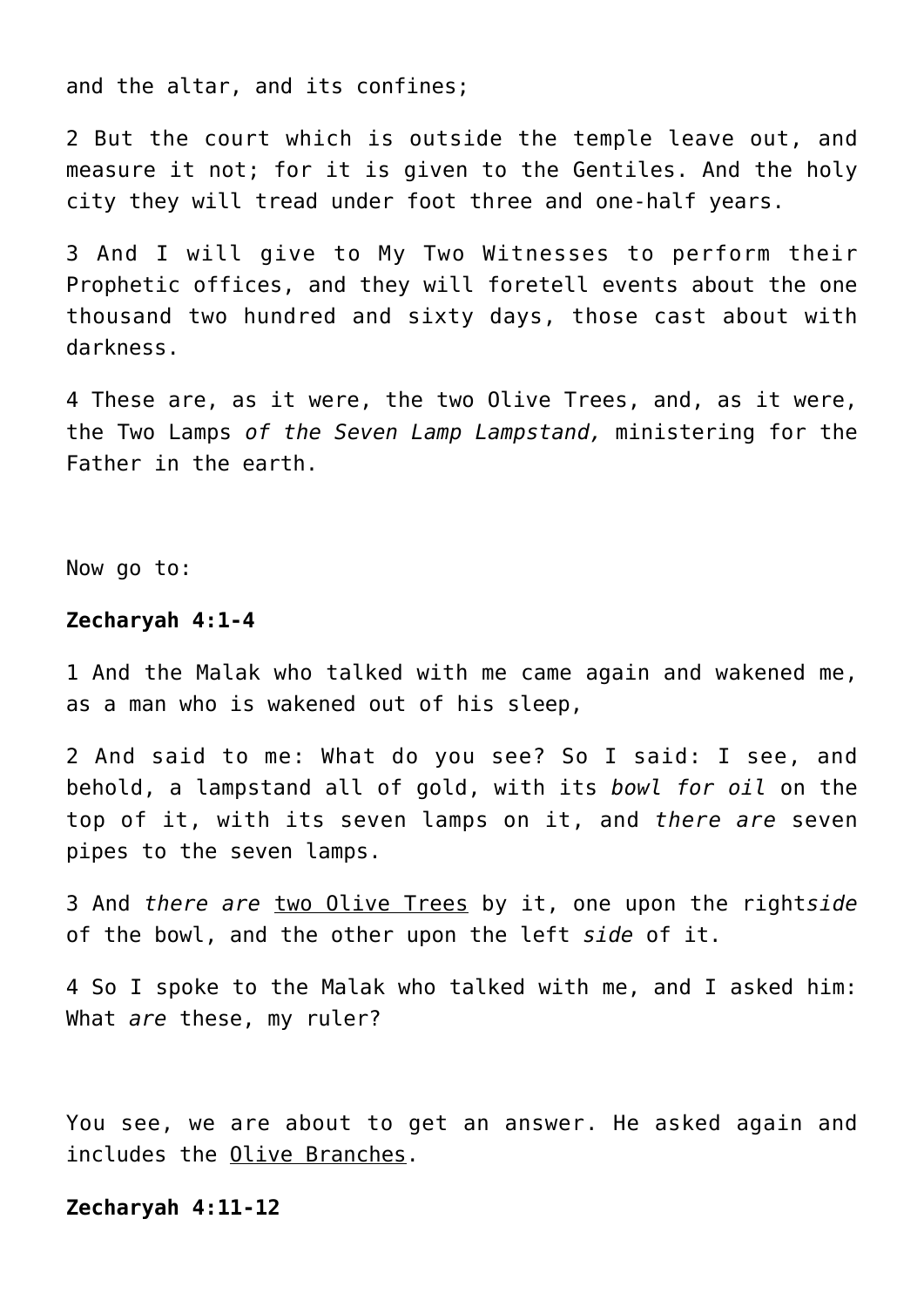and the altar, and its confines;

2 But the court which is outside the temple leave out, and measure it not; for it is given to the Gentiles. And the holy city they will tread under foot three and one-half years.

3 And I will give to My Two Witnesses to perform their Prophetic offices, and they will foretell events about the one thousand two hundred and sixty days, those cast about with darkness.

4 These are, as it were, the two Olive Trees, and, as it were, the Two Lamps *of the Seven Lamp Lampstand,* ministering for the Father in the earth.

Now go to:

**Zecharyah 4:1-4**

1 And the Malak who talked with me came again and wakened me, as a man who is wakened out of his sleep,

2 And said to me: What do you see? So I said: I see, and behold, a lampstand all of gold, with its *bowl for oil* on the top of it, with its seven lamps on it, and *there are* seven pipes to the seven lamps.

3 And *there are* <u>two Olive Trees</u> by it, one upon the right*side* of the bowl, and the other upon the left *side* of it.

4 So I spoke to the Malak who talked with me, and I asked him: What *are* these, my ruler?

You see, we are about to get an answer. He asked again and includes the <u>Olive Branches</u>.

**Zecharyah 4:11-12**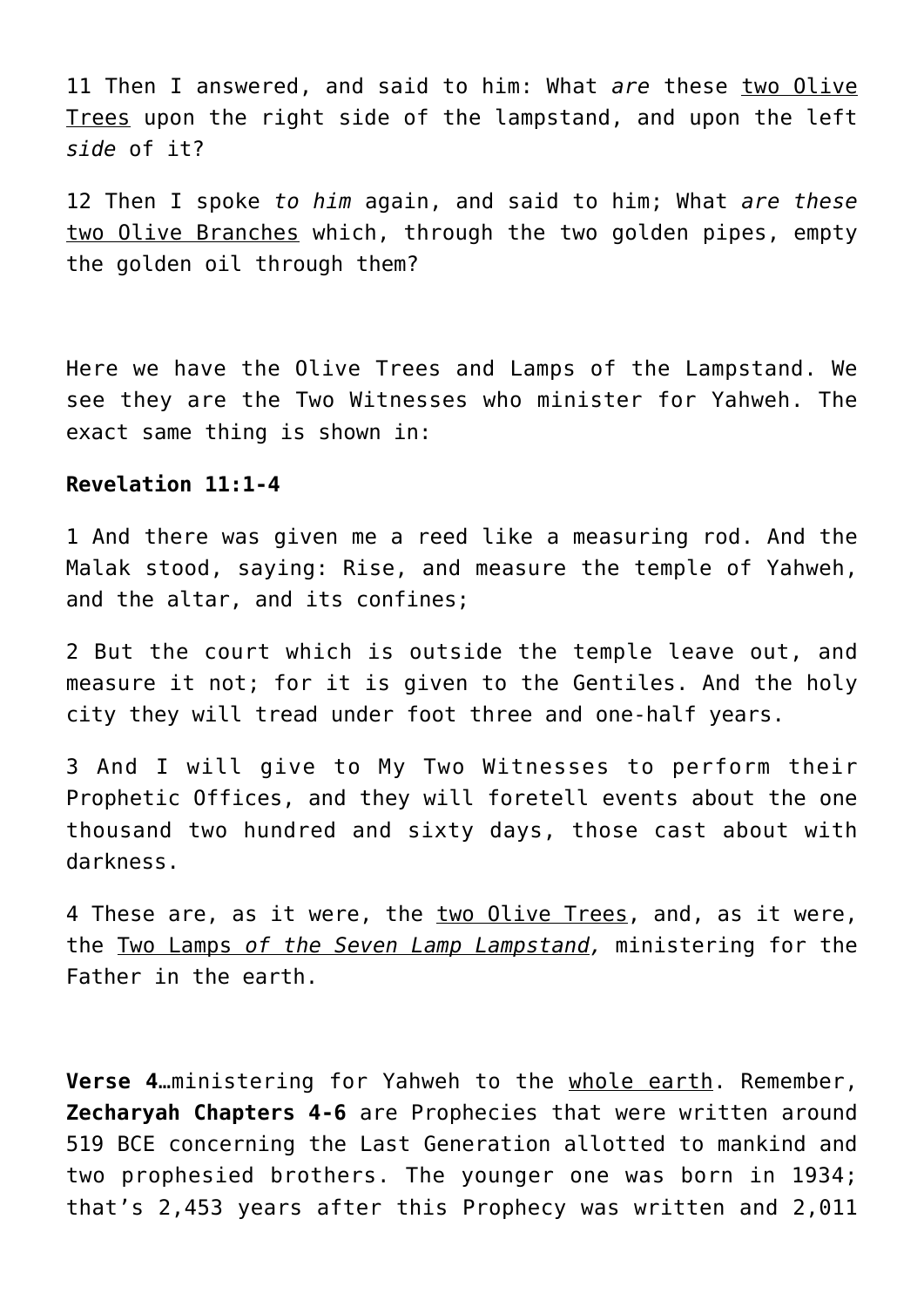11 Then I answered, and said to him: What *are* these two Olive Trees upon the right side of the lampstand, and upon the left *side* of it?

12 Then I spoke *to him* again, and said to him; What *are these* two Olive Branches which, through the two golden pipes, empty the golden oil through them?

Here we have the Olive Trees and Lamps of the Lampstand. We see they are the Two Witnesses who minister for Yahweh. The exact same thing is shown in:

**Revelation 11:1-4**

1 And there was given me a reed like a measuring rod. And the Malak stood, saying: Rise, and measure the temple of Yahweh, and the altar, and its confines;

2 But the court which is outside the temple leave out, and measure it not; for it is given to the Gentiles. And the holy city they will tread under foot three and one-half years.

3 And I will give to My Two Witnesses to perform their Prophetic Offices, and they will foretell events about the one thousand two hundred and sixty days, those cast about with darkness.

4 These are, as it were, the two Olive Trees, and, as it were, the Two Lamps *of the Seven Lamp Lampstand,* ministering for the Father in the earth.

**Verse 4**…ministering for Yahweh to the whole earth. Remember, **Zecharyah Chapters 4-6** are Prophecies that were written around 519 BCE concerning the Last Generation allotted to mankind and two prophesied brothers. The younger one was born in 1934; that's 2,453 years after this Prophecy was written and 2,011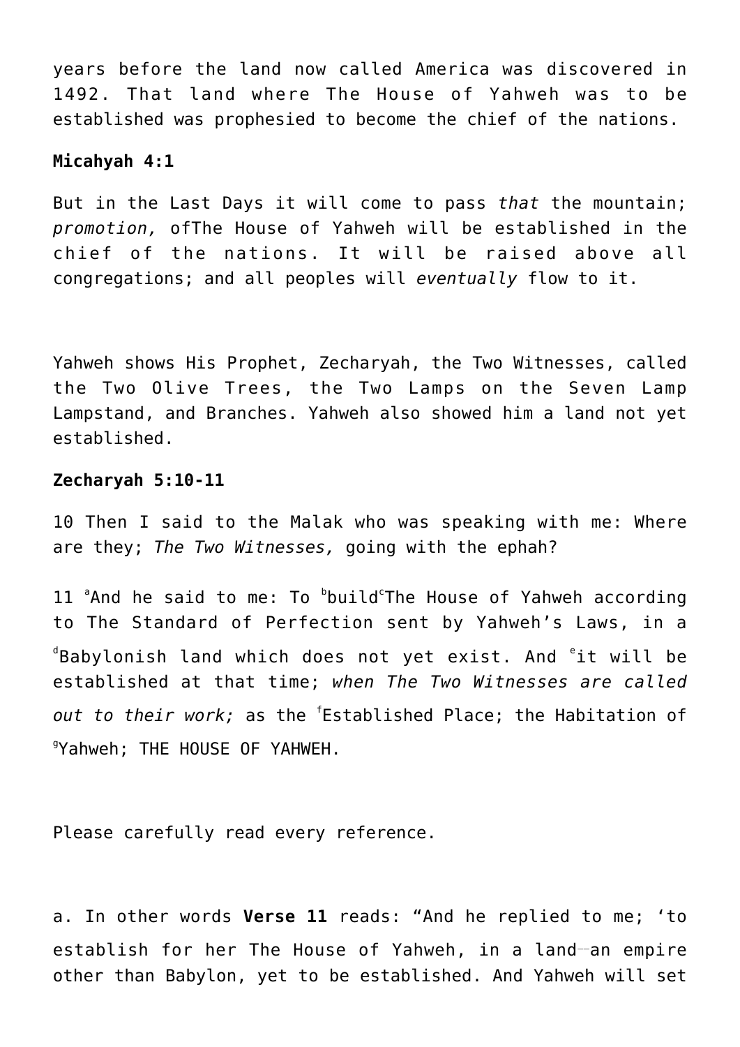years before the land now called America was discovered in 1492. That land where The House of Yahweh was to be established was prophesied to become the chief of the nations.

**Micahyah 4:1**

But in the Last Days it will come to pass *that* the mountain; *promotion,* ofThe House of Yahweh will be established in the chief of the nations. It will be raised above all congregations; and all peoples will *eventually* flow to it.

Yahweh shows His Prophet, Zecharyah, the Two Witnesses, called the Two Olive Trees, the Two Lamps on the Seven Lamp Lampstand, and Branches. Yahweh also showed him a land not yet established.

**Zecharyah 5:10-11**

10 Then I said to the Malak who was speaking with me: Where are they; *The Two Witnesses,* going with the ephah?

11 [a]And he said to me: To [b]build[c]The House of Yahweh according to The Standard of Perfection sent by Yahweh's Laws, in a [d]Babylonish land which does not yet exist. And [e]it will be established at that time; *when The Two Witnesses are called out to their work;* as the [f]Established Place; the Habitation of [g]Yahweh; THE HOUSE OF YAHWEH.

Please carefully read every reference.

a. In other words **Verse 11** reads: "And he replied to me; 'to establish for her The House of Yahweh, in a land—an empire other than Babylon, yet to be established. And Yahweh will set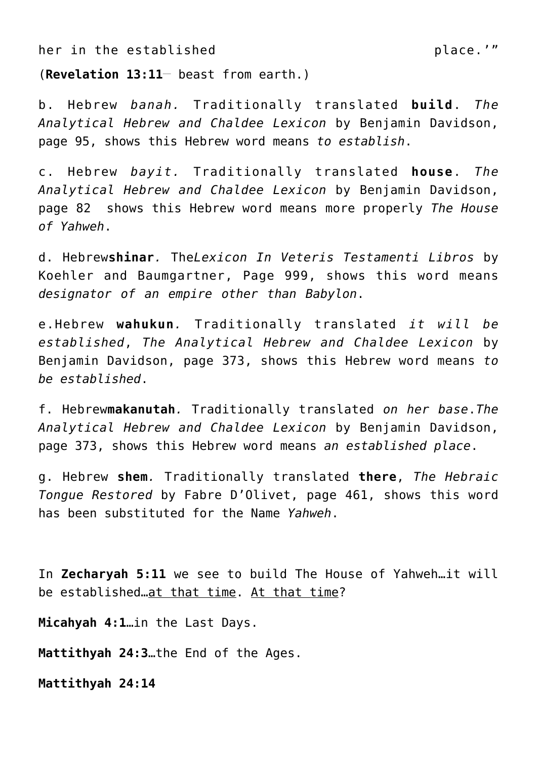her in the established place.'"

(**Revelation 13:11**— beast from earth.)

b. Hebrew *banah.* Traditionally translated **build**. *The Analytical Hebrew and Chaldee Lexicon* by Benjamin Davidson, page 95, shows this Hebrew word means *to establish*.

c. Hebrew *bayit.* Traditionally translated **house**. *The Analytical Hebrew and Chaldee Lexicon* by Benjamin Davidson, page 82 shows this Hebrew word means more properly *The House of Yahweh*.

d. Hebrew**shinar***.* The*Lexicon In Veteris Testamenti Libros* by Koehler and Baumgartner, Page 999, shows this word means *designator of an empire other than Babylon*.

e.Hebrew **wahukun***.* Traditionally translated *it will be established*, *The Analytical Hebrew and Chaldee Lexicon* by Benjamin Davidson, page 373, shows this Hebrew word means *to be established*.

f. Hebrew**makanutah***.* Traditionally translated *on her base*.*The Analytical Hebrew and Chaldee Lexicon* by Benjamin Davidson, page 373, shows this Hebrew word means *an established place*.

g. Hebrew **shem***.* Traditionally translated **there**, *The Hebraic Tongue Restored* by Fabre D'Olivet, page 461, shows this word has been substituted for the Name *Yahweh*.

In **Zecharyah 5:11** we see to build The House of Yahweh…it will be established…at that time. At that time?

**Micahyah 4:1**…in the Last Days.

**Mattithyah 24:3**…the End of the Ages.

**Mattithyah 24:14**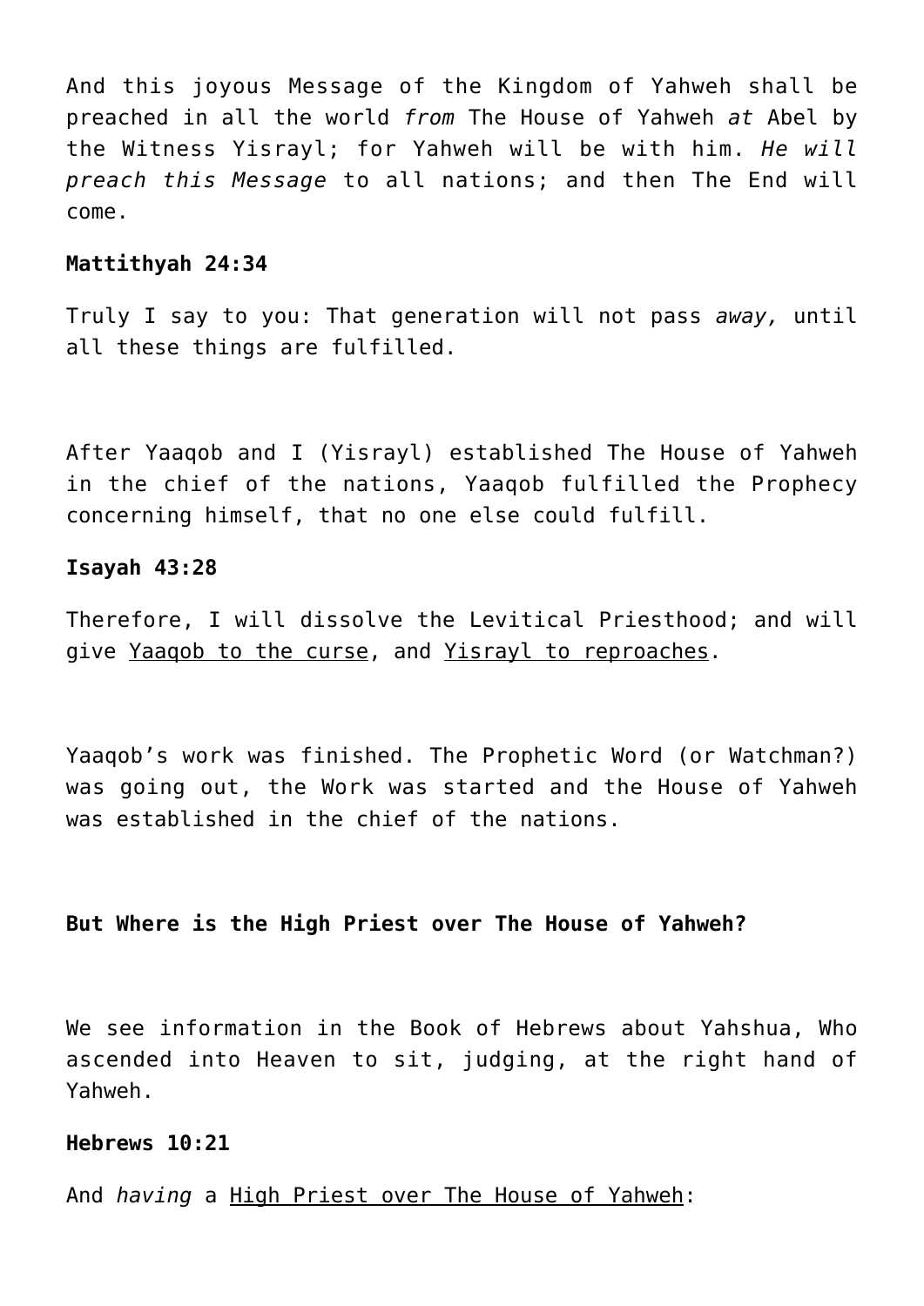And this joyous Message of the Kingdom of Yahweh shall be preached in all the world *from* The House of Yahweh *at* Abel by the Witness Yisrayl; for Yahweh will be with him. *He will preach this Message* to all nations; and then The End will come.

**Mattithyah 24:34**

Truly I say to you: That generation will not pass *away,* until all these things are fulfilled.

After Yaaqob and I (Yisrayl) established The House of Yahweh in the chief of the nations, Yaaqob fulfilled the Prophecy concerning himself, that no one else could fulfill.

**Isayah 43:28**

Therefore, I will dissolve the Levitical Priesthood; and will give <u>Yaaqob to the curse</u>, and <u>Yisrayl to reproaches</u>.

Yaaqob's work was finished. The Prophetic Word (or Watchman?) was going out, the Work was started and the House of Yahweh was established in the chief of the nations.

**But Where is the High Priest over The House of Yahweh?**

We see information in the Book of Hebrews about Yahshua, Who ascended into Heaven to sit, judging, at the right hand of Yahweh.

**Hebrews 10:21**

And *having* a <u>High Priest over The House of Yahweh</u>: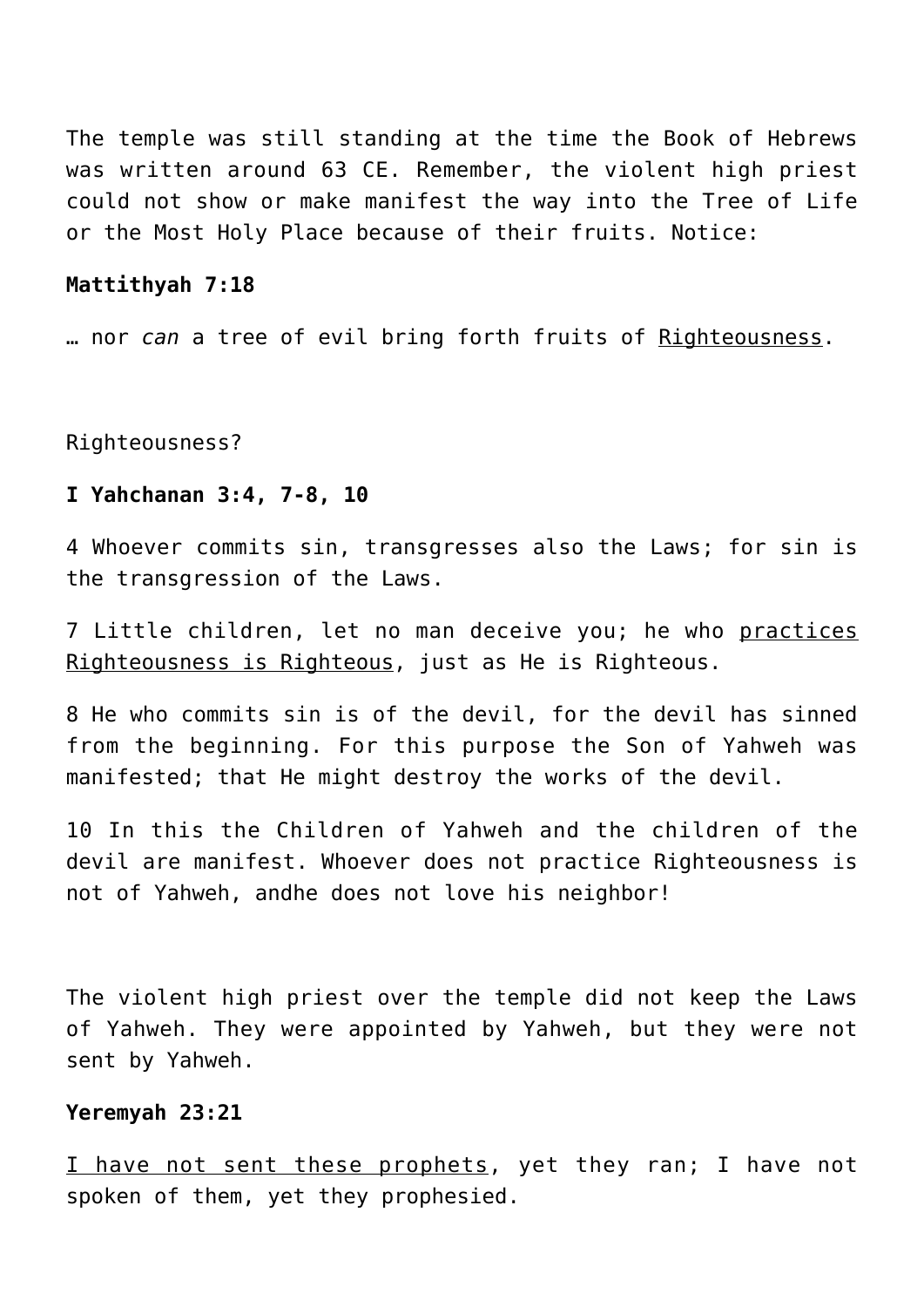The temple was still standing at the time the Book of Hebrews was written around 63 CE. Remember, the violent high priest could not show or make manifest the way into the Tree of Life or the Most Holy Place because of their fruits. Notice:

**Mattithyah 7:18**

… nor *can* a tree of evil bring forth fruits of <u>Righteousness</u>.

Righteousness?

**I Yahchanan 3:4, 7-8, 10**

4 Whoever commits sin, transgresses also the Laws; for sin is the transgression of the Laws.

7 Little children, let no man deceive you; he who <u>practices Righteousness is Righteous</u>, just as He is Righteous.

8 He who commits sin is of the devil, for the devil has sinned from the beginning. For this purpose the Son of Yahweh was manifested; that He might destroy the works of the devil.

10 In this the Children of Yahweh and the children of the devil are manifest. Whoever does not practice Righteousness is not of Yahweh, andhe does not love his neighbor!

The violent high priest over the temple did not keep the Laws of Yahweh. They were appointed by Yahweh, but they were not sent by Yahweh.

**Yeremyah 23:21**

<u>I have not sent these prophets</u>, yet they ran; I have not spoken of them, yet they prophesied.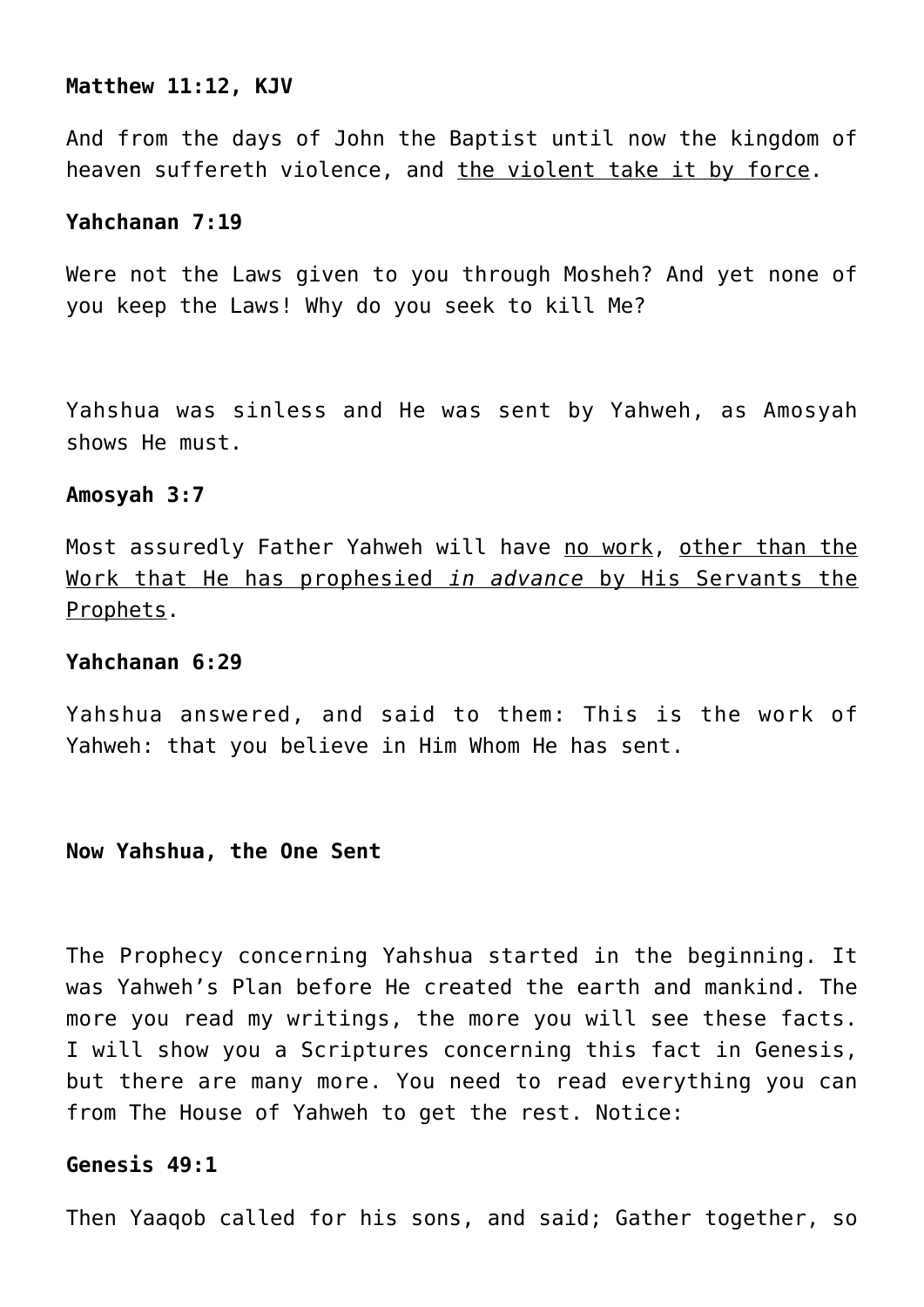**Matthew 11:12, KJV**

And from the days of John the Baptist until now the kingdom of heaven suffereth violence, and <u>the violent take it by force</u>.

**Yahchanan 7:19**

Were not the Laws given to you through Mosheh? And yet none of you keep the Laws! Why do you seek to kill Me?

Yahshua was sinless and He was sent by Yahweh, as Amosyah shows He must.

**Amosyah 3:7**

Most assuredly Father Yahweh will have <u>no work</u>, <u>other than the Work that He has prophesied *in advance* by His Servants the Prophets</u>.

**Yahchanan 6:29**

Yahshua answered, and said to them: This is the work of Yahweh: that you believe in Him Whom He has sent.

**Now Yahshua, the One Sent**

The Prophecy concerning Yahshua started in the beginning. It was Yahweh's Plan before He created the earth and mankind. The more you read my writings, the more you will see these facts. I will show you a Scriptures concerning this fact in Genesis, but there are many more. You need to read everything you can from The House of Yahweh to get the rest. Notice:

**Genesis 49:1**

Then Yaaqob called for his sons, and said; Gather together, so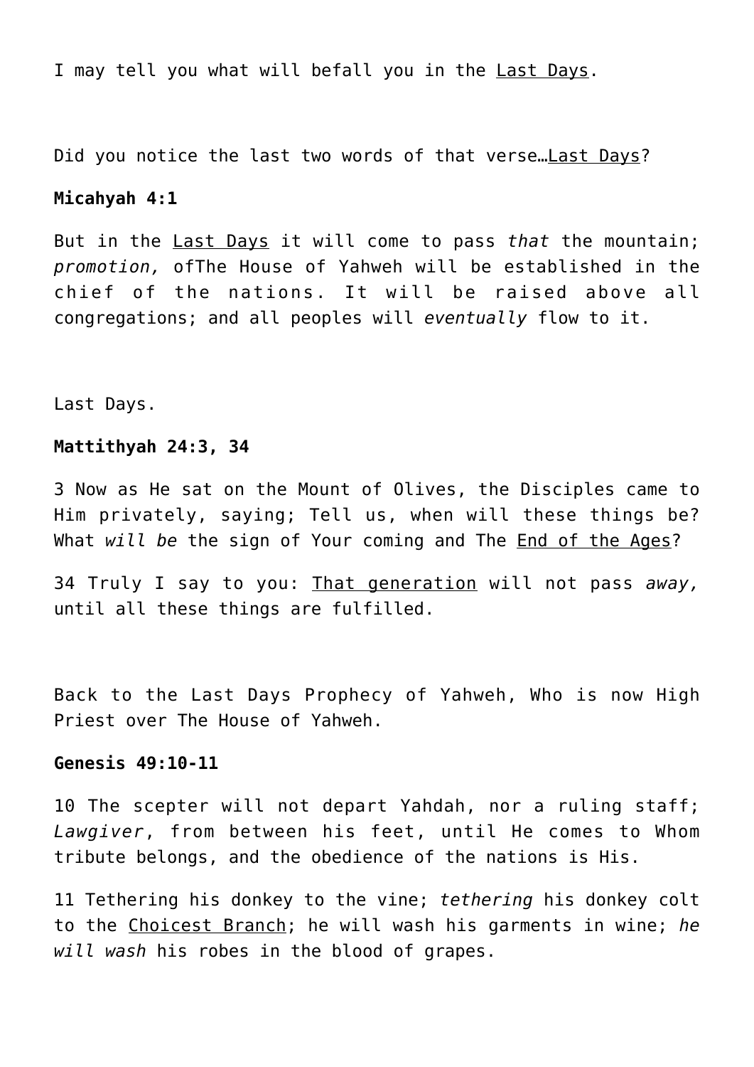I may tell you what will befall you in the <u>Last Days</u>.

Did you notice the last two words of that verse…<u>Last Days</u>?

**Micahyah 4:1**

But in the <u>Last Days</u> it will come to pass *that* the mountain; *promotion,* ofThe House of Yahweh will be established in the chief of the nations. It will be raised above all congregations; and all peoples will *eventually* flow to it.

Last Days.

**Mattithyah 24:3, 34**

3 Now as He sat on the Mount of Olives, the Disciples came to Him privately, saying; Tell us, when will these things be? What *will be* the sign of Your coming and The <u>End of the Ages</u>?

34 Truly I say to you: <u>That generation</u> will not pass *away,* until all these things are fulfilled.

Back to the Last Days Prophecy of Yahweh, Who is now High Priest over The House of Yahweh.

**Genesis 49:10-11**

10 The scepter will not depart Yahdah, nor a ruling staff; *Lawgiver*, from between his feet, until He comes to Whom tribute belongs, and the obedience of the nations is His.

11 Tethering his donkey to the vine; *tethering* his donkey colt to the <u>Choicest Branch</u>; he will wash his garments in wine; *he will wash* his robes in the blood of grapes.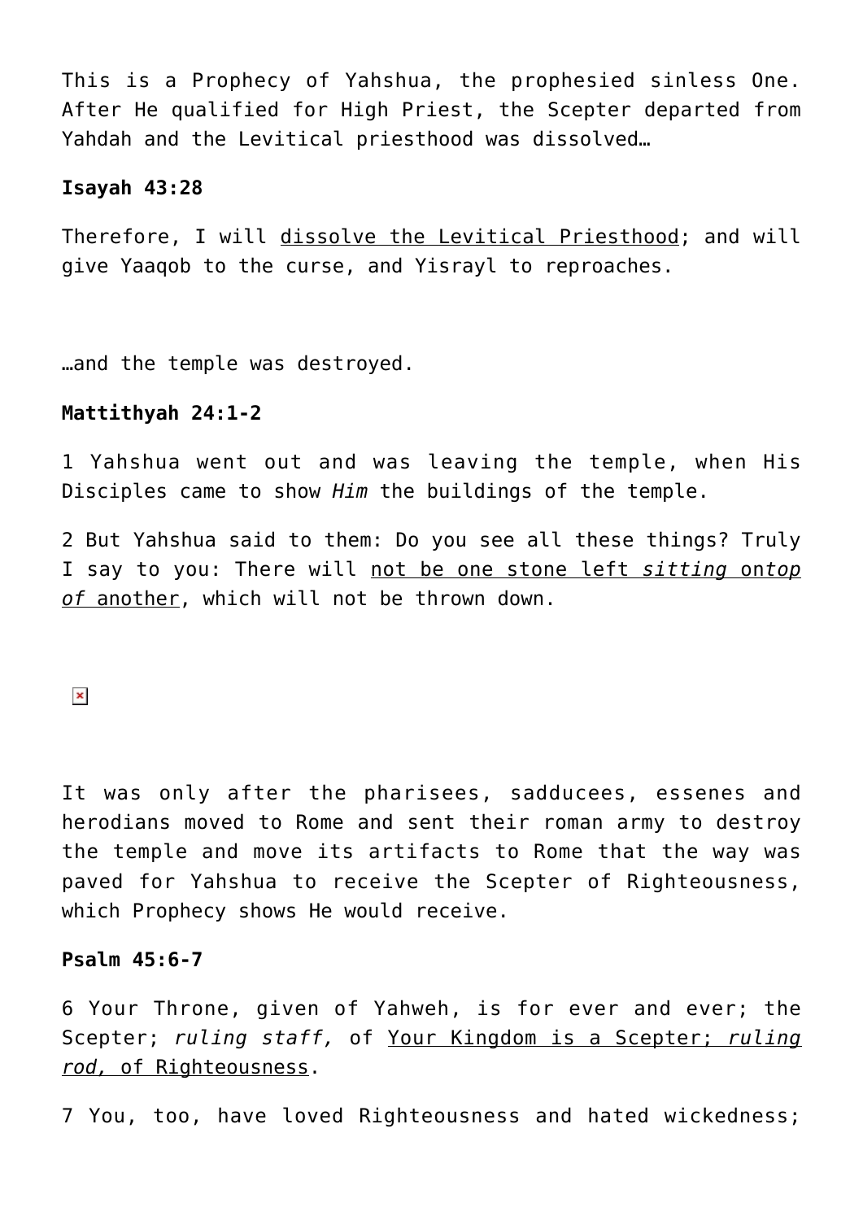This is a Prophecy of Yahshua, the prophesied sinless One. After He qualified for High Priest, the Scepter departed from Yahdah and the Levitical priesthood was dissolved…

**Isayah 43:28**

Therefore, I will <u>dissolve the Levitical Priesthood</u>; and will give Yaaqob to the curse, and Yisrayl to reproaches.

…and the temple was destroyed.

**Mattithyah 24:1-2**

1 Yahshua went out and was leaving the temple, when His Disciples came to show *Him* the buildings of the temple.

2 But Yahshua said to them: Do you see all these things? Truly I say to you: There will <u>not be one stone left *sitting* on*top of* another</u>, which will not be thrown down.

It was only after the pharisees, sadducees, essenes and herodians moved to Rome and sent their roman army to destroy the temple and move its artifacts to Rome that the way was paved for Yahshua to receive the Scepter of Righteousness, which Prophecy shows He would receive.

**Psalm 45:6-7**

6 Your Throne, given of Yahweh, is for ever and ever; the Scepter; *ruling staff,* of <u>Your Kingdom is a Scepter; *ruling rod,* of Righteousness</u>.

7 You, too, have loved Righteousness and hated wickedness;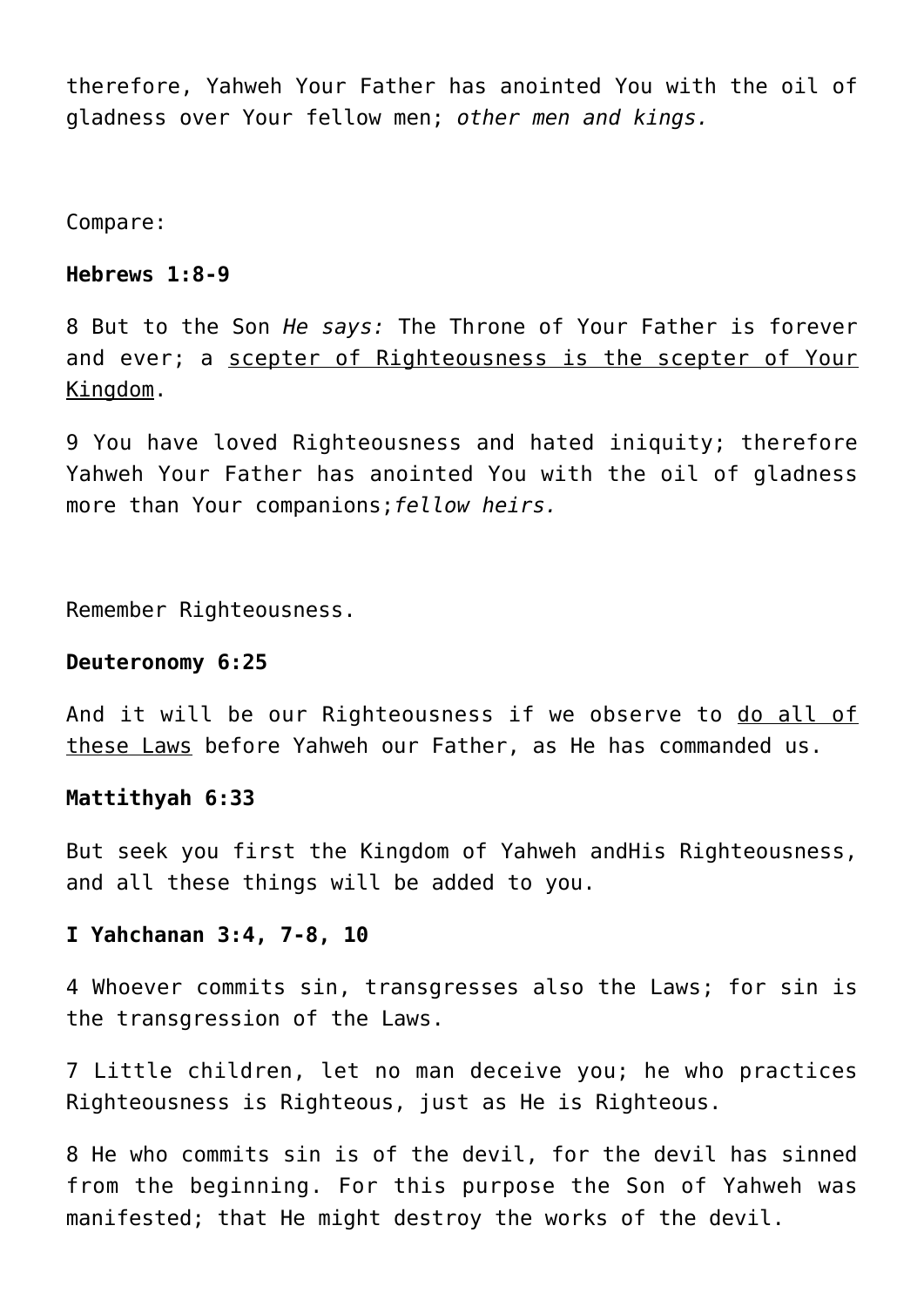therefore, Yahweh Your Father has anointed You with the oil of gladness over Your fellow men; *other men and kings.*

Compare:

**Hebrews 1:8-9**

8 But to the Son *He says:* The Throne of Your Father is forever and ever; a <u>scepter of Righteousness is the scepter of Your Kingdom</u>.

9 You have loved Righteousness and hated iniquity; therefore Yahweh Your Father has anointed You with the oil of gladness more than Your companions;*fellow heirs.*

Remember Righteousness.

**Deuteronomy 6:25**

And it will be our Righteousness if we observe to <u>do all of these Laws</u> before Yahweh our Father, as He has commanded us.

**Mattithyah 6:33**

But seek you first the Kingdom of Yahweh andHis Righteousness, and all these things will be added to you.

**I Yahchanan 3:4, 7-8, 10**

4 Whoever commits sin, transgresses also the Laws; for sin is the transgression of the Laws.

7 Little children, let no man deceive you; he who practices Righteousness is Righteous, just as He is Righteous.

8 He who commits sin is of the devil, for the devil has sinned from the beginning. For this purpose the Son of Yahweh was manifested; that He might destroy the works of the devil.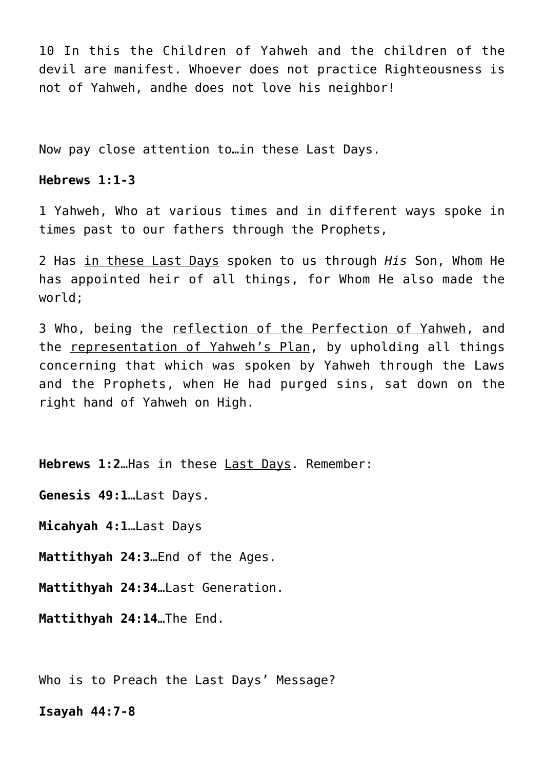10 In this the Children of Yahweh and the children of the devil are manifest. Whoever does not practice Righteousness is not of Yahweh, andhe does not love his neighbor!

Now pay close attention to…in these Last Days.

**Hebrews 1:1-3**

1 Yahweh, Who at various times and in different ways spoke in times past to our fathers through the Prophets,

2 Has <u>in these Last Days</u> spoken to us through *His* Son, Whom He has appointed heir of all things, for Whom He also made the world;

3 Who, being the <u>reflection of the Perfection of Yahweh</u>, and the <u>representation of Yahweh's Plan</u>, by upholding all things concerning that which was spoken by Yahweh through the Laws and the Prophets, when He had purged sins, sat down on the right hand of Yahweh on High.

**Hebrews 1:2**…Has in these <u>Last Days</u>. Remember:

**Genesis 49:1**…Last Days.

**Micahyah 4:1**…Last Days

**Mattithyah 24:3**…End of the Ages.

**Mattithyah 24:34**…Last Generation.

**Mattithyah 24:14**…The End.

Who is to Preach the Last Days' Message?

**Isayah 44:7-8**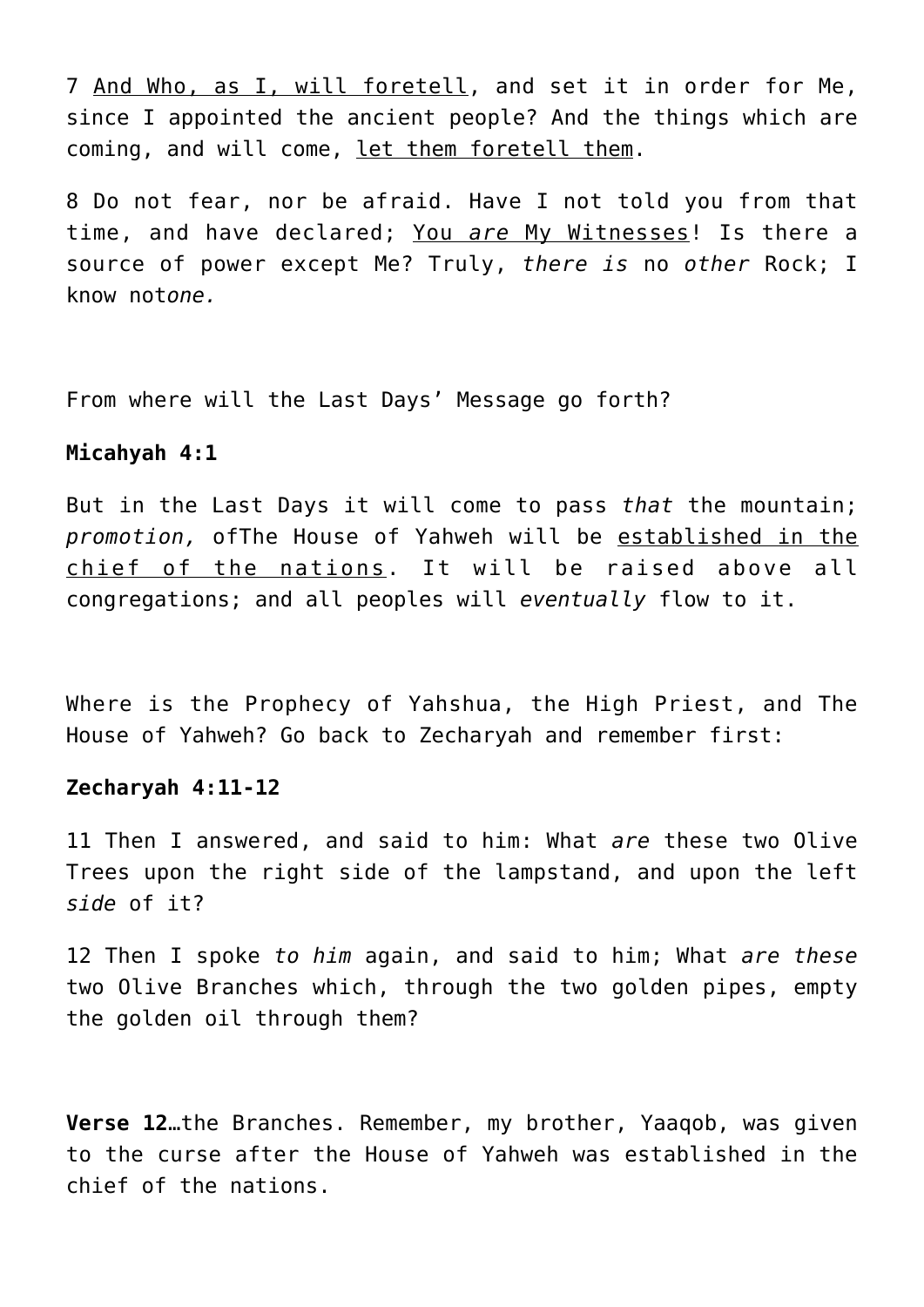7 <u>And Who, as I, will foretell</u>, and set it in order for Me, since I appointed the ancient people? And the things which are coming, and will come, <u>let them foretell them</u>.

8 Do not fear, nor be afraid. Have I not told you from that time, and have declared; <u>You *are* My Witnesses</u>! Is there a source of power except Me? Truly, *there is* no *other* Rock; I know not*one.*

From where will the Last Days' Message go forth?

**Micahyah 4:1**

But in the Last Days it will come to pass *that* the mountain; *promotion,* ofThe House of Yahweh will be <u>established in the chief of the nations</u>. It will be raised above all congregations; and all peoples will *eventually* flow to it.

Where is the Prophecy of Yahshua, the High Priest, and The House of Yahweh? Go back to Zecharyah and remember first:

**Zecharyah 4:11-12**

11 Then I answered, and said to him: What *are* these two Olive Trees upon the right side of the lampstand, and upon the left *side* of it?

12 Then I spoke *to him* again, and said to him; What *are these* two Olive Branches which, through the two golden pipes, empty the golden oil through them?

**Verse 12**…the Branches. Remember, my brother, Yaaqob, was given to the curse after the House of Yahweh was established in the chief of the nations.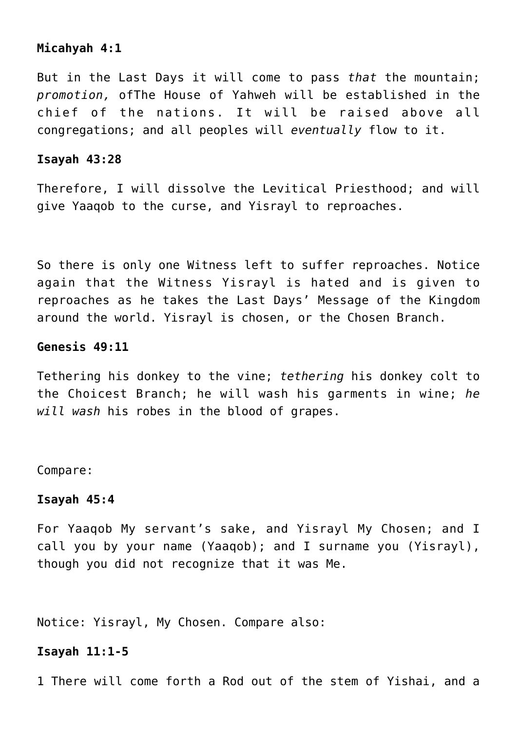**Micahyah 4:1**

But in the Last Days it will come to pass *that* the mountain; *promotion,* ofThe House of Yahweh will be established in the chief of the nations. It will be raised above all congregations; and all peoples will *eventually* flow to it.

**Isayah 43:28**

Therefore, I will dissolve the Levitical Priesthood; and will give Yaaqob to the curse, and Yisrayl to reproaches.

So there is only one Witness left to suffer reproaches. Notice again that the Witness Yisrayl is hated and is given to reproaches as he takes the Last Days' Message of the Kingdom around the world. Yisrayl is chosen, or the Chosen Branch.

**Genesis 49:11**

Tethering his donkey to the vine; *tethering* his donkey colt to the Choicest Branch; he will wash his garments in wine; *he will wash* his robes in the blood of grapes.

Compare:

**Isayah 45:4**

For Yaaqob My servant's sake, and Yisrayl My Chosen; and I call you by your name (Yaaqob); and I surname you (Yisrayl), though you did not recognize that it was Me.

Notice: Yisrayl, My Chosen. Compare also:

**Isayah 11:1-5**

1 There will come forth a Rod out of the stem of Yishai, and a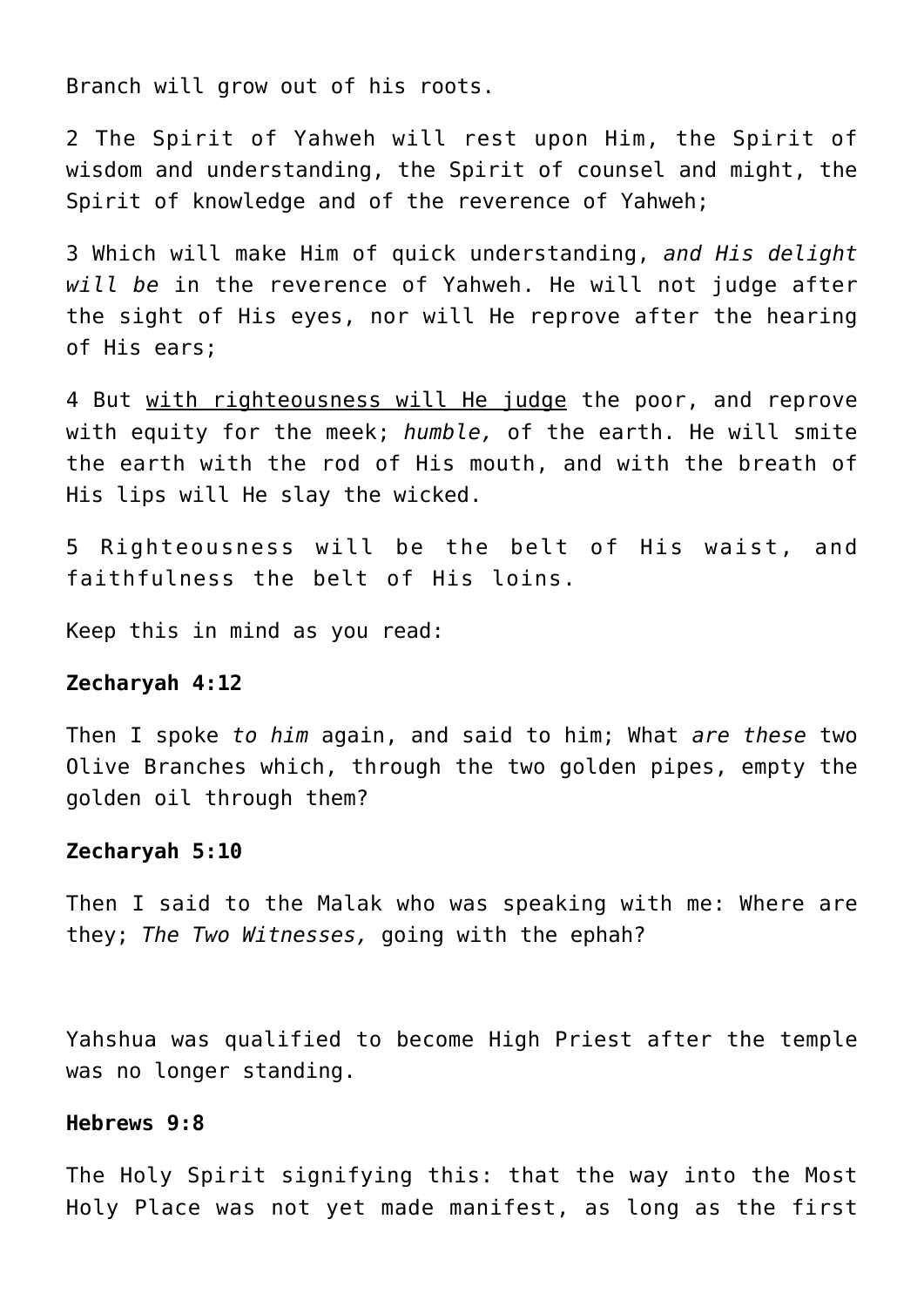Branch will grow out of his roots.

2 The Spirit of Yahweh will rest upon Him, the Spirit of wisdom and understanding, the Spirit of counsel and might, the Spirit of knowledge and of the reverence of Yahweh;

3 Which will make Him of quick understanding, *and His delight will be* in the reverence of Yahweh. He will not judge after the sight of His eyes, nor will He reprove after the hearing of His ears;

4 But <u>with righteousness will He judge</u> the poor, and reprove with equity for the meek; *humble,* of the earth. He will smite the earth with the rod of His mouth, and with the breath of His lips will He slay the wicked.

5 Righteousness will be the belt of His waist, and faithfulness the belt of His loins.

Keep this in mind as you read:

**Zecharyah 4:12**

Then I spoke *to him* again, and said to him; What *are these* two Olive Branches which, through the two golden pipes, empty the golden oil through them?

**Zecharyah 5:10**

Then I said to the Malak who was speaking with me: Where are they; *The Two Witnesses,* going with the ephah?

Yahshua was qualified to become High Priest after the temple was no longer standing.

**Hebrews 9:8**

The Holy Spirit signifying this: that the way into the Most Holy Place was not yet made manifest, as long as the first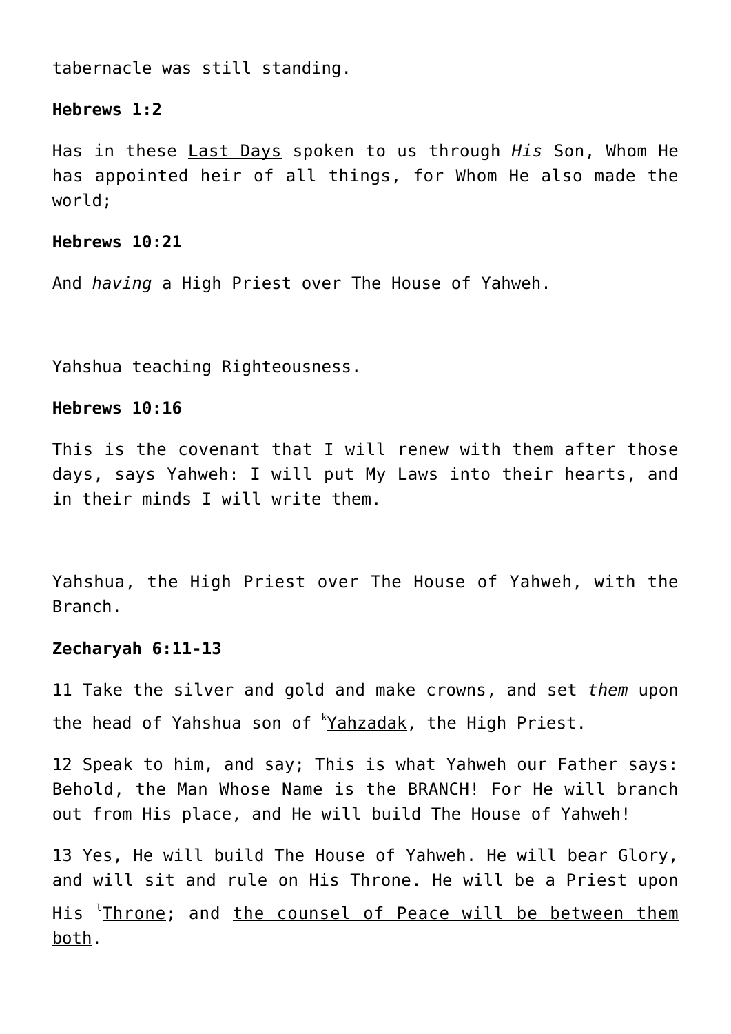tabernacle was still standing.

**Hebrews 1:2**

Has in these Last Days spoken to us through *His* Son, Whom He has appointed heir of all things, for Whom He also made the world;

**Hebrews 10:21**

And *having* a High Priest over The House of Yahweh.

Yahshua teaching Righteousness.

**Hebrews 10:16**

This is the covenant that I will renew with them after those days, says Yahweh: I will put My Laws into their hearts, and in their minds I will write them.

Yahshua, the High Priest over The House of Yahweh, with the Branch.

**Zecharyah 6:11-13**

11 Take the silver and gold and make crowns, and set *them* upon the head of Yahshua son of [k]Yahzadak, the High Priest.

12 Speak to him, and say; This is what Yahweh our Father says: Behold, the Man Whose Name is the BRANCH! For He will branch out from His place, and He will build The House of Yahweh!

13 Yes, He will build The House of Yahweh. He will bear Glory, and will sit and rule on His Throne. He will be a Priest upon His [l]Throne; and the counsel of Peace will be between them both.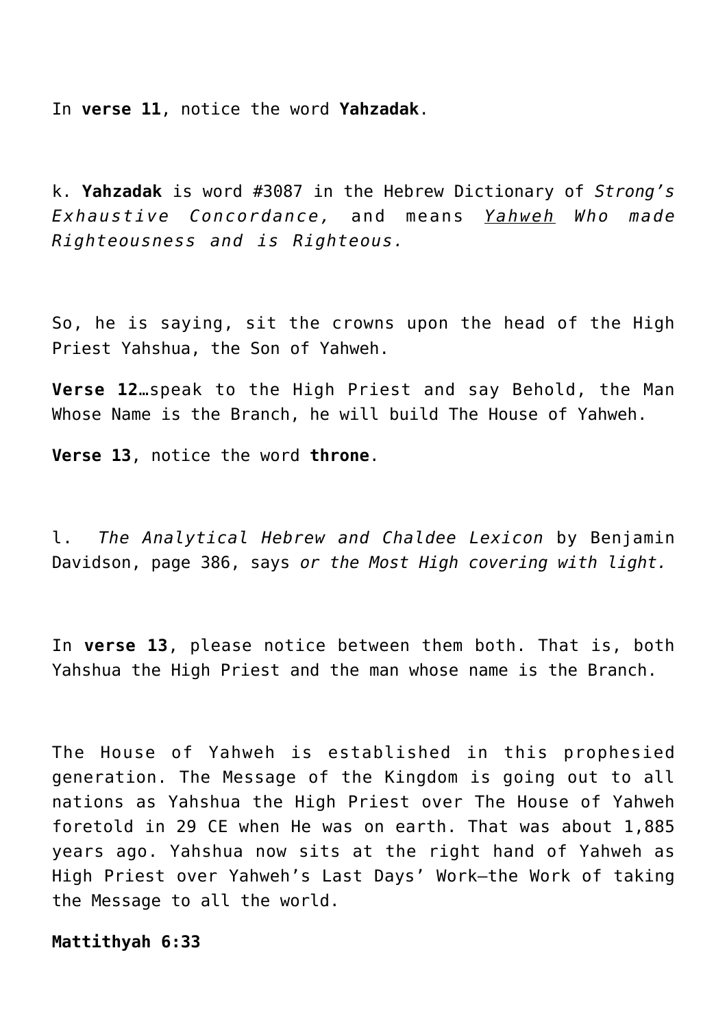In **verse 11**, notice the word **Yahzadak**.

k. **Yahzadak** is word #3087 in the Hebrew Dictionary of *Strong's Exhaustive Concordance,* and means *<u>Yahweh</u> Who made Righteousness and is Righteous.*

So, he is saying, sit the crowns upon the head of the High Priest Yahshua, the Son of Yahweh.

**Verse 12**…speak to the High Priest and say Behold, the Man Whose Name is the Branch, he will build The House of Yahweh.

**Verse 13**, notice the word **throne**.

l. *The Analytical Hebrew and Chaldee Lexicon* by Benjamin Davidson, page 386, says *or the Most High covering with light.*

In **verse 13**, please notice between them both. That is, both Yahshua the High Priest and the man whose name is the Branch.

The House of Yahweh is established in this prophesied generation. The Message of the Kingdom is going out to all nations as Yahshua the High Priest over The House of Yahweh foretold in 29 CE when He was on earth. That was about 1,885 years ago. Yahshua now sits at the right hand of Yahweh as High Priest over Yahweh's Last Days' Work—the Work of taking the Message to all the world.

**Mattithyah 6:33**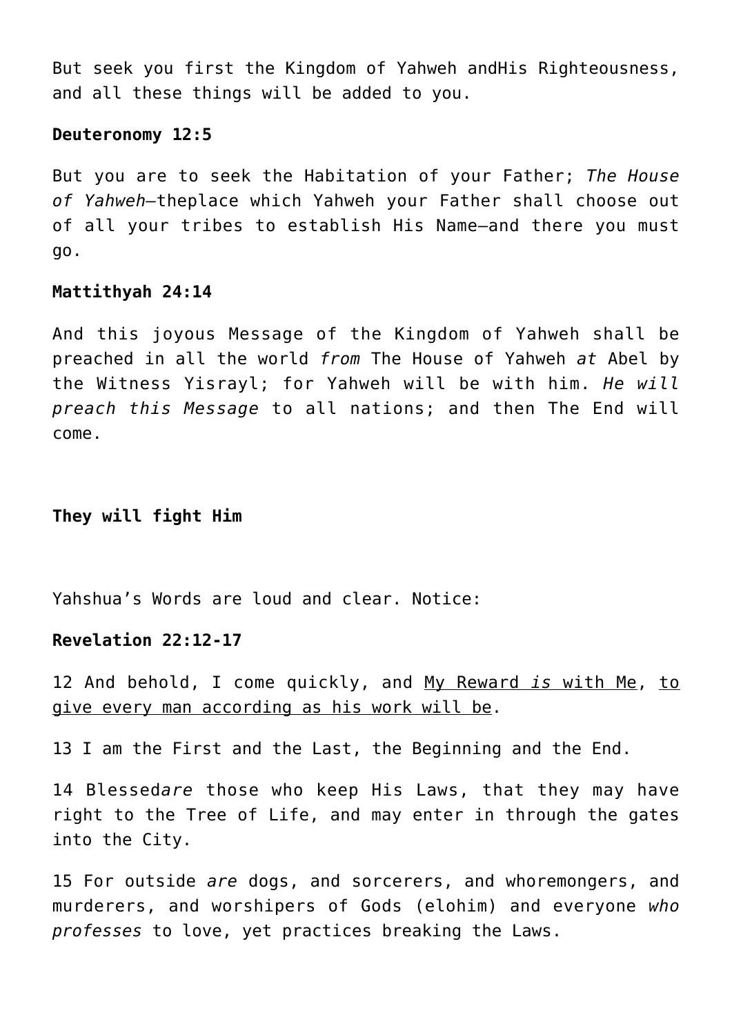But seek you first the Kingdom of Yahweh andHis Righteousness, and all these things will be added to you.

**Deuteronomy 12:5**

But you are to seek the Habitation of your Father; *The House of Yahweh*—theplace which Yahweh your Father shall choose out of all your tribes to establish His Name—and there you must go.

**Mattithyah 24:14**

And this joyous Message of the Kingdom of Yahweh shall be preached in all the world *from* The House of Yahweh *at* Abel by the Witness Yisrayl; for Yahweh will be with him. *He will preach this Message* to all nations; and then The End will come.

**They will fight Him**

Yahshua's Words are loud and clear. Notice:

**Revelation 22:12-17**

12 And behold, I come quickly, and <u>My Reward *is* with Me</u>, <u>to give every man according as his work will be</u>.

13 I am the First and the Last, the Beginning and the End.

14 Blessed*are* those who keep His Laws, that they may have right to the Tree of Life, and may enter in through the gates into the City.

15 For outside *are* dogs, and sorcerers, and whoremongers, and murderers, and worshipers of Gods (elohim) and everyone *who professes* to love, yet practices breaking the Laws.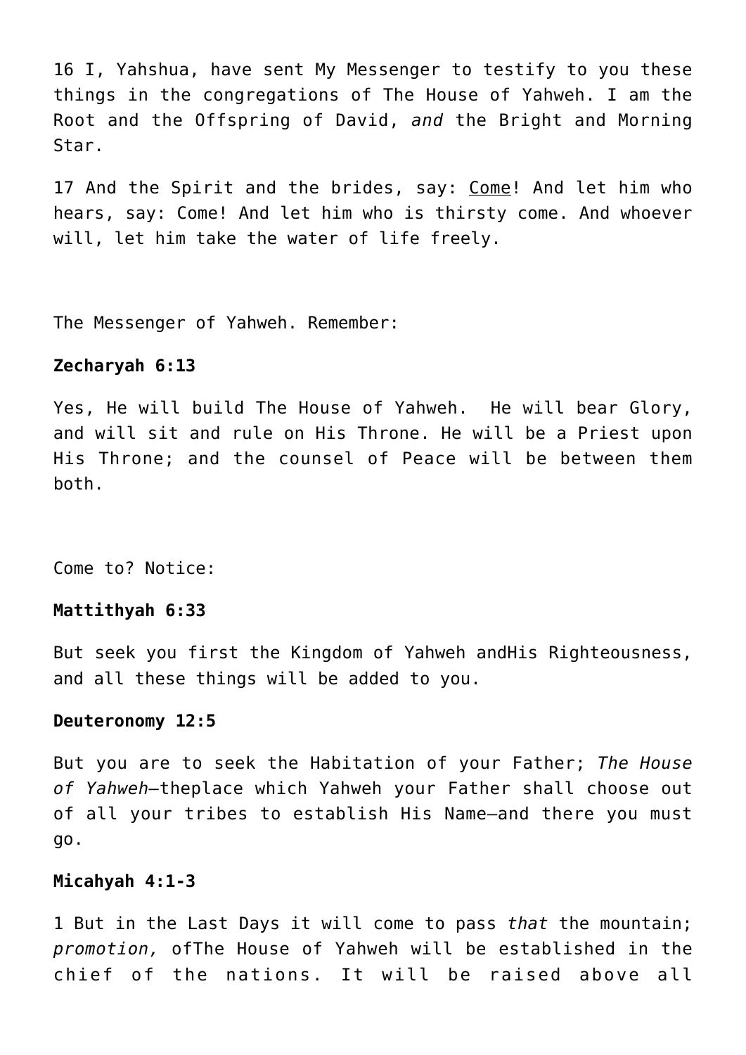16 I, Yahshua, have sent My Messenger to testify to you these things in the congregations of The House of Yahweh. I am the Root and the Offspring of David, *and* the Bright and Morning Star.

17 And the Spirit and the brides, say: <u>Come</u>! And let him who hears, say: Come! And let him who is thirsty come. And whoever will, let him take the water of life freely.

The Messenger of Yahweh. Remember:

**Zecharyah 6:13**

Yes, He will build The House of Yahweh. He will bear Glory, and will sit and rule on His Throne. He will be a Priest upon His Throne; and the counsel of Peace will be between them both.

Come to? Notice:

**Mattithyah 6:33**

But seek you first the Kingdom of Yahweh andHis Righteousness, and all these things will be added to you.

**Deuteronomy 12:5**

But you are to seek the Habitation of your Father; *The House of Yahweh*—theplace which Yahweh your Father shall choose out of all your tribes to establish His Name—and there you must go.

**Micahyah 4:1-3**

1 But in the Last Days it will come to pass *that* the mountain; *promotion,* ofThe House of Yahweh will be established in the chief of the nations. It will be raised above all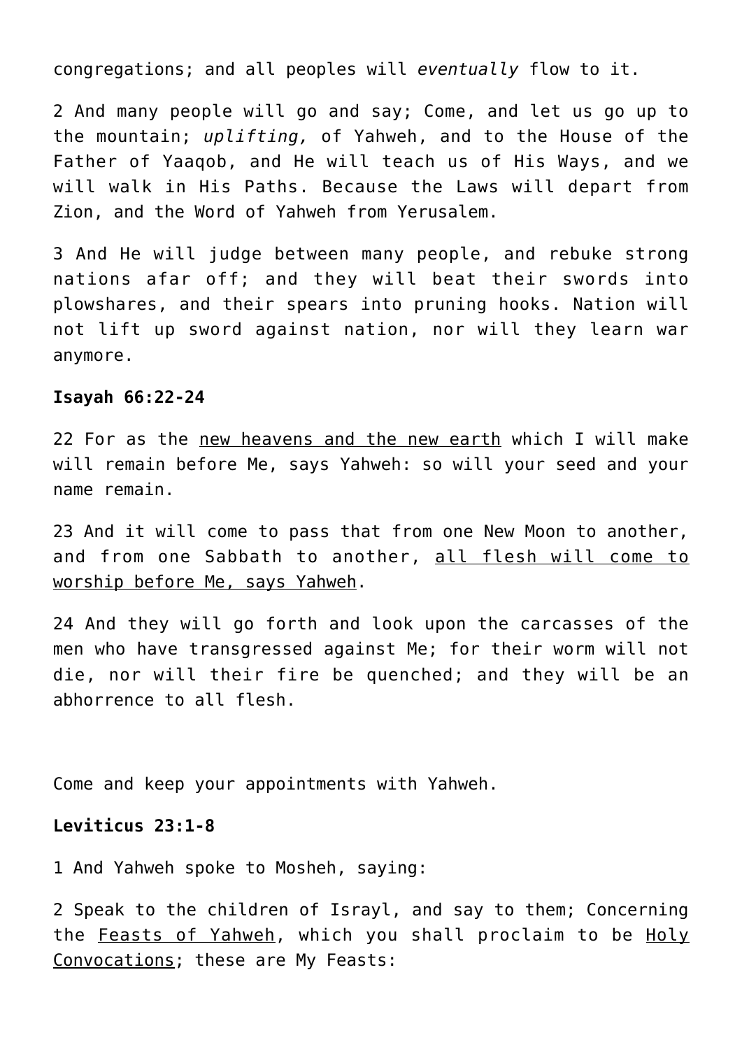congregations; and all peoples will *eventually* flow to it.

2 And many people will go and say; Come, and let us go up to the mountain; *uplifting,* of Yahweh, and to the House of the Father of Yaaqob, and He will teach us of His Ways, and we will walk in His Paths. Because the Laws will depart from Zion, and the Word of Yahweh from Yerusalem.

3 And He will judge between many people, and rebuke strong nations afar off; and they will beat their swords into plowshares, and their spears into pruning hooks. Nation will not lift up sword against nation, nor will they learn war anymore.

**Isayah 66:22-24**

22 For as the <u>new heavens and the new earth</u> which I will make will remain before Me, says Yahweh: so will your seed and your name remain.

23 And it will come to pass that from one New Moon to another, and from one Sabbath to another, <u>all flesh will come to worship before Me, says Yahweh</u>.

24 And they will go forth and look upon the carcasses of the men who have transgressed against Me; for their worm will not die, nor will their fire be quenched; and they will be an abhorrence to all flesh.

Come and keep your appointments with Yahweh.

**Leviticus 23:1-8**

1 And Yahweh spoke to Mosheh, saying:

2 Speak to the children of Israyl, and say to them; Concerning the <u>Feasts of Yahweh</u>, which you shall proclaim to be <u>Holy Convocations</u>; these are My Feasts: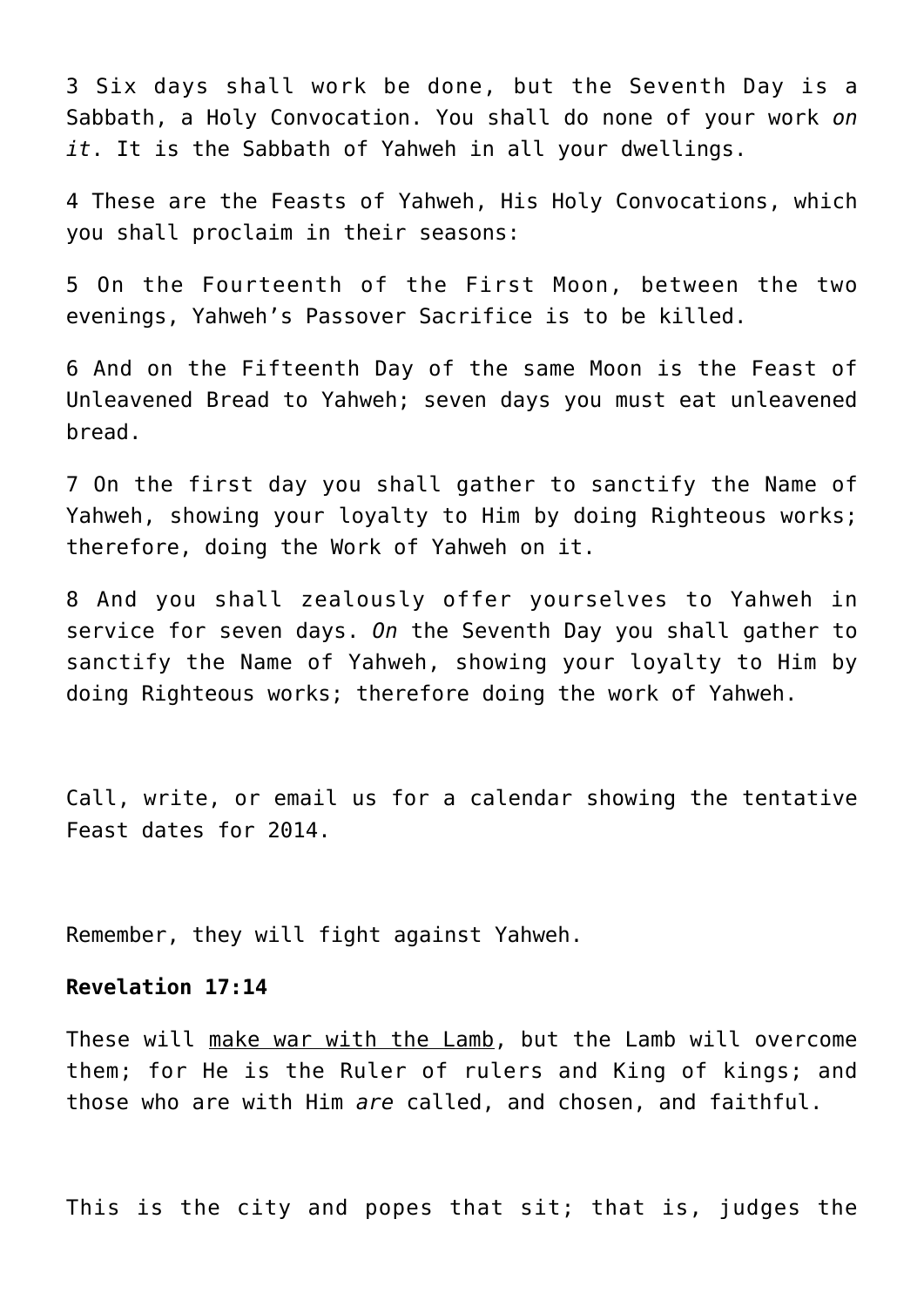3 Six days shall work be done, but the Seventh Day is a Sabbath, a Holy Convocation. You shall do none of your work *on it*. It is the Sabbath of Yahweh in all your dwellings.

4 These are the Feasts of Yahweh, His Holy Convocations, which you shall proclaim in their seasons:

5 On the Fourteenth of the First Moon, between the two evenings, Yahweh's Passover Sacrifice is to be killed.

6 And on the Fifteenth Day of the same Moon is the Feast of Unleavened Bread to Yahweh; seven days you must eat unleavened bread.

7 On the first day you shall gather to sanctify the Name of Yahweh, showing your loyalty to Him by doing Righteous works; therefore, doing the Work of Yahweh on it.

8 And you shall zealously offer yourselves to Yahweh in service for seven days. *On* the Seventh Day you shall gather to sanctify the Name of Yahweh, showing your loyalty to Him by doing Righteous works; therefore doing the work of Yahweh.

Call, write, or email us for a calendar showing the tentative Feast dates for 2014.

Remember, they will fight against Yahweh.

**Revelation 17:14**

These will <u>make war with the Lamb</u>, but the Lamb will overcome them; for He is the Ruler of rulers and King of kings; and those who are with Him *are* called, and chosen, and faithful.

This is the city and popes that sit; that is, judges the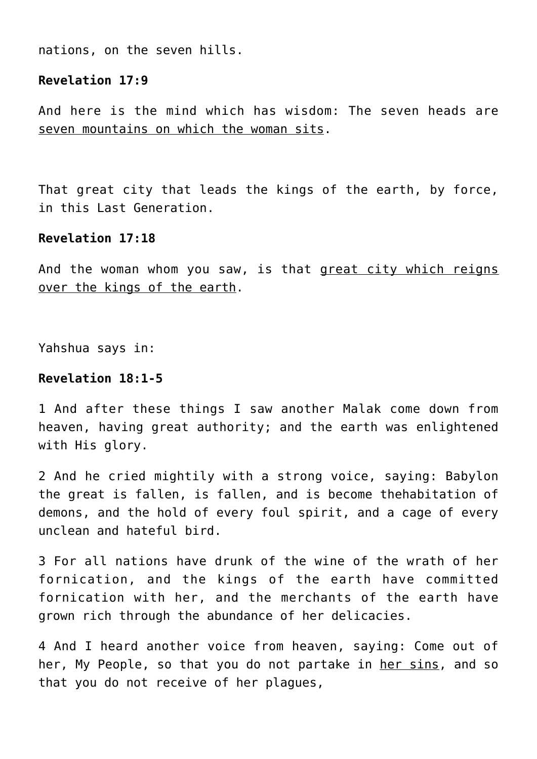nations, on the seven hills.

**Revelation 17:9**

And here is the mind which has wisdom: The seven heads are <u>seven mountains on which the woman sits</u>.

That great city that leads the kings of the earth, by force, in this Last Generation.

**Revelation 17:18**

And the woman whom you saw, is that <u>great city which reigns over the kings of the earth</u>.

Yahshua says in:

**Revelation 18:1-5**

1 And after these things I saw another Malak come down from heaven, having great authority; and the earth was enlightened with His glory.

2 And he cried mightily with a strong voice, saying: Babylon the great is fallen, is fallen, and is become thehabitation of demons, and the hold of every foul spirit, and a cage of every unclean and hateful bird.

3 For all nations have drunk of the wine of the wrath of her fornication, and the kings of the earth have committed fornication with her, and the merchants of the earth have grown rich through the abundance of her delicacies.

4 And I heard another voice from heaven, saying: Come out of her, My People, so that you do not partake in <u>her sins</u>, and so that you do not receive of her plagues,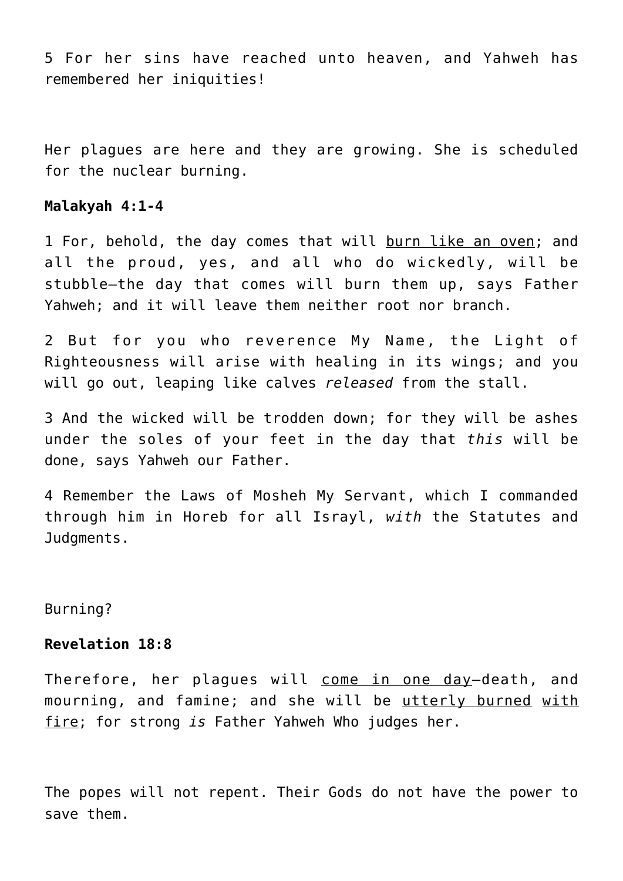5 For her sins have reached unto heaven, and Yahweh has remembered her iniquities!

Her plagues are here and they are growing. She is scheduled for the nuclear burning.

**Malakyah 4:1-4**

1 For, behold, the day comes that will <u>burn like an oven</u>; and all the proud, yes, and all who do wickedly, will be stubble—the day that comes will burn them up, says Father Yahweh; and it will leave them neither root nor branch.

2 But for you who reverence My Name, the Light of Righteousness will arise with healing in its wings; and you will go out, leaping like calves *released* from the stall.

3 And the wicked will be trodden down; for they will be ashes under the soles of your feet in the day that *this* will be done, says Yahweh our Father.

4 Remember the Laws of Mosheh My Servant, which I commanded through him in Horeb for all Israyl, *with* the Statutes and Judgments.

Burning?

**Revelation 18:8**

Therefore, her plagues will <u>come in one day</u>—death, and mourning, and famine; and she will be <u>utterly burned</u> <u>with fire</u>; for strong *is* Father Yahweh Who judges her.

The popes will not repent. Their Gods do not have the power to save them.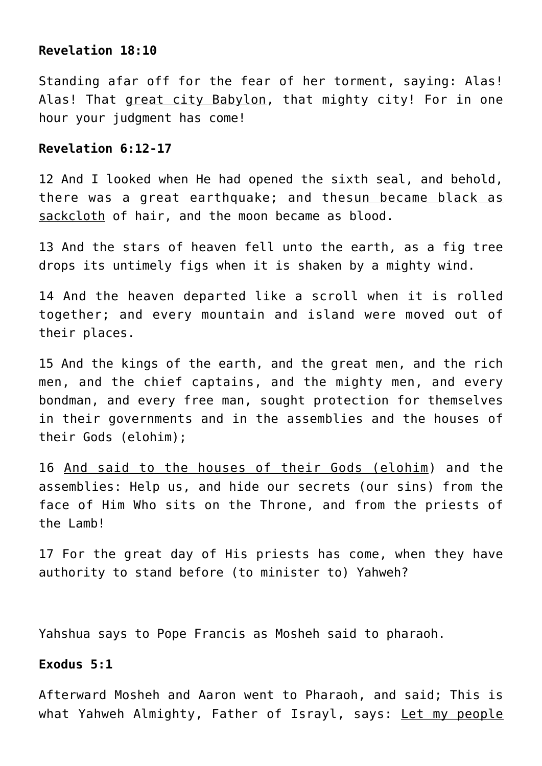**Revelation 18:10**

Standing afar off for the fear of her torment, saying: Alas! Alas! That <u>great city Babylon</u>, that mighty city! For in one hour your judgment has come!

**Revelation 6:12-17**

12 And I looked when He had opened the sixth seal, and behold, there was a great earthquake; and the<u>sun became black as sackcloth</u> of hair, and the moon became as blood.

13 And the stars of heaven fell unto the earth, as a fig tree drops its untimely figs when it is shaken by a mighty wind.

14 And the heaven departed like a scroll when it is rolled together; and every mountain and island were moved out of their places.

15 And the kings of the earth, and the great men, and the rich men, and the chief captains, and the mighty men, and every bondman, and every free man, sought protection for themselves in their governments and in the assemblies and the houses of their Gods (elohim);

16 <u>And said to the houses of their Gods (elohim</u>) and the assemblies: Help us, and hide our secrets (our sins) from the face of Him Who sits on the Throne, and from the priests of the Lamb!

17 For the great day of His priests has come, when they have authority to stand before (to minister to) Yahweh?

Yahshua says to Pope Francis as Mosheh said to pharaoh.

**Exodus 5:1**

Afterward Mosheh and Aaron went to Pharaoh, and said; This is what Yahweh Almighty, Father of Israyl, says: <u>Let my people</u>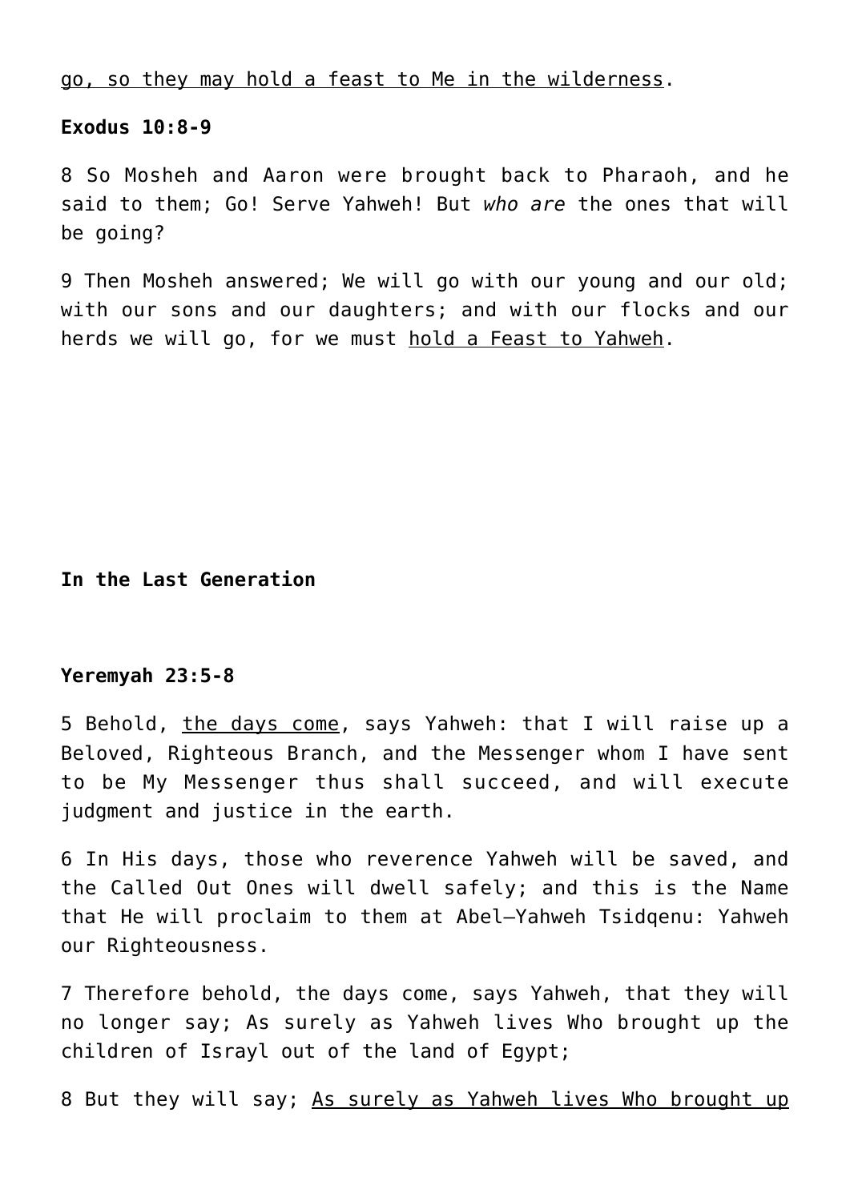<u>go, so they may hold a feast to Me in the wilderness</u>.

**Exodus 10:8-9**

8 So Mosheh and Aaron were brought back to Pharaoh, and he said to them; Go! Serve Yahweh! But *who are* the ones that will be going?

9 Then Mosheh answered; We will go with our young and our old; with our sons and our daughters; and with our flocks and our herds we will go, for we must <u>hold a Feast to Yahweh</u>.

**In the Last Generation**

**Yeremyah 23:5-8**

5 Behold, <u>the days come</u>, says Yahweh: that I will raise up a Beloved, Righteous Branch, and the Messenger whom I have sent to be My Messenger thus shall succeed, and will execute judgment and justice in the earth.

6 In His days, those who reverence Yahweh will be saved, and the Called Out Ones will dwell safely; and this is the Name that He will proclaim to them at Abel–Yahweh Tsidqenu: Yahweh our Righteousness.

7 Therefore behold, the days come, says Yahweh, that they will no longer say; As surely as Yahweh lives Who brought up the children of Israyl out of the land of Egypt;

8 But they will say; <u>As surely as Yahweh lives Who brought up</u>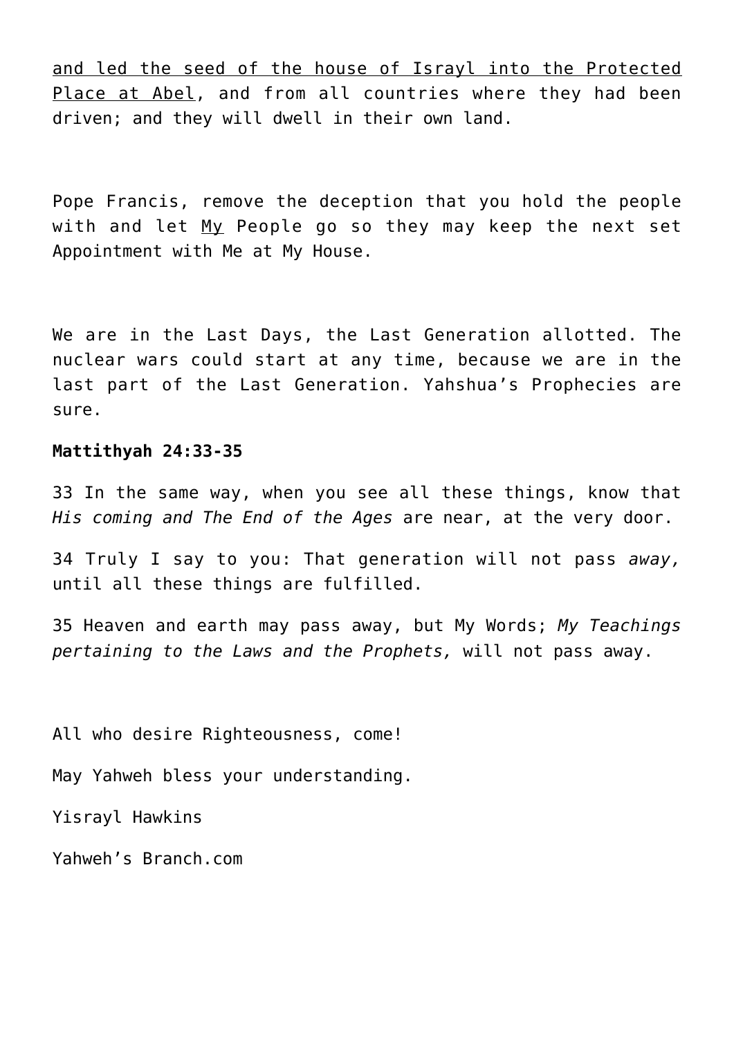<u>and led the seed of the house of Israyl into the Protected Place at Abel</u>, and from all countries where they had been driven; and they will dwell in their own land.

Pope Francis, remove the deception that you hold the people with and let <u>My</u> People go so they may keep the next set Appointment with Me at My House.

We are in the Last Days, the Last Generation allotted. The nuclear wars could start at any time, because we are in the last part of the Last Generation. Yahshua's Prophecies are sure.

**Mattithyah 24:33-35**

33 In the same way, when you see all these things, know that *His coming and The End of the Ages* are near, at the very door.

34 Truly I say to you: That generation will not pass *away,* until all these things are fulfilled.

35 Heaven and earth may pass away, but My Words; *My Teachings pertaining to the Laws and the Prophets,* will not pass away.

All who desire Righteousness, come!

May Yahweh bless your understanding.

Yisrayl Hawkins

Yahweh's Branch.com